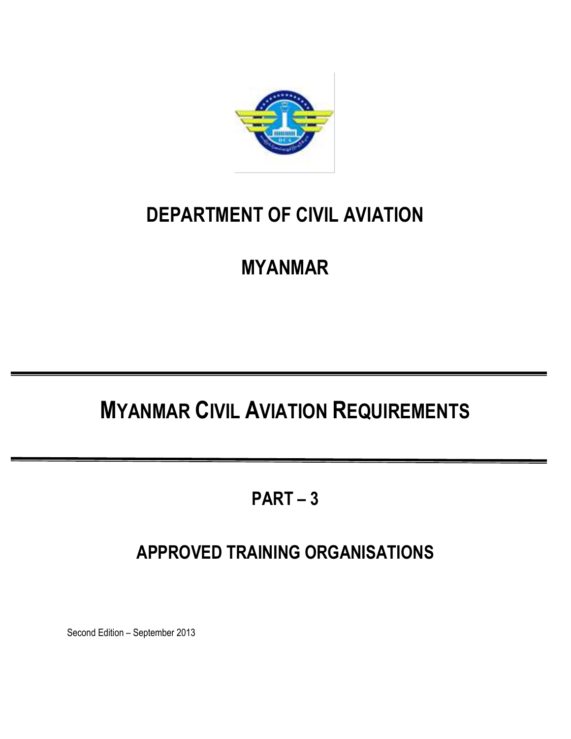# DEPARTMENT OF CIVIL AVIATION

# MYANMAR

---

# MYANMAR CIVIL AVIATION REQUIREMENTS

---

## PART – 3

## APPROVED TRAINING ORGANISATIONS

Second Edition – September 2013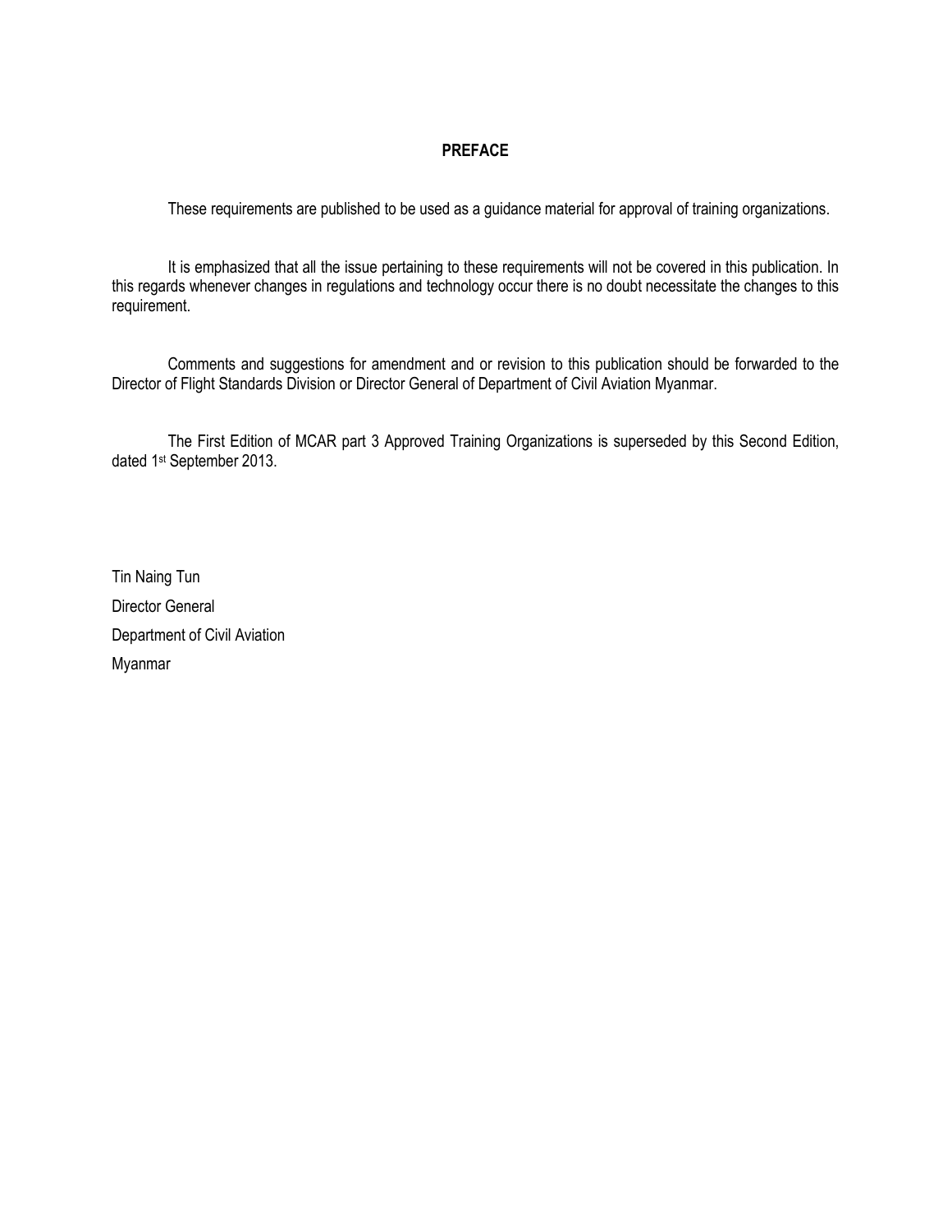# PREFACE

These requirements are published to be used as a guidance material for approval of training organizations.

It is emphasized that all the issue pertaining to these requirements will not be covered in this publication. In this regards whenever changes in regulations and technology occur there is no doubt necessitate the changes to this requirement.

Comments and suggestions for amendment and or revision to this publication should be forwarded to the Director of Flight Standards Division or Director General of Department of Civil Aviation Myanmar.

The First Edition of MCAR part 3 Approved Training Organizations is superseded by this Second Edition, dated 1st September 2013.

Tin Naing Tun

Director General

Department of Civil Aviation

Myanmar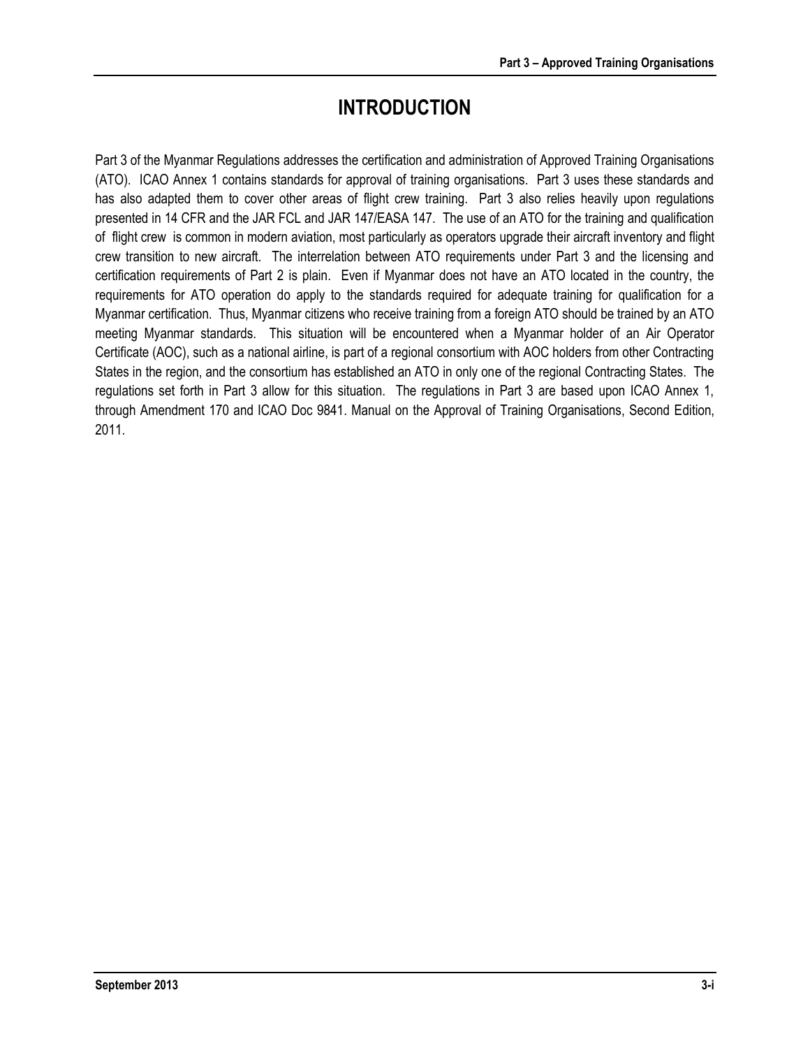# INTRODUCTION

Part 3 of the Myanmar Regulations addresses the certification and administration of Approved Training Organisations (ATO). ICAO Annex 1 contains standards for approval of training organisations. Part 3 uses these standards and has also adapted them to cover other areas of flight crew training. Part 3 also relies heavily upon regulations presented in 14 CFR and the JAR FCL and JAR 147/EASA 147. The use of an ATO for the training and qualification of flight crew is common in modern aviation, most particularly as operators upgrade their aircraft inventory and flight crew transition to new aircraft. The interrelation between ATO requirements under Part 3 and the licensing and certification requirements of Part 2 is plain. Even if Myanmar does not have an ATO located in the country, the requirements for ATO operation do apply to the standards required for adequate training for qualification for a Myanmar certification. Thus, Myanmar citizens who receive training from a foreign ATO should be trained by an ATO meeting Myanmar standards. This situation will be encountered when a Myanmar holder of an Air Operator Certificate (AOC), such as a national airline, is part of a regional consortium with AOC holders from other Contracting States in the region, and the consortium has established an ATO in only one of the regional Contracting States. The regulations set forth in Part 3 allow for this situation. The regulations in Part 3 are based upon ICAO Annex 1, through Amendment 170 and ICAO Doc 9841. Manual on the Approval of Training Organisations, Second Edition, 2011.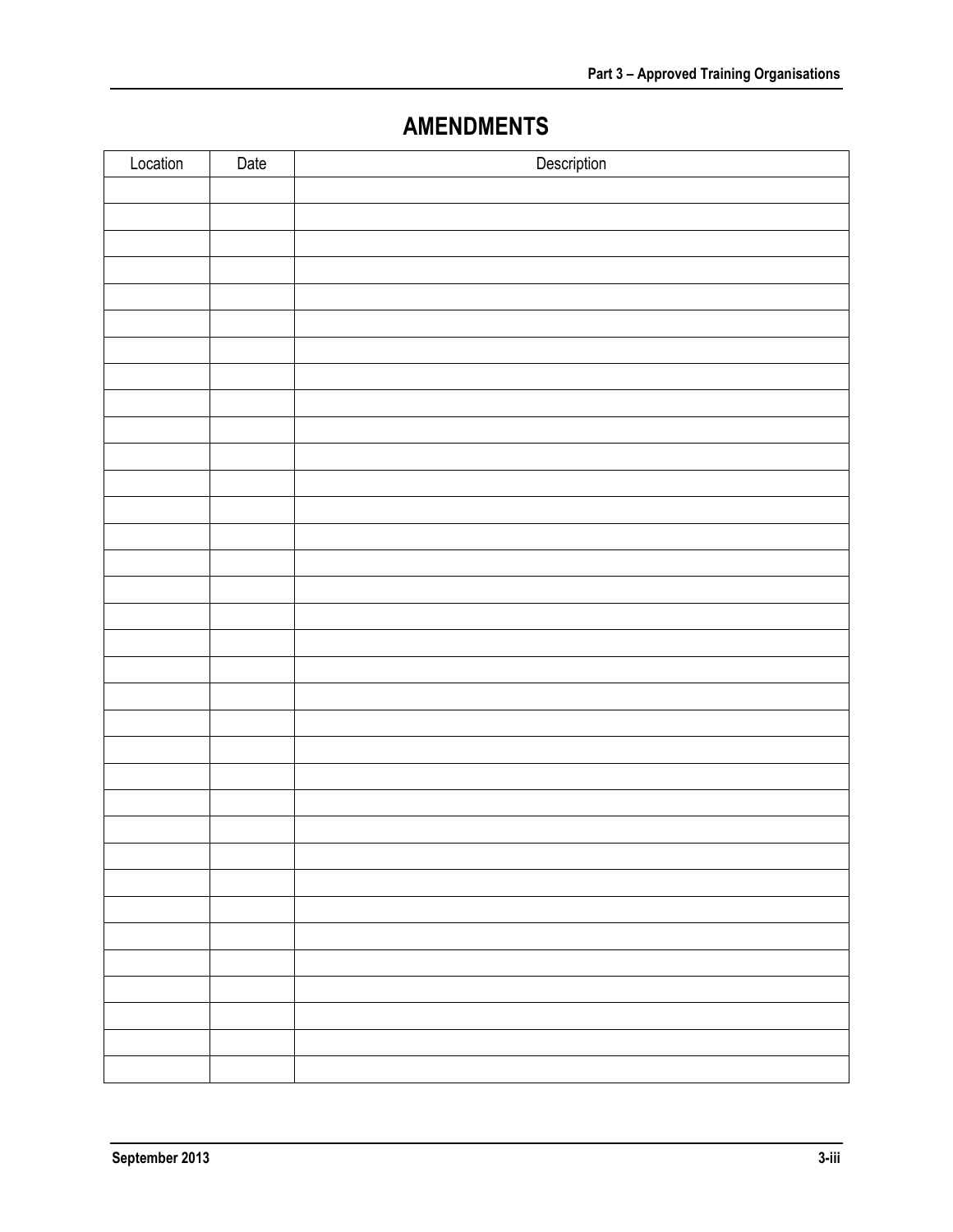# AMENDMENTS

| Location | Date | Description |
|---|---|---|
| | | |
| | | |
| | | |
| | | |
| | | |
| | | |
| | | |
| | | |
| | | |
| | | |
| | | |
| | | |
| | | |
| | | |
| | | |
| | | |
| | | |
| | | |
| | | |
| | | |
| | | |
| | | |
| | | |
| | | |
| | | |
| | | |
| | | |
| | | |
| | | |
| | | |
| | | |
| | | |
| | | |
| | | |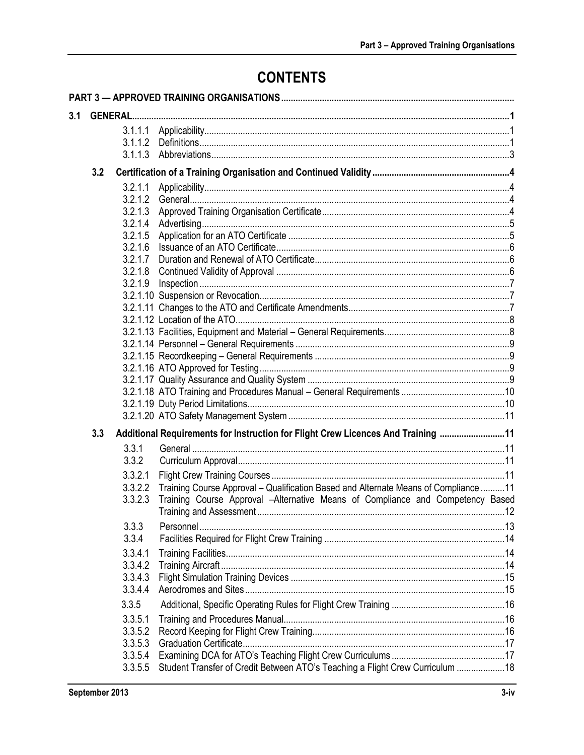# CONTENTS

**PART 3 — APPROVED TRAINING ORGANISATIONS**

**3.1 GENERAL** ..... 1

- 3.1.1.1 Applicability ..... 1
- 3.1.1.2 Definitions ..... 1
- 3.1.1.3 Abbreviations ..... 3

**3.2 Certification of a Training Organisation and Continued Validity** ..... 4

- 3.2.1.1 Applicability ..... 4
- 3.2.1.2 General ..... 4
- 3.2.1.3 Approved Training Organisation Certificate ..... 4
- 3.2.1.4 Advertising ..... 5
- 3.2.1.5 Application for an ATO Certificate ..... 5
- 3.2.1.6 Issuance of an ATO Certificate ..... 6
- 3.2.1.7 Duration and Renewal of ATO Certificate ..... 6
- 3.2.1.8 Continued Validity of Approval ..... 6
- 3.2.1.9 Inspection ..... 7
- 3.2.1.10 Suspension or Revocation ..... 7
- 3.2.1.11 Changes to the ATO and Certificate Amendments ..... 7
- 3.2.1.12 Location of the ATO ..... 8
- 3.2.1.13 Facilities, Equipment and Material – General Requirements ..... 8
- 3.2.1.14 Personnel – General Requirements ..... 9
- 3.2.1.15 Recordkeeping – General Requirements ..... 9
- 3.2.1.16 ATO Approved for Testing ..... 9
- 3.2.1.17 Quality Assurance and Quality System ..... 9
- 3.2.1.18 ATO Training and Procedures Manual – General Requirements ..... 10
- 3.2.1.19 Duty Period Limitations ..... 10
- 3.2.1.20 ATO Safety Management System ..... 11

**3.3 Additional Requirements for Instruction for Flight Crew Licences And Training** ..... 11

- 3.3.1 General ..... 11
- 3.3.2 Curriculum Approval ..... 11
- 3.3.2.1 Flight Crew Training Courses ..... 11
- 3.3.2.2 Training Course Approval – Qualification Based and Alternate Means of Compliance ..... 11
- 3.3.2.3 Training Course Approval –Alternative Means of Compliance and Competency Based Training and Assessment ..... 12
- 3.3.3 Personnel ..... 13
- 3.3.4 Facilities Required for Flight Crew Training ..... 14
- 3.3.4.1 Training Facilities ..... 14
- 3.3.4.2 Training Aircraft ..... 14
- 3.3.4.3 Flight Simulation Training Devices ..... 15
- 3.3.4.4 Aerodromes and Sites ..... 15
- 3.3.5 Additional, Specific Operating Rules for Flight Crew Training ..... 16
- 3.3.5.1 Training and Procedures Manual ..... 16
- 3.3.5.2 Record Keeping for Flight Crew Training ..... 16
- 3.3.5.3 Graduation Certificate ..... 17
- 3.3.5.4 Examining DCA for ATO's Teaching Flight Crew Curriculums ..... 17
- 3.3.5.5 Student Transfer of Credit Between ATO's Teaching a Flight Crew Curriculum ..... 18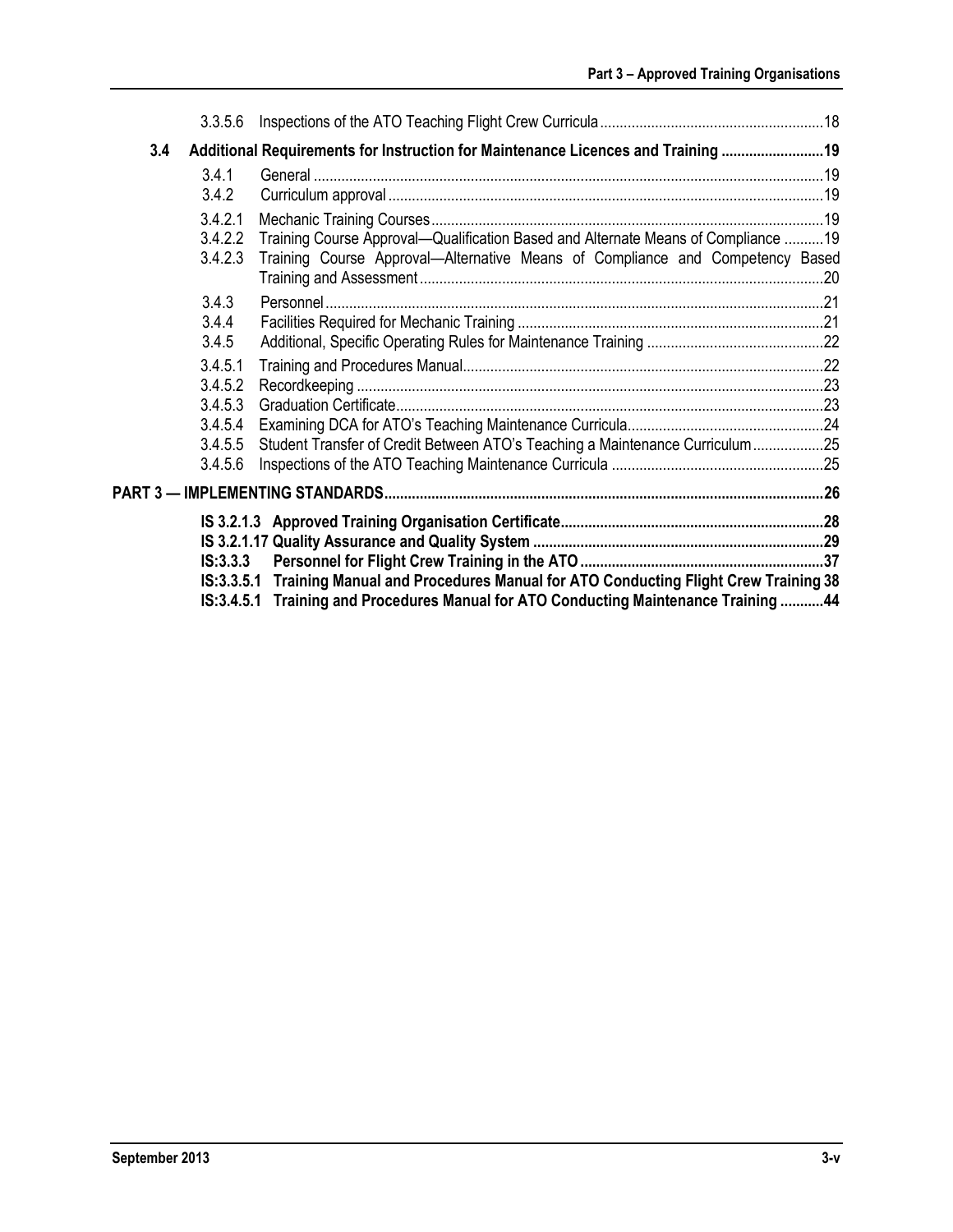| | | | |
|---|---|---|---|
| | 3.3.5.6 | Inspections of the ATO Teaching Flight Crew Curricula | 18 |
| **3.4** | | **Additional Requirements for Instruction for Maintenance Licences and Training** | **19** |
| | 3.4.1 | General | 19 |
| | 3.4.2 | Curriculum approval | 19 |
| | 3.4.2.1 | Mechanic Training Courses | 19 |
| | 3.4.2.2 | Training Course Approval—Qualification Based and Alternate Means of Compliance | 19 |
| | 3.4.2.3 | Training Course Approval—Alternative Means of Compliance and Competency Based Training and Assessment | 20 |
| | 3.4.3 | Personnel | 21 |
| | 3.4.4 | Facilities Required for Mechanic Training | 21 |
| | 3.4.5 | Additional, Specific Operating Rules for Maintenance Training | 22 |
| | 3.4.5.1 | Training and Procedures Manual | 22 |
| | 3.4.5.2 | Recordkeeping | 23 |
| | 3.4.5.3 | Graduation Certificate | 23 |
| | 3.4.5.4 | Examining DCA for ATO's Teaching Maintenance Curricula | 24 |
| | 3.4.5.5 | Student Transfer of Credit Between ATO's Teaching a Maintenance Curriculum | 25 |
| | 3.4.5.6 | Inspections of the ATO Teaching Maintenance Curricula | 25 |
| **PART 3 — IMPLEMENTING STANDARDS** | | | **26** |
| | **IS 3.2.1.3** | **Approved Training Organisation Certificate** | **28** |
| | **IS 3.2.1.17** | **Quality Assurance and Quality System** | **29** |
| | **IS:3.3.3** | **Personnel for Flight Crew Training in the ATO** | **37** |
| | **IS:3.3.5.1** | **Training Manual and Procedures Manual for ATO Conducting Flight Crew Training** | **38** |
| | **IS:3.4.5.1** | **Training and Procedures Manual for ATO Conducting Maintenance Training** | **44** |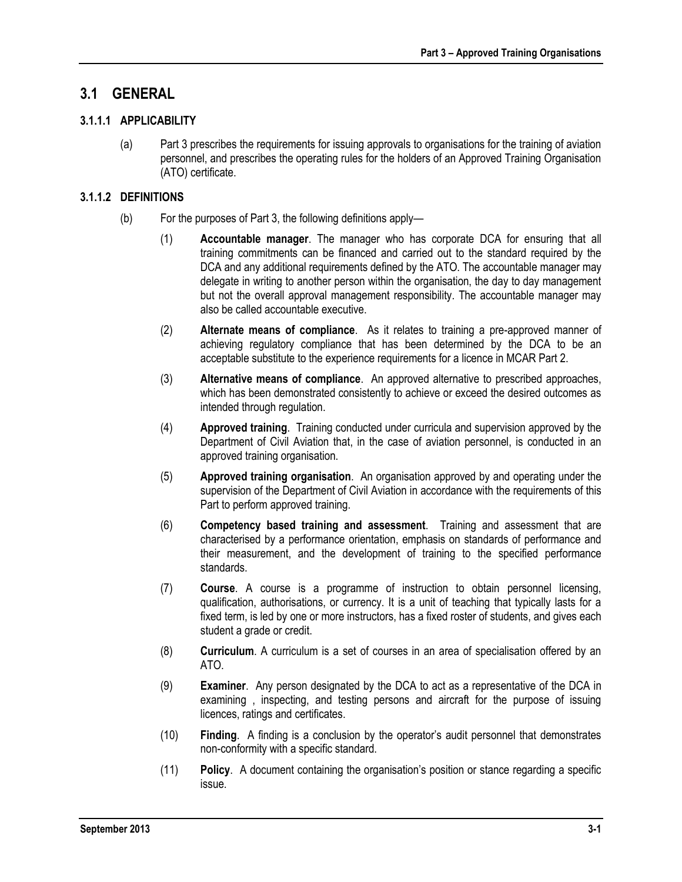## 3.1 GENERAL

### 3.1.1.1 APPLICABILITY

(a) Part 3 prescribes the requirements for issuing approvals to organisations for the training of aviation personnel, and prescribes the operating rules for the holders of an Approved Training Organisation (ATO) certificate.

### 3.1.1.2 DEFINITIONS

(b) For the purposes of Part 3, the following definitions apply—

(1) **Accountable manager**. The manager who has corporate DCA for ensuring that all training commitments can be financed and carried out to the standard required by the DCA and any additional requirements defined by the ATO. The accountable manager may delegate in writing to another person within the organisation, the day to day management but not the overall approval management responsibility. The accountable manager may also be called accountable executive.

(2) **Alternate means of compliance**. As it relates to training a pre-approved manner of achieving regulatory compliance that has been determined by the DCA to be an acceptable substitute to the experience requirements for a licence in MCAR Part 2.

(3) **Alternative means of compliance**. An approved alternative to prescribed approaches, which has been demonstrated consistently to achieve or exceed the desired outcomes as intended through regulation.

(4) **Approved training**. Training conducted under curricula and supervision approved by the Department of Civil Aviation that, in the case of aviation personnel, is conducted in an approved training organisation.

(5) **Approved training organisation**. An organisation approved by and operating under the supervision of the Department of Civil Aviation in accordance with the requirements of this Part to perform approved training.

(6) **Competency based training and assessment**. Training and assessment that are characterised by a performance orientation, emphasis on standards of performance and their measurement, and the development of training to the specified performance standards.

(7) **Course**. A course is a programme of instruction to obtain personnel licensing, qualification, authorisations, or currency. It is a unit of teaching that typically lasts for a fixed term, is led by one or more instructors, has a fixed roster of students, and gives each student a grade or credit.

(8) **Curriculum**. A curriculum is a set of courses in an area of specialisation offered by an ATO.

(9) **Examiner**. Any person designated by the DCA to act as a representative of the DCA in examining , inspecting, and testing persons and aircraft for the purpose of issuing licences, ratings and certificates.

(10) **Finding**. A finding is a conclusion by the operator's audit personnel that demonstrates non-conformity with a specific standard.

(11) **Policy**. A document containing the organisation's position or stance regarding a specific issue.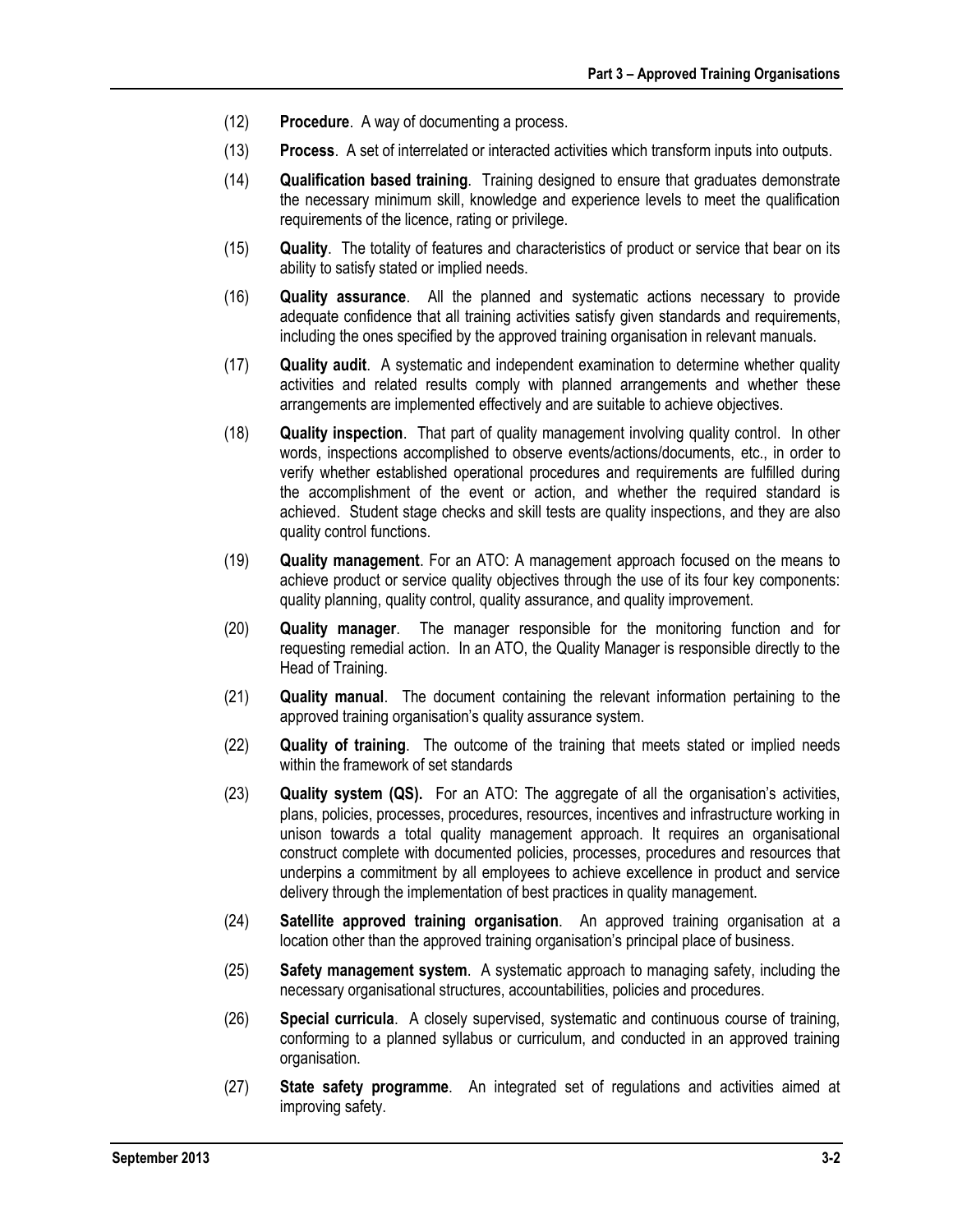(12) **Procedure**. A way of documenting a process.

(13) **Process**. A set of interrelated or interacted activities which transform inputs into outputs.

(14) **Qualification based training**. Training designed to ensure that graduates demonstrate the necessary minimum skill, knowledge and experience levels to meet the qualification requirements of the licence, rating or privilege.

(15) **Quality**. The totality of features and characteristics of product or service that bear on its ability to satisfy stated or implied needs.

(16) **Quality assurance**. All the planned and systematic actions necessary to provide adequate confidence that all training activities satisfy given standards and requirements, including the ones specified by the approved training organisation in relevant manuals.

(17) **Quality audit**. A systematic and independent examination to determine whether quality activities and related results comply with planned arrangements and whether these arrangements are implemented effectively and are suitable to achieve objectives.

(18) **Quality inspection**. That part of quality management involving quality control. In other words, inspections accomplished to observe events/actions/documents, etc., in order to verify whether established operational procedures and requirements are fulfilled during the accomplishment of the event or action, and whether the required standard is achieved. Student stage checks and skill tests are quality inspections, and they are also quality control functions.

(19) **Quality management**. For an ATO: A management approach focused on the means to achieve product or service quality objectives through the use of its four key components: quality planning, quality control, quality assurance, and quality improvement.

(20) **Quality manager**. The manager responsible for the monitoring function and for requesting remedial action. In an ATO, the Quality Manager is responsible directly to the Head of Training.

(21) **Quality manual**. The document containing the relevant information pertaining to the approved training organisation's quality assurance system.

(22) **Quality of training**. The outcome of the training that meets stated or implied needs within the framework of set standards

(23) **Quality system (QS).** For an ATO: The aggregate of all the organisation's activities, plans, policies, processes, procedures, resources, incentives and infrastructure working in unison towards a total quality management approach. It requires an organisational construct complete with documented policies, processes, procedures and resources that underpins a commitment by all employees to achieve excellence in product and service delivery through the implementation of best practices in quality management.

(24) **Satellite approved training organisation**. An approved training organisation at a location other than the approved training organisation's principal place of business.

(25) **Safety management system**. A systematic approach to managing safety, including the necessary organisational structures, accountabilities, policies and procedures.

(26) **Special curricula**. A closely supervised, systematic and continuous course of training, conforming to a planned syllabus or curriculum, and conducted in an approved training organisation.

(27) **State safety programme**. An integrated set of regulations and activities aimed at improving safety.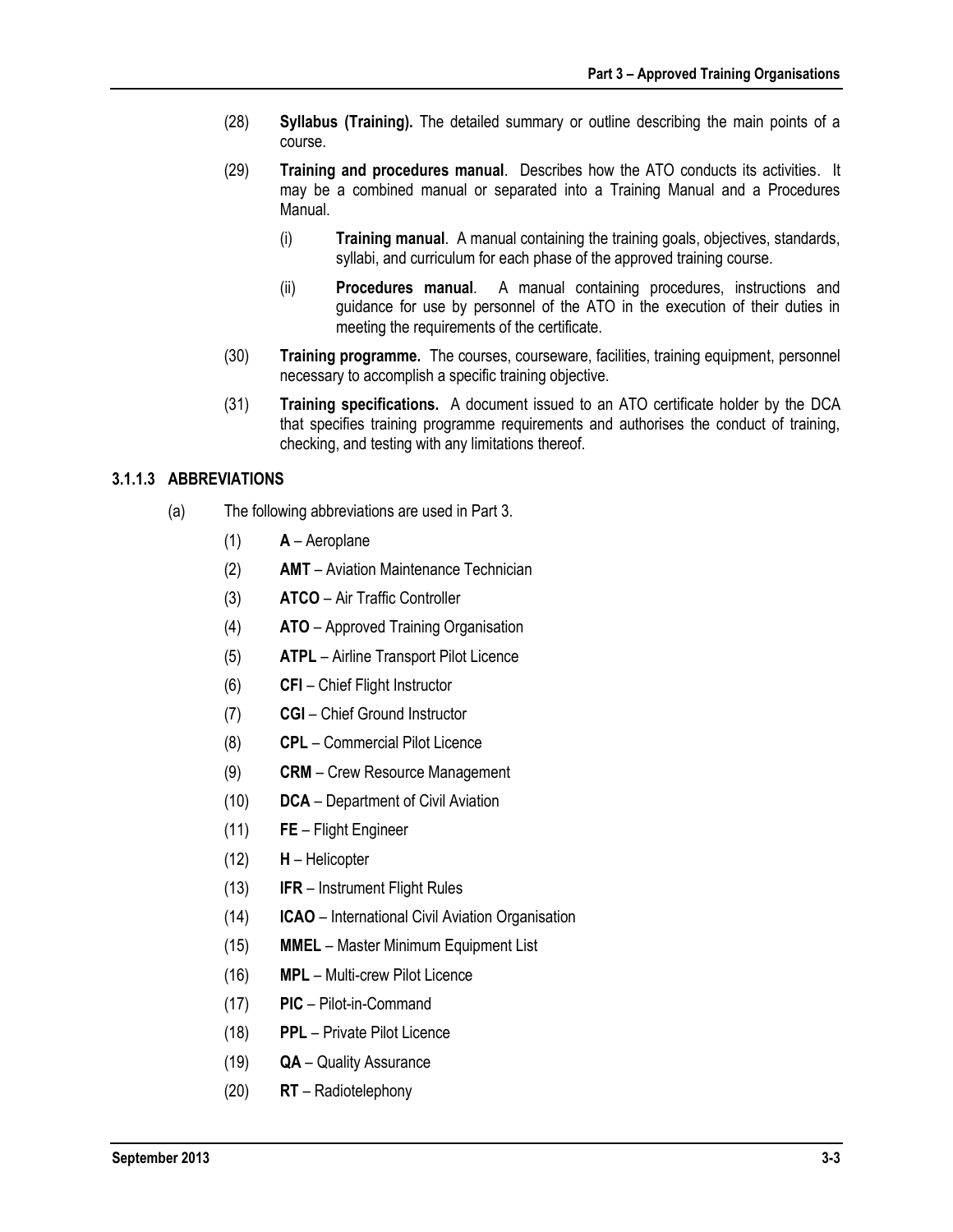(28) **Syllabus (Training).** The detailed summary or outline describing the main points of a course.

(29) **Training and procedures manual**. Describes how the ATO conducts its activities. It may be a combined manual or separated into a Training Manual and a Procedures Manual.

(i) **Training manual**. A manual containing the training goals, objectives, standards, syllabi, and curriculum for each phase of the approved training course.

(ii) **Procedures manual**. A manual containing procedures, instructions and guidance for use by personnel of the ATO in the execution of their duties in meeting the requirements of the certificate.

(30) **Training programme.** The courses, courseware, facilities, training equipment, personnel necessary to accomplish a specific training objective.

(31) **Training specifications.** A document issued to an ATO certificate holder by the DCA that specifies training programme requirements and authorises the conduct of training, checking, and testing with any limitations thereof.

### 3.1.1.3 ABBREVIATIONS

(a) The following abbreviations are used in Part 3.

(1) **A** – Aeroplane

(2) **AMT** – Aviation Maintenance Technician

(3) **ATCO** – Air Traffic Controller

(4) **ATO** – Approved Training Organisation

(5) **ATPL** – Airline Transport Pilot Licence

(6) **CFI** – Chief Flight Instructor

(7) **CGI** – Chief Ground Instructor

(8) **CPL** – Commercial Pilot Licence

(9) **CRM** – Crew Resource Management

(10) **DCA** – Department of Civil Aviation

(11) **FE** – Flight Engineer

(12) **H** – Helicopter

(13) **IFR** – Instrument Flight Rules

(14) **ICAO** – International Civil Aviation Organisation

(15) **MMEL** – Master Minimum Equipment List

(16) **MPL** – Multi-crew Pilot Licence

(17) **PIC** – Pilot-in-Command

(18) **PPL** – Private Pilot Licence

(19) **QA** – Quality Assurance

(20) **RT** – Radiotelephony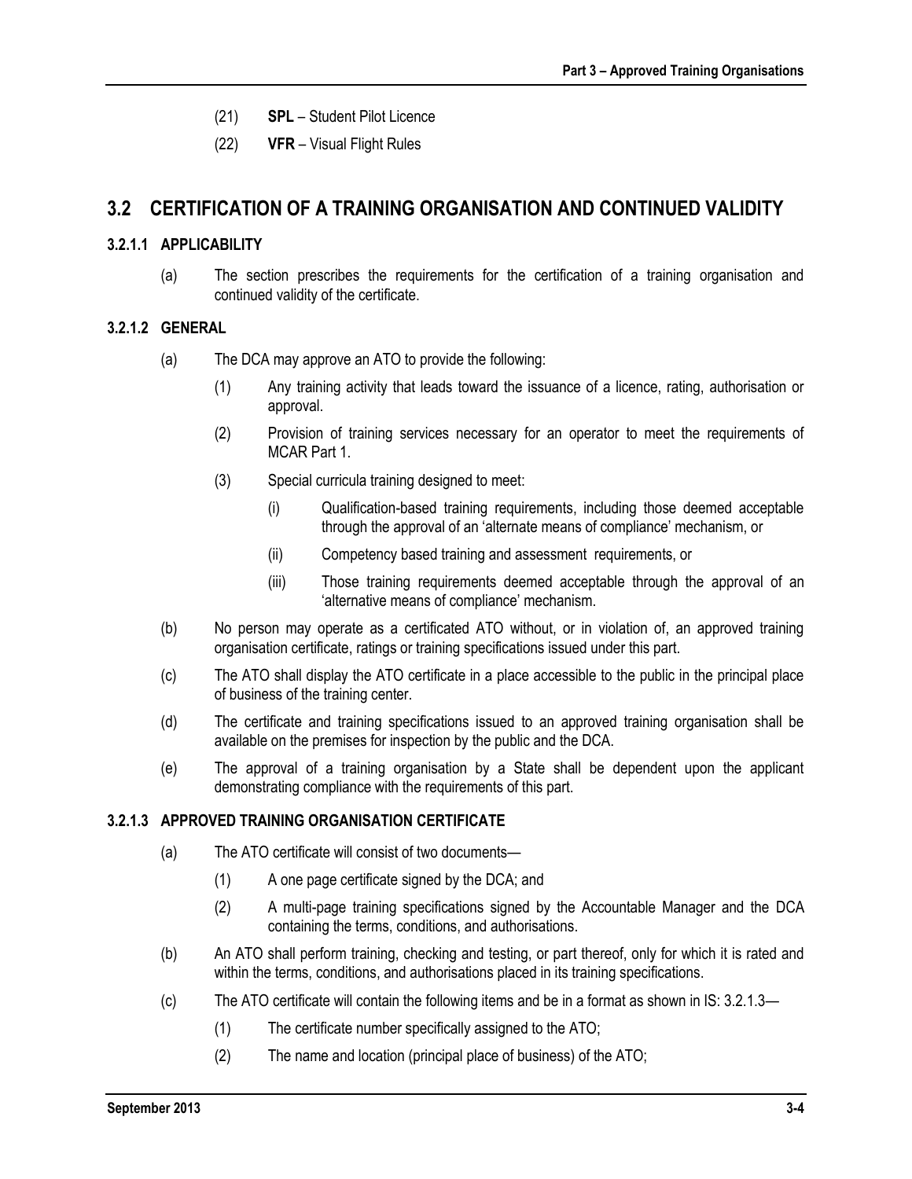(21) **SPL** – Student Pilot Licence

(22) **VFR** – Visual Flight Rules

## 3.2 CERTIFICATION OF A TRAINING ORGANISATION AND CONTINUED VALIDITY

### 3.2.1.1 APPLICABILITY

(a) The section prescribes the requirements for the certification of a training organisation and continued validity of the certificate.

### 3.2.1.2 GENERAL

(a) The DCA may approve an ATO to provide the following:

 (1) Any training activity that leads toward the issuance of a licence, rating, authorisation or approval.

 (2) Provision of training services necessary for an operator to meet the requirements of MCAR Part 1.

 (3) Special curricula training designed to meet:

  (i) Qualification-based training requirements, including those deemed acceptable through the approval of an 'alternate means of compliance' mechanism, or

  (ii) Competency based training and assessment requirements, or

  (iii) Those training requirements deemed acceptable through the approval of an 'alternative means of compliance' mechanism.

(b) No person may operate as a certificated ATO without, or in violation of, an approved training organisation certificate, ratings or training specifications issued under this part.

(c) The ATO shall display the ATO certificate in a place accessible to the public in the principal place of business of the training center.

(d) The certificate and training specifications issued to an approved training organisation shall be available on the premises for inspection by the public and the DCA.

(e) The approval of a training organisation by a State shall be dependent upon the applicant demonstrating compliance with the requirements of this part.

### 3.2.1.3 APPROVED TRAINING ORGANISATION CERTIFICATE

(a) The ATO certificate will consist of two documents—

 (1) A one page certificate signed by the DCA; and

 (2) A multi-page training specifications signed by the Accountable Manager and the DCA containing the terms, conditions, and authorisations.

(b) An ATO shall perform training, checking and testing, or part thereof, only for which it is rated and within the terms, conditions, and authorisations placed in its training specifications.

(c) The ATO certificate will contain the following items and be in a format as shown in IS: 3.2.1.3—

 (1) The certificate number specifically assigned to the ATO;

 (2) The name and location (principal place of business) of the ATO;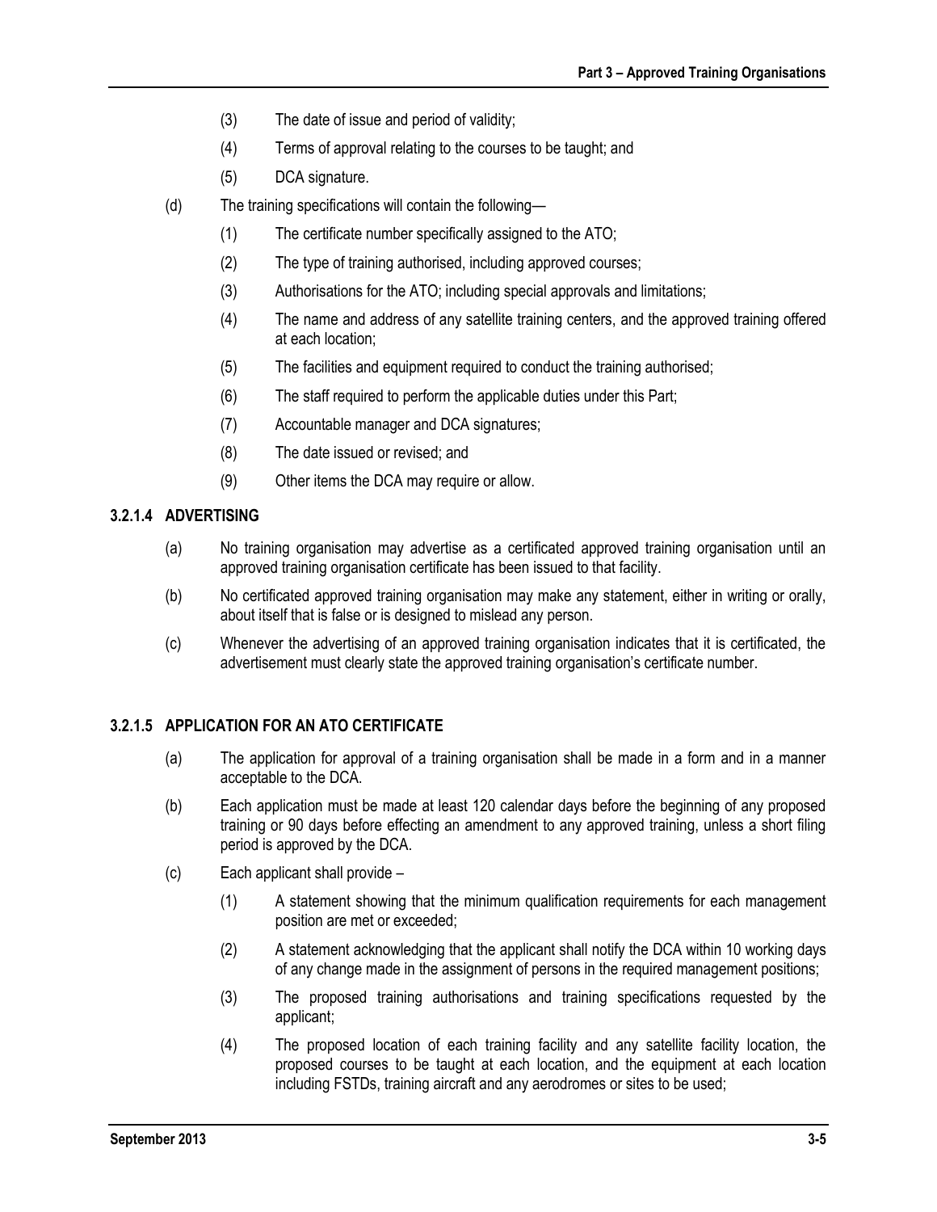(3) The date of issue and period of validity;

(4) Terms of approval relating to the courses to be taught; and

(5) DCA signature.

(d) The training specifications will contain the following—

(1) The certificate number specifically assigned to the ATO;

(2) The type of training authorised, including approved courses;

(3) Authorisations for the ATO; including special approvals and limitations;

(4) The name and address of any satellite training centers, and the approved training offered at each location;

(5) The facilities and equipment required to conduct the training authorised;

(6) The staff required to perform the applicable duties under this Part;

(7) Accountable manager and DCA signatures;

(8) The date issued or revised; and

(9) Other items the DCA may require or allow.

### 3.2.1.4 ADVERTISING

(a) No training organisation may advertise as a certificated approved training organisation until an approved training organisation certificate has been issued to that facility.

(b) No certificated approved training organisation may make any statement, either in writing or orally, about itself that is false or is designed to mislead any person.

(c) Whenever the advertising of an approved training organisation indicates that it is certificated, the advertisement must clearly state the approved training organisation's certificate number.

### 3.2.1.5 APPLICATION FOR AN ATO CERTIFICATE

(a) The application for approval of a training organisation shall be made in a form and in a manner acceptable to the DCA.

(b) Each application must be made at least 120 calendar days before the beginning of any proposed training or 90 days before effecting an amendment to any approved training, unless a short filing period is approved by the DCA.

(c) Each applicant shall provide –

(1) A statement showing that the minimum qualification requirements for each management position are met or exceeded;

(2) A statement acknowledging that the applicant shall notify the DCA within 10 working days of any change made in the assignment of persons in the required management positions;

(3) The proposed training authorisations and training specifications requested by the applicant;

(4) The proposed location of each training facility and any satellite facility location, the proposed courses to be taught at each location, and the equipment at each location including FSTDs, training aircraft and any aerodromes or sites to be used;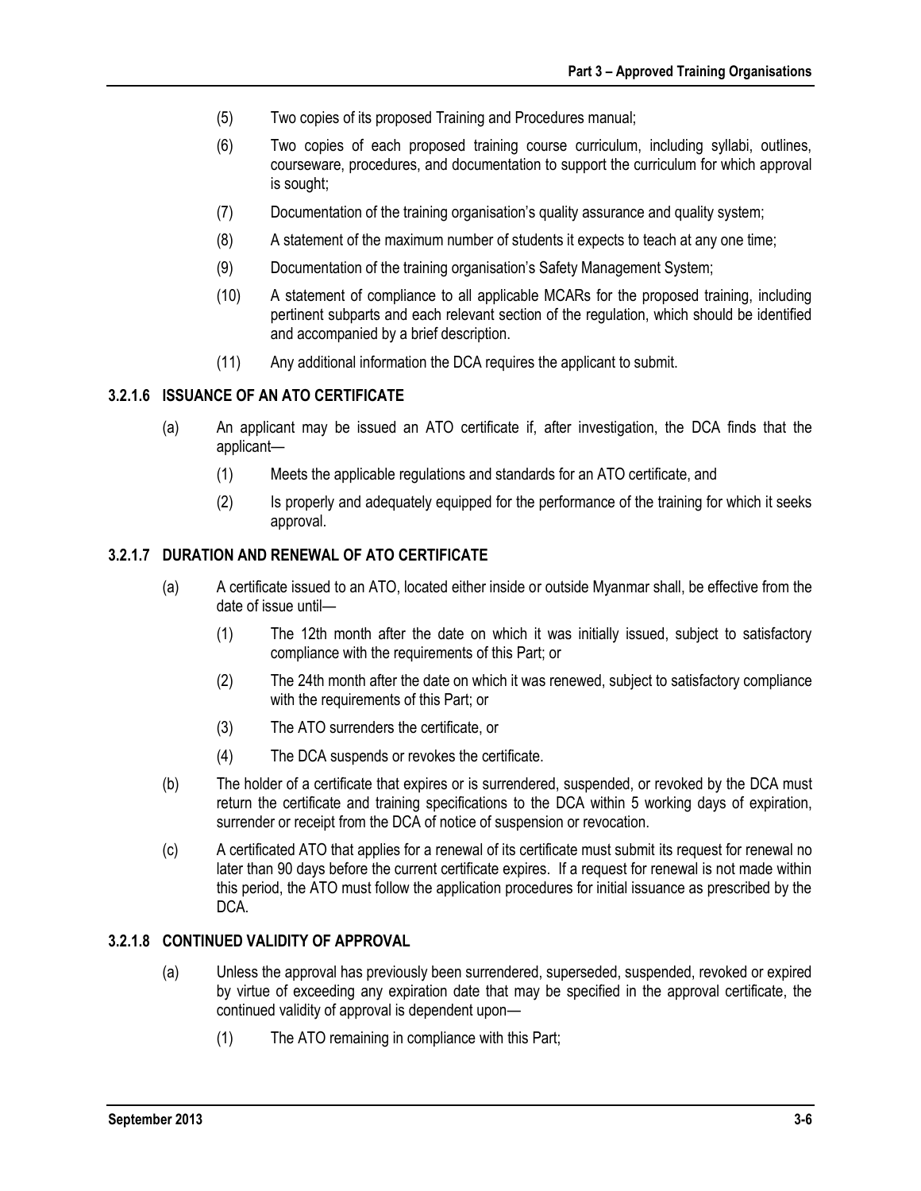(5) Two copies of its proposed Training and Procedures manual;

(6) Two copies of each proposed training course curriculum, including syllabi, outlines, courseware, procedures, and documentation to support the curriculum for which approval is sought;

(7) Documentation of the training organisation's quality assurance and quality system;

(8) A statement of the maximum number of students it expects to teach at any one time;

(9) Documentation of the training organisation's Safety Management System;

(10) A statement of compliance to all applicable MCARs for the proposed training, including pertinent subparts and each relevant section of the regulation, which should be identified and accompanied by a brief description.

(11) Any additional information the DCA requires the applicant to submit.

### 3.2.1.6 ISSUANCE OF AN ATO CERTIFICATE

(a) An applicant may be issued an ATO certificate if, after investigation, the DCA finds that the applicant—

(1) Meets the applicable regulations and standards for an ATO certificate, and

(2) Is properly and adequately equipped for the performance of the training for which it seeks approval.

### 3.2.1.7 DURATION AND RENEWAL OF ATO CERTIFICATE

(a) A certificate issued to an ATO, located either inside or outside Myanmar shall, be effective from the date of issue until—

(1) The 12th month after the date on which it was initially issued, subject to satisfactory compliance with the requirements of this Part; or

(2) The 24th month after the date on which it was renewed, subject to satisfactory compliance with the requirements of this Part; or

(3) The ATO surrenders the certificate, or

(4) The DCA suspends or revokes the certificate.

(b) The holder of a certificate that expires or is surrendered, suspended, or revoked by the DCA must return the certificate and training specifications to the DCA within 5 working days of expiration, surrender or receipt from the DCA of notice of suspension or revocation.

(c) A certificated ATO that applies for a renewal of its certificate must submit its request for renewal no later than 90 days before the current certificate expires. If a request for renewal is not made within this period, the ATO must follow the application procedures for initial issuance as prescribed by the DCA.

### 3.2.1.8 CONTINUED VALIDITY OF APPROVAL

(a) Unless the approval has previously been surrendered, superseded, suspended, revoked or expired by virtue of exceeding any expiration date that may be specified in the approval certificate, the continued validity of approval is dependent upon—

(1) The ATO remaining in compliance with this Part;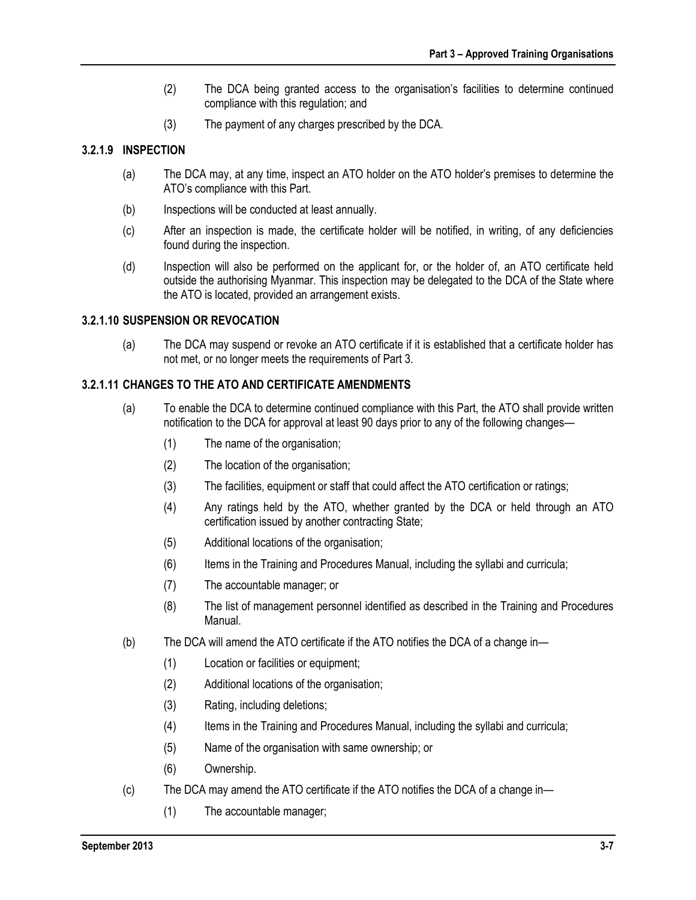(2) The DCA being granted access to the organisation's facilities to determine continued compliance with this regulation; and

(3) The payment of any charges prescribed by the DCA.

### 3.2.1.9 INSPECTION

(a) The DCA may, at any time, inspect an ATO holder on the ATO holder's premises to determine the ATO's compliance with this Part.

(b) Inspections will be conducted at least annually.

(c) After an inspection is made, the certificate holder will be notified, in writing, of any deficiencies found during the inspection.

(d) Inspection will also be performed on the applicant for, or the holder of, an ATO certificate held outside the authorising Myanmar. This inspection may be delegated to the DCA of the State where the ATO is located, provided an arrangement exists.

### 3.2.1.10 SUSPENSION OR REVOCATION

(a) The DCA may suspend or revoke an ATO certificate if it is established that a certificate holder has not met, or no longer meets the requirements of Part 3.

### 3.2.1.11 CHANGES TO THE ATO AND CERTIFICATE AMENDMENTS

(a) To enable the DCA to determine continued compliance with this Part, the ATO shall provide written notification to the DCA for approval at least 90 days prior to any of the following changes—

(1) The name of the organisation;

(2) The location of the organisation;

(3) The facilities, equipment or staff that could affect the ATO certification or ratings;

(4) Any ratings held by the ATO, whether granted by the DCA or held through an ATO certification issued by another contracting State;

(5) Additional locations of the organisation;

(6) Items in the Training and Procedures Manual, including the syllabi and curricula;

(7) The accountable manager; or

(8) The list of management personnel identified as described in the Training and Procedures Manual.

(b) The DCA will amend the ATO certificate if the ATO notifies the DCA of a change in—

(1) Location or facilities or equipment;

(2) Additional locations of the organisation;

(3) Rating, including deletions;

(4) Items in the Training and Procedures Manual, including the syllabi and curricula;

(5) Name of the organisation with same ownership; or

(6) Ownership.

(c) The DCA may amend the ATO certificate if the ATO notifies the DCA of a change in—

(1) The accountable manager;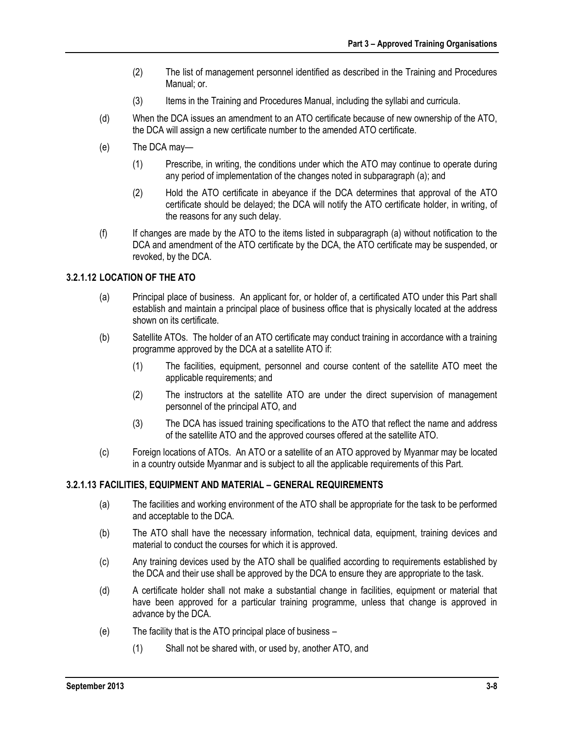(2) The list of management personnel identified as described in the Training and Procedures Manual; or.

(3) Items in the Training and Procedures Manual, including the syllabi and curricula.

(d) When the DCA issues an amendment to an ATO certificate because of new ownership of the ATO, the DCA will assign a new certificate number to the amended ATO certificate.

(e) The DCA may—

(1) Prescribe, in writing, the conditions under which the ATO may continue to operate during any period of implementation of the changes noted in subparagraph (a); and

(2) Hold the ATO certificate in abeyance if the DCA determines that approval of the ATO certificate should be delayed; the DCA will notify the ATO certificate holder, in writing, of the reasons for any such delay.

(f) If changes are made by the ATO to the items listed in subparagraph (a) without notification to the DCA and amendment of the ATO certificate by the DCA, the ATO certificate may be suspended, or revoked, by the DCA.

### 3.2.1.12 LOCATION OF THE ATO

(a) Principal place of business. An applicant for, or holder of, a certificated ATO under this Part shall establish and maintain a principal place of business office that is physically located at the address shown on its certificate.

(b) Satellite ATOs. The holder of an ATO certificate may conduct training in accordance with a training programme approved by the DCA at a satellite ATO if:

(1) The facilities, equipment, personnel and course content of the satellite ATO meet the applicable requirements; and

(2) The instructors at the satellite ATO are under the direct supervision of management personnel of the principal ATO, and

(3) The DCA has issued training specifications to the ATO that reflect the name and address of the satellite ATO and the approved courses offered at the satellite ATO.

(c) Foreign locations of ATOs. An ATO or a satellite of an ATO approved by Myanmar may be located in a country outside Myanmar and is subject to all the applicable requirements of this Part.

### 3.2.1.13 FACILITIES, EQUIPMENT AND MATERIAL – GENERAL REQUIREMENTS

(a) The facilities and working environment of the ATO shall be appropriate for the task to be performed and acceptable to the DCA.

(b) The ATO shall have the necessary information, technical data, equipment, training devices and material to conduct the courses for which it is approved.

(c) Any training devices used by the ATO shall be qualified according to requirements established by the DCA and their use shall be approved by the DCA to ensure they are appropriate to the task.

(d) A certificate holder shall not make a substantial change in facilities, equipment or material that have been approved for a particular training programme, unless that change is approved in advance by the DCA.

(e) The facility that is the ATO principal place of business –

(1) Shall not be shared with, or used by, another ATO, and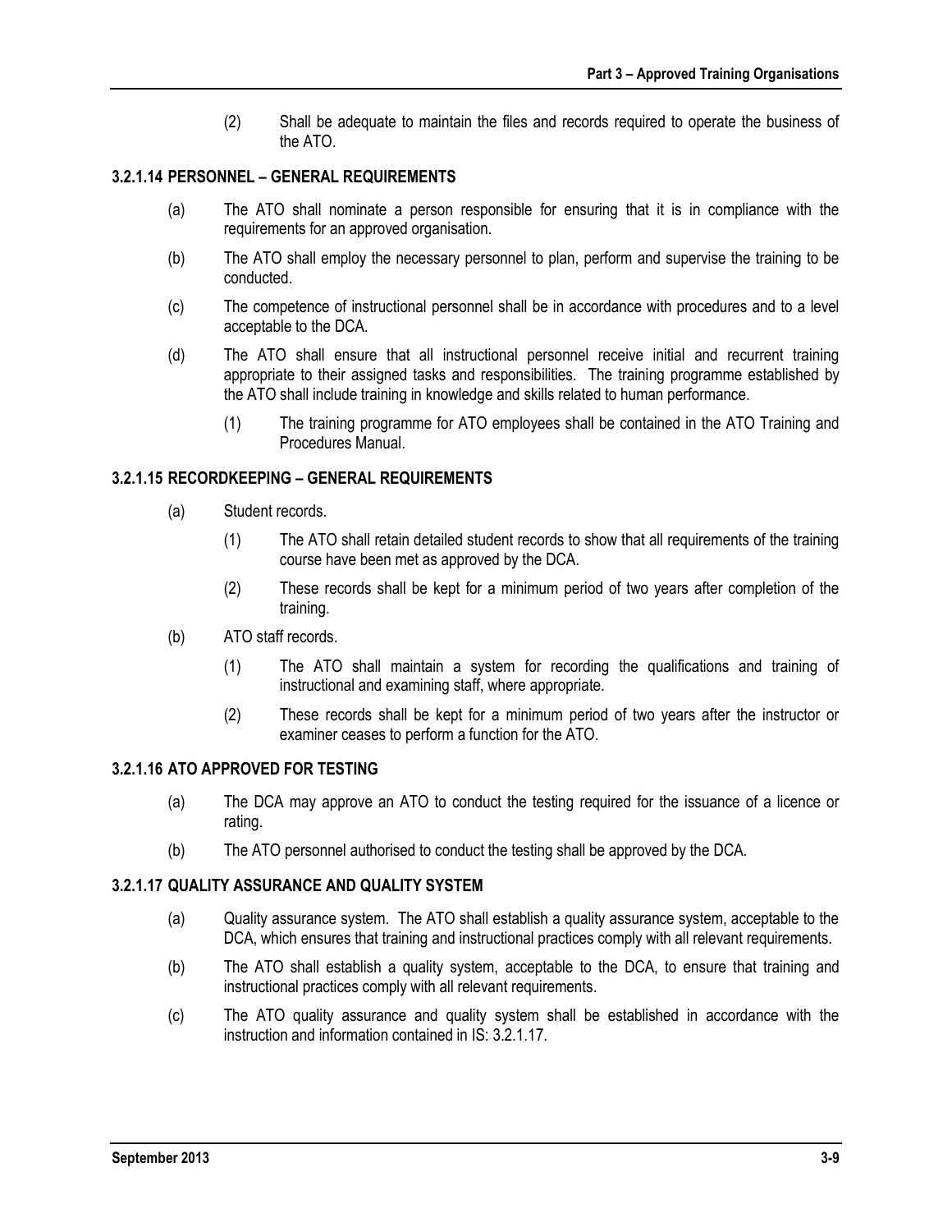(2) Shall be adequate to maintain the files and records required to operate the business of the ATO.

### 3.2.1.14 PERSONNEL – GENERAL REQUIREMENTS

(a) The ATO shall nominate a person responsible for ensuring that it is in compliance with the requirements for an approved organisation.

(b) The ATO shall employ the necessary personnel to plan, perform and supervise the training to be conducted.

(c) The competence of instructional personnel shall be in accordance with procedures and to a level acceptable to the DCA.

(d) The ATO shall ensure that all instructional personnel receive initial and recurrent training appropriate to their assigned tasks and responsibilities. The training programme established by the ATO shall include training in knowledge and skills related to human performance.

(1) The training programme for ATO employees shall be contained in the ATO Training and Procedures Manual.

### 3.2.1.15 RECORDKEEPING – GENERAL REQUIREMENTS

(a) Student records.

(1) The ATO shall retain detailed student records to show that all requirements of the training course have been met as approved by the DCA.

(2) These records shall be kept for a minimum period of two years after completion of the training.

(b) ATO staff records.

(1) The ATO shall maintain a system for recording the qualifications and training of instructional and examining staff, where appropriate.

(2) These records shall be kept for a minimum period of two years after the instructor or examiner ceases to perform a function for the ATO.

### 3.2.1.16 ATO APPROVED FOR TESTING

(a) The DCA may approve an ATO to conduct the testing required for the issuance of a licence or rating.

(b) The ATO personnel authorised to conduct the testing shall be approved by the DCA.

### 3.2.1.17 QUALITY ASSURANCE AND QUALITY SYSTEM

(a) Quality assurance system. The ATO shall establish a quality assurance system, acceptable to the DCA, which ensures that training and instructional practices comply with all relevant requirements.

(b) The ATO shall establish a quality system, acceptable to the DCA, to ensure that training and instructional practices comply with all relevant requirements.

(c) The ATO quality assurance and quality system shall be established in accordance with the instruction and information contained in IS: 3.2.1.17.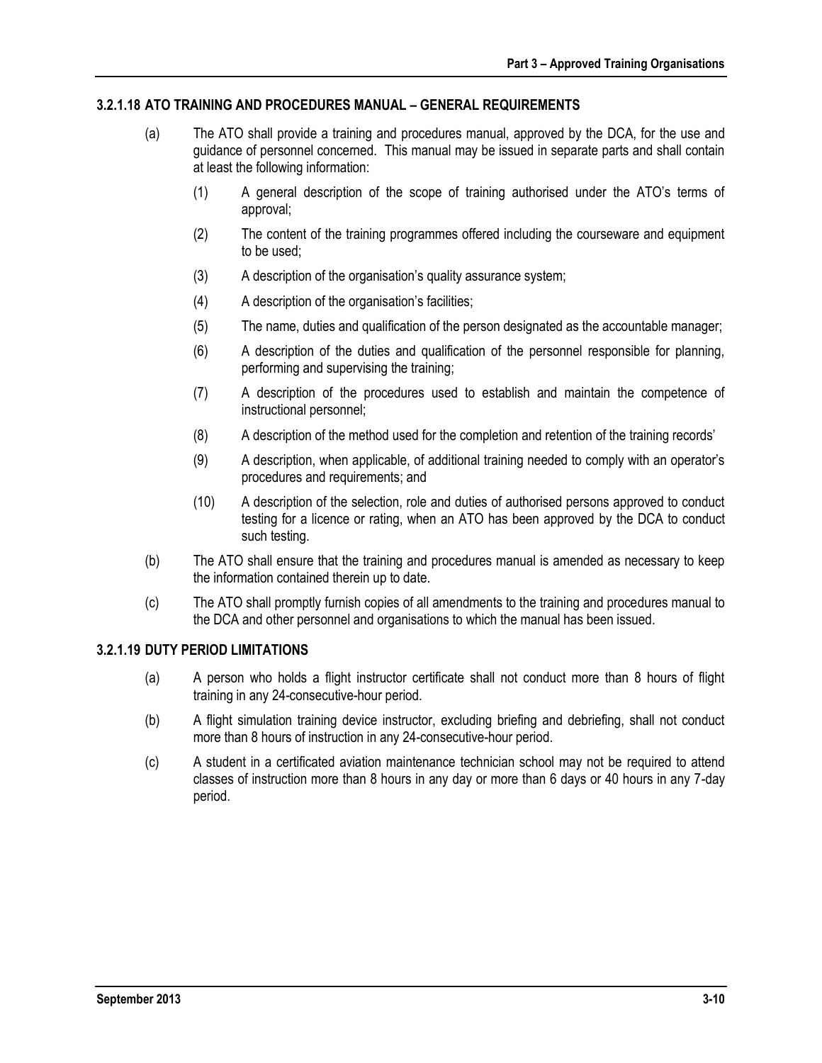### 3.2.1.18 ATO TRAINING AND PROCEDURES MANUAL – GENERAL REQUIREMENTS

(a) The ATO shall provide a training and procedures manual, approved by the DCA, for the use and guidance of personnel concerned. This manual may be issued in separate parts and shall contain at least the following information:

(1) A general description of the scope of training authorised under the ATO's terms of approval;

(2) The content of the training programmes offered including the courseware and equipment to be used;

(3) A description of the organisation's quality assurance system;

(4) A description of the organisation's facilities;

(5) The name, duties and qualification of the person designated as the accountable manager;

(6) A description of the duties and qualification of the personnel responsible for planning, performing and supervising the training;

(7) A description of the procedures used to establish and maintain the competence of instructional personnel;

(8) A description of the method used for the completion and retention of the training records'

(9) A description, when applicable, of additional training needed to comply with an operator's procedures and requirements; and

(10) A description of the selection, role and duties of authorised persons approved to conduct testing for a licence or rating, when an ATO has been approved by the DCA to conduct such testing.

(b) The ATO shall ensure that the training and procedures manual is amended as necessary to keep the information contained therein up to date.

(c) The ATO shall promptly furnish copies of all amendments to the training and procedures manual to the DCA and other personnel and organisations to which the manual has been issued.

### 3.2.1.19 DUTY PERIOD LIMITATIONS

(a) A person who holds a flight instructor certificate shall not conduct more than 8 hours of flight training in any 24-consecutive-hour period.

(b) A flight simulation training device instructor, excluding briefing and debriefing, shall not conduct more than 8 hours of instruction in any 24-consecutive-hour period.

(c) A student in a certificated aviation maintenance technician school may not be required to attend classes of instruction more than 8 hours in any day or more than 6 days or 40 hours in any 7-day period.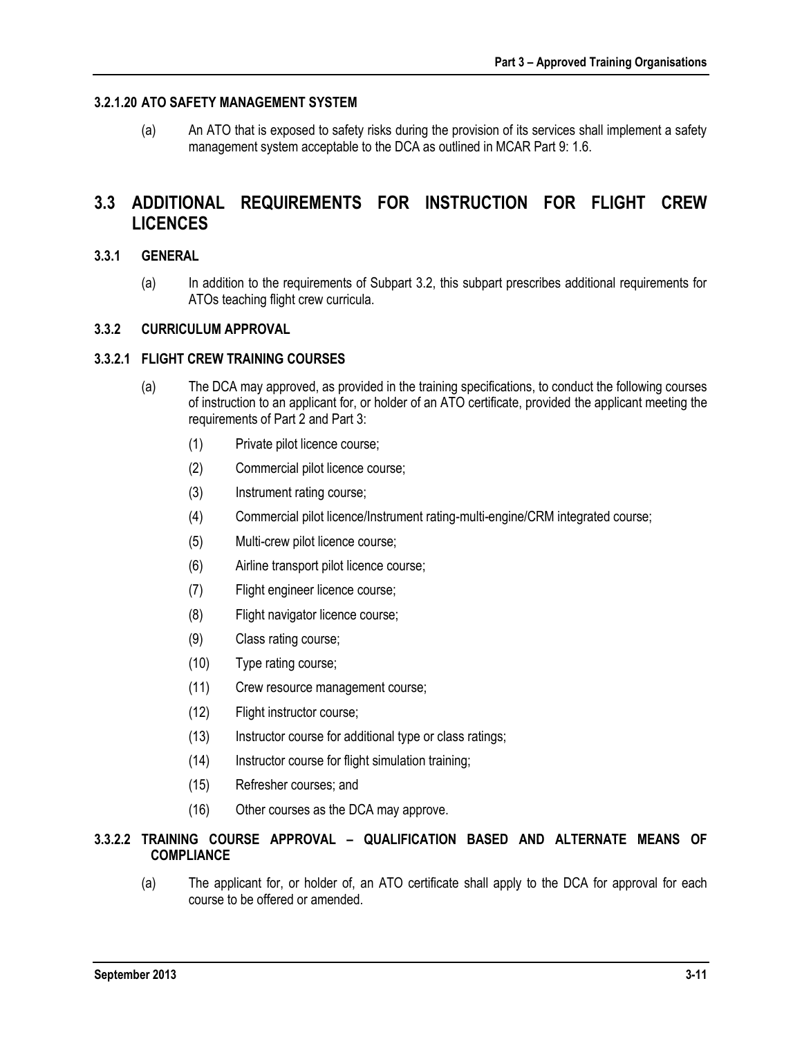#### 3.2.1.20 ATO SAFETY MANAGEMENT SYSTEM

(a) An ATO that is exposed to safety risks during the provision of its services shall implement a safety management system acceptable to the DCA as outlined in MCAR Part 9: 1.6.

## 3.3 ADDITIONAL REQUIREMENTS FOR INSTRUCTION FOR FLIGHT CREW LICENCES

### 3.3.1 GENERAL

(a) In addition to the requirements of Subpart 3.2, this subpart prescribes additional requirements for ATOs teaching flight crew curricula.

### 3.3.2 CURRICULUM APPROVAL

#### 3.3.2.1 FLIGHT CREW TRAINING COURSES

(a) The DCA may approved, as provided in the training specifications, to conduct the following courses of instruction to an applicant for, or holder of an ATO certificate, provided the applicant meeting the requirements of Part 2 and Part 3:

(1) Private pilot licence course;

(2) Commercial pilot licence course;

(3) Instrument rating course;

(4) Commercial pilot licence/Instrument rating-multi-engine/CRM integrated course;

(5) Multi-crew pilot licence course;

(6) Airline transport pilot licence course;

(7) Flight engineer licence course;

(8) Flight navigator licence course;

(9) Class rating course;

(10) Type rating course;

(11) Crew resource management course;

(12) Flight instructor course;

(13) Instructor course for additional type or class ratings;

(14) Instructor course for flight simulation training;

(15) Refresher courses; and

(16) Other courses as the DCA may approve.

#### 3.3.2.2 TRAINING COURSE APPROVAL – QUALIFICATION BASED AND ALTERNATE MEANS OF COMPLIANCE

(a) The applicant for, or holder of, an ATO certificate shall apply to the DCA for approval for each course to be offered or amended.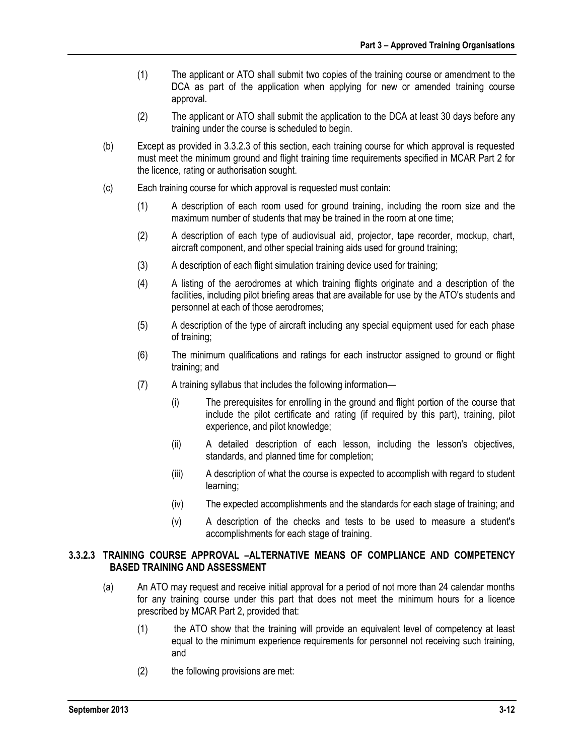(1) The applicant or ATO shall submit two copies of the training course or amendment to the DCA as part of the application when applying for new or amended training course approval.

(2) The applicant or ATO shall submit the application to the DCA at least 30 days before any training under the course is scheduled to begin.

(b) Except as provided in 3.3.2.3 of this section, each training course for which approval is requested must meet the minimum ground and flight training time requirements specified in MCAR Part 2 for the licence, rating or authorisation sought.

(c) Each training course for which approval is requested must contain:

(1) A description of each room used for ground training, including the room size and the maximum number of students that may be trained in the room at one time;

(2) A description of each type of audiovisual aid, projector, tape recorder, mockup, chart, aircraft component, and other special training aids used for ground training;

(3) A description of each flight simulation training device used for training;

(4) A listing of the aerodromes at which training flights originate and a description of the facilities, including pilot briefing areas that are available for use by the ATO's students and personnel at each of those aerodromes;

(5) A description of the type of aircraft including any special equipment used for each phase of training;

(6) The minimum qualifications and ratings for each instructor assigned to ground or flight training; and

(7) A training syllabus that includes the following information—

(i) The prerequisites for enrolling in the ground and flight portion of the course that include the pilot certificate and rating (if required by this part), training, pilot experience, and pilot knowledge;

(ii) A detailed description of each lesson, including the lesson's objectives, standards, and planned time for completion;

(iii) A description of what the course is expected to accomplish with regard to student learning;

(iv) The expected accomplishments and the standards for each stage of training; and

(v) A description of the checks and tests to be used to measure a student's accomplishments for each stage of training.

### 3.3.2.3 TRAINING COURSE APPROVAL –ALTERNATIVE MEANS OF COMPLIANCE AND COMPETENCY BASED TRAINING AND ASSESSMENT

(a) An ATO may request and receive initial approval for a period of not more than 24 calendar months for any training course under this part that does not meet the minimum hours for a licence prescribed by MCAR Part 2, provided that:

(1) the ATO show that the training will provide an equivalent level of competency at least equal to the minimum experience requirements for personnel not receiving such training, and

(2) the following provisions are met: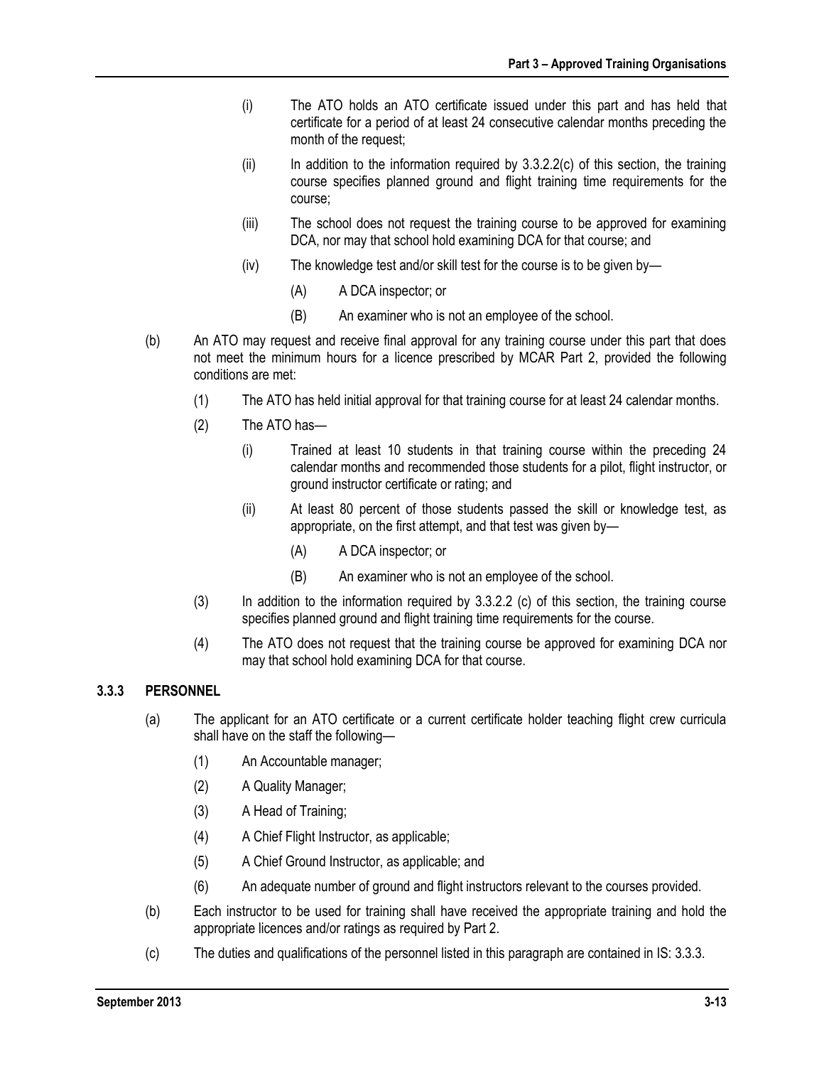(i) The ATO holds an ATO certificate issued under this part and has held that certificate for a period of at least 24 consecutive calendar months preceding the month of the request;

(ii) In addition to the information required by 3.3.2.2(c) of this section, the training course specifies planned ground and flight training time requirements for the course;

(iii) The school does not request the training course to be approved for examining DCA, nor may that school hold examining DCA for that course; and

(iv) The knowledge test and/or skill test for the course is to be given by—

(A) A DCA inspector; or

(B) An examiner who is not an employee of the school.

(b) An ATO may request and receive final approval for any training course under this part that does not meet the minimum hours for a licence prescribed by MCAR Part 2, provided the following conditions are met:

(1) The ATO has held initial approval for that training course for at least 24 calendar months.

(2) The ATO has—

(i) Trained at least 10 students in that training course within the preceding 24 calendar months and recommended those students for a pilot, flight instructor, or ground instructor certificate or rating; and

(ii) At least 80 percent of those students passed the skill or knowledge test, as appropriate, on the first attempt, and that test was given by—

(A) A DCA inspector; or

(B) An examiner who is not an employee of the school.

(3) In addition to the information required by 3.3.2.2 (c) of this section, the training course specifies planned ground and flight training time requirements for the course.

(4) The ATO does not request that the training course be approved for examining DCA nor may that school hold examining DCA for that course.

### 3.3.3 PERSONNEL

(a) The applicant for an ATO certificate or a current certificate holder teaching flight crew curricula shall have on the staff the following—

(1) An Accountable manager;

(2) A Quality Manager;

(3) A Head of Training;

(4) A Chief Flight Instructor, as applicable;

(5) A Chief Ground Instructor, as applicable; and

(6) An adequate number of ground and flight instructors relevant to the courses provided.

(b) Each instructor to be used for training shall have received the appropriate training and hold the appropriate licences and/or ratings as required by Part 2.

(c) The duties and qualifications of the personnel listed in this paragraph are contained in IS: 3.3.3.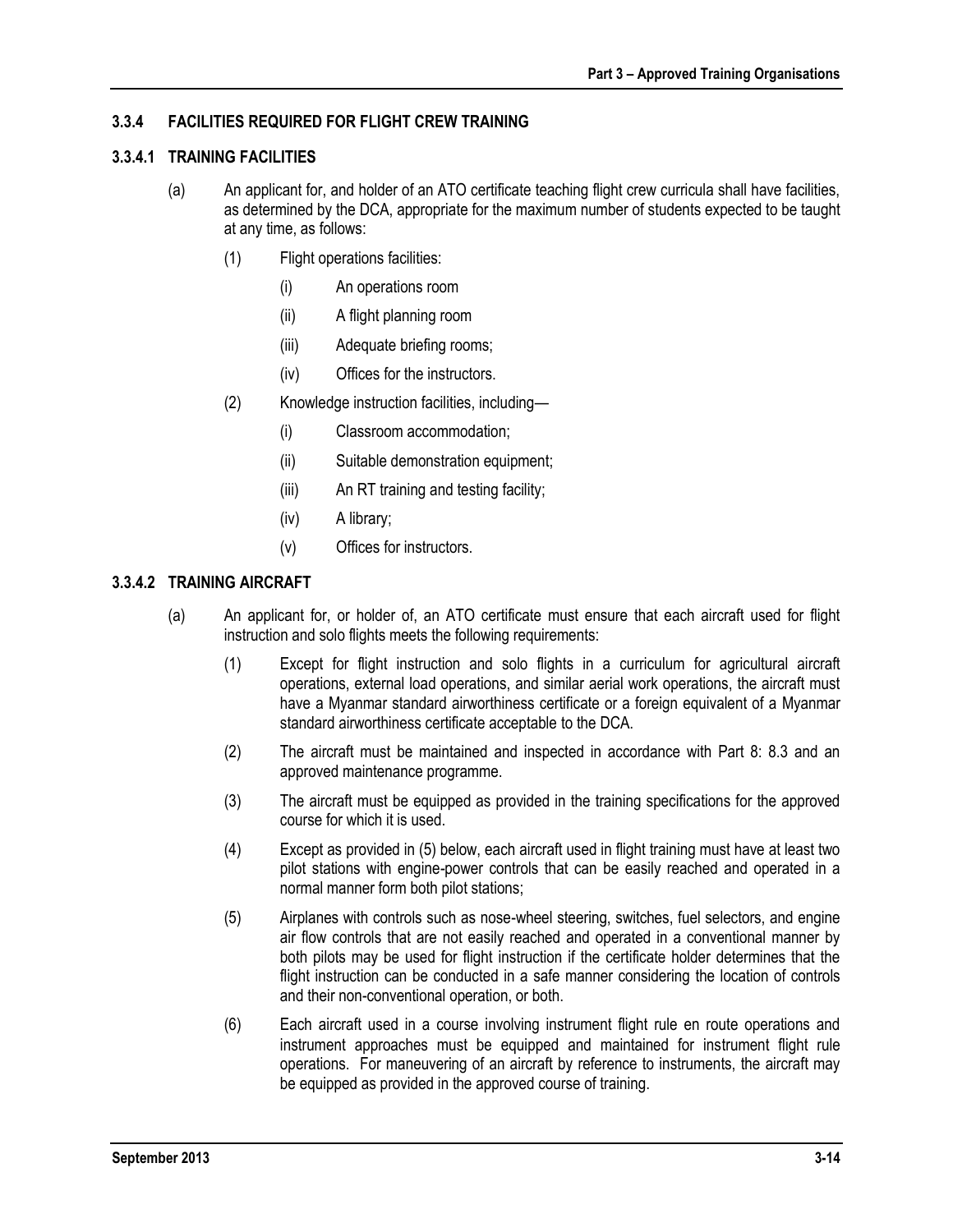### 3.3.4 FACILITIES REQUIRED FOR FLIGHT CREW TRAINING

#### 3.3.4.1 TRAINING FACILITIES

(a) An applicant for, and holder of an ATO certificate teaching flight crew curricula shall have facilities, as determined by the DCA, appropriate for the maximum number of students expected to be taught at any time, as follows:

(1) Flight operations facilities:

(i) An operations room

(ii) A flight planning room

(iii) Adequate briefing rooms;

(iv) Offices for the instructors.

(2) Knowledge instruction facilities, including—

(i) Classroom accommodation;

(ii) Suitable demonstration equipment;

(iii) An RT training and testing facility;

(iv) A library;

(v) Offices for instructors.

#### 3.3.4.2 TRAINING AIRCRAFT

(a) An applicant for, or holder of, an ATO certificate must ensure that each aircraft used for flight instruction and solo flights meets the following requirements:

(1) Except for flight instruction and solo flights in a curriculum for agricultural aircraft operations, external load operations, and similar aerial work operations, the aircraft must have a Myanmar standard airworthiness certificate or a foreign equivalent of a Myanmar standard airworthiness certificate acceptable to the DCA.

(2) The aircraft must be maintained and inspected in accordance with Part 8: 8.3 and an approved maintenance programme.

(3) The aircraft must be equipped as provided in the training specifications for the approved course for which it is used.

(4) Except as provided in (5) below, each aircraft used in flight training must have at least two pilot stations with engine-power controls that can be easily reached and operated in a normal manner form both pilot stations;

(5) Airplanes with controls such as nose-wheel steering, switches, fuel selectors, and engine air flow controls that are not easily reached and operated in a conventional manner by both pilots may be used for flight instruction if the certificate holder determines that the flight instruction can be conducted in a safe manner considering the location of controls and their non-conventional operation, or both.

(6) Each aircraft used in a course involving instrument flight rule en route operations and instrument approaches must be equipped and maintained for instrument flight rule operations. For maneuvering of an aircraft by reference to instruments, the aircraft may be equipped as provided in the approved course of training.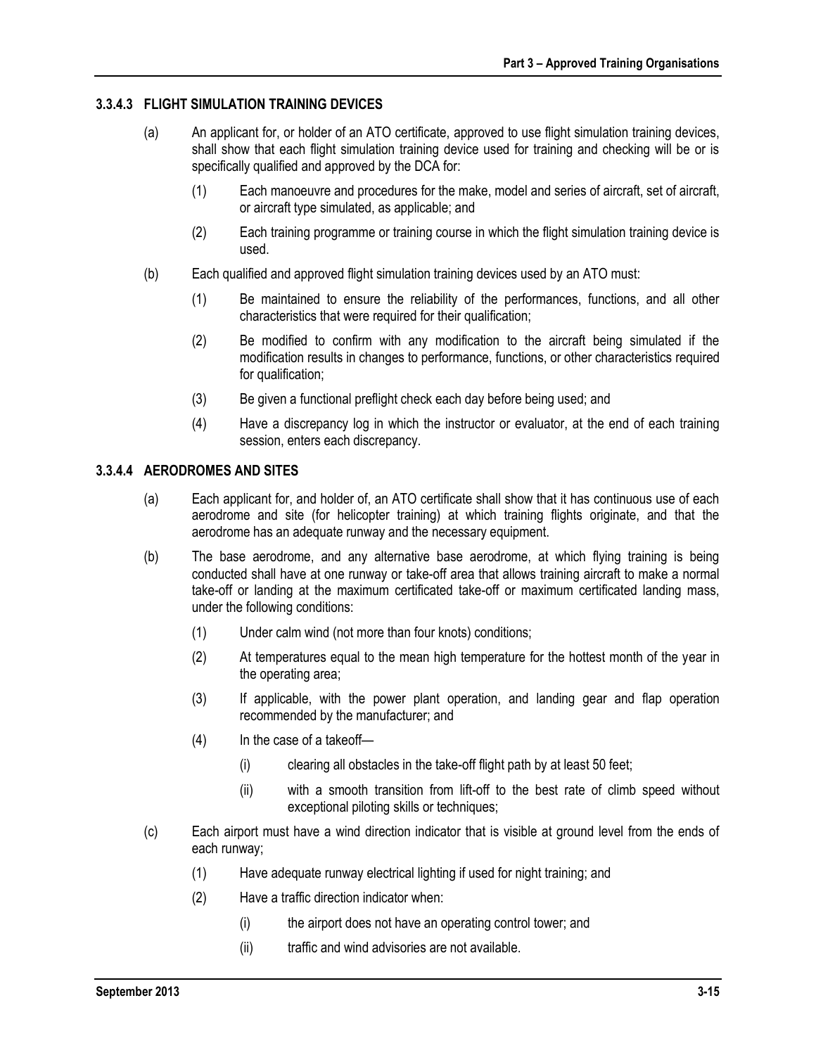### 3.3.4.3 FLIGHT SIMULATION TRAINING DEVICES

(a) An applicant for, or holder of an ATO certificate, approved to use flight simulation training devices, shall show that each flight simulation training device used for training and checking will be or is specifically qualified and approved by the DCA for:

(1) Each manoeuvre and procedures for the make, model and series of aircraft, set of aircraft, or aircraft type simulated, as applicable; and

(2) Each training programme or training course in which the flight simulation training device is used.

(b) Each qualified and approved flight simulation training devices used by an ATO must:

(1) Be maintained to ensure the reliability of the performances, functions, and all other characteristics that were required for their qualification;

(2) Be modified to confirm with any modification to the aircraft being simulated if the modification results in changes to performance, functions, or other characteristics required for qualification;

(3) Be given a functional preflight check each day before being used; and

(4) Have a discrepancy log in which the instructor or evaluator, at the end of each training session, enters each discrepancy.

### 3.3.4.4 AERODROMES AND SITES

(a) Each applicant for, and holder of, an ATO certificate shall show that it has continuous use of each aerodrome and site (for helicopter training) at which training flights originate, and that the aerodrome has an adequate runway and the necessary equipment.

(b) The base aerodrome, and any alternative base aerodrome, at which flying training is being conducted shall have at one runway or take-off area that allows training aircraft to make a normal take-off or landing at the maximum certificated take-off or maximum certificated landing mass, under the following conditions:

(1) Under calm wind (not more than four knots) conditions;

(2) At temperatures equal to the mean high temperature for the hottest month of the year in the operating area;

(3) If applicable, with the power plant operation, and landing gear and flap operation recommended by the manufacturer; and

(4) In the case of a takeoff—

(i) clearing all obstacles in the take-off flight path by at least 50 feet;

(ii) with a smooth transition from lift-off to the best rate of climb speed without exceptional piloting skills or techniques;

(c) Each airport must have a wind direction indicator that is visible at ground level from the ends of each runway;

(1) Have adequate runway electrical lighting if used for night training; and

(2) Have a traffic direction indicator when:

(i) the airport does not have an operating control tower; and

(ii) traffic and wind advisories are not available.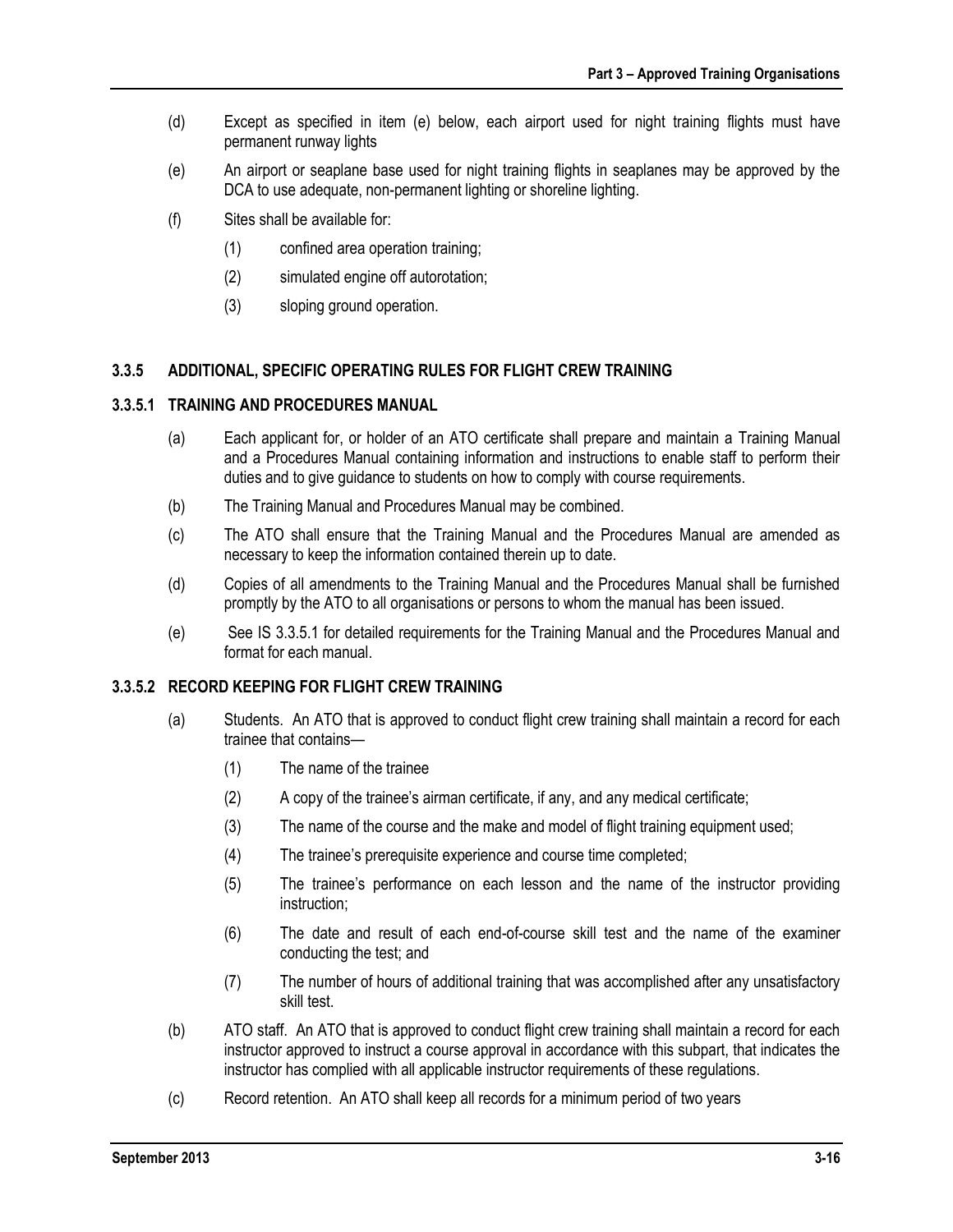(d) Except as specified in item (e) below, each airport used for night training flights must have permanent runway lights

(e) An airport or seaplane base used for night training flights in seaplanes may be approved by the DCA to use adequate, non-permanent lighting or shoreline lighting.

(f) Sites shall be available for:

- (1) confined area operation training;
- (2) simulated engine off autorotation;
- (3) sloping ground operation.

### 3.3.5 ADDITIONAL, SPECIFIC OPERATING RULES FOR FLIGHT CREW TRAINING

#### 3.3.5.1 TRAINING AND PROCEDURES MANUAL

(a) Each applicant for, or holder of an ATO certificate shall prepare and maintain a Training Manual and a Procedures Manual containing information and instructions to enable staff to perform their duties and to give guidance to students on how to comply with course requirements.

(b) The Training Manual and Procedures Manual may be combined.

(c) The ATO shall ensure that the Training Manual and the Procedures Manual are amended as necessary to keep the information contained therein up to date.

(d) Copies of all amendments to the Training Manual and the Procedures Manual shall be furnished promptly by the ATO to all organisations or persons to whom the manual has been issued.

(e) See IS 3.3.5.1 for detailed requirements for the Training Manual and the Procedures Manual and format for each manual.

#### 3.3.5.2 RECORD KEEPING FOR FLIGHT CREW TRAINING

(a) Students. An ATO that is approved to conduct flight crew training shall maintain a record for each trainee that contains—

- (1) The name of the trainee
- (2) A copy of the trainee's airman certificate, if any, and any medical certificate;
- (3) The name of the course and the make and model of flight training equipment used;
- (4) The trainee's prerequisite experience and course time completed;
- (5) The trainee's performance on each lesson and the name of the instructor providing instruction;
- (6) The date and result of each end-of-course skill test and the name of the examiner conducting the test; and
- (7) The number of hours of additional training that was accomplished after any unsatisfactory skill test.

(b) ATO staff. An ATO that is approved to conduct flight crew training shall maintain a record for each instructor approved to instruct a course approval in accordance with this subpart, that indicates the instructor has complied with all applicable instructor requirements of these regulations.

(c) Record retention. An ATO shall keep all records for a minimum period of two years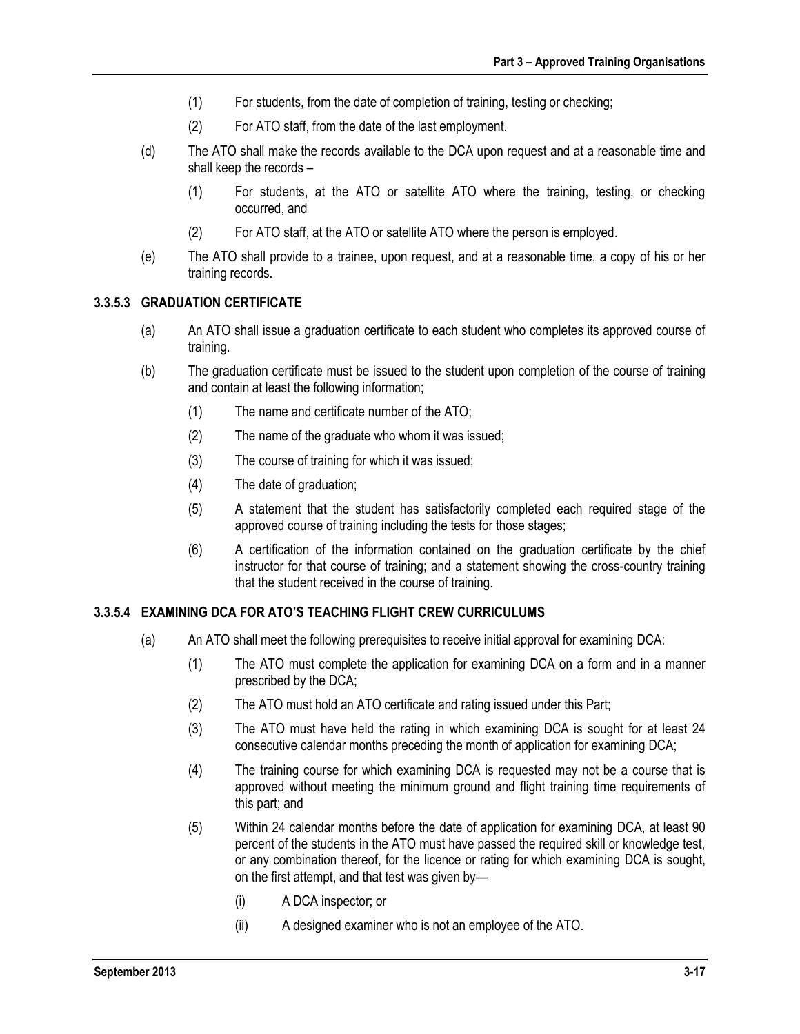(1) For students, from the date of completion of training, testing or checking;

(2) For ATO staff, from the date of the last employment.

(d) The ATO shall make the records available to the DCA upon request and at a reasonable time and shall keep the records –

(1) For students, at the ATO or satellite ATO where the training, testing, or checking occurred, and

(2) For ATO staff, at the ATO or satellite ATO where the person is employed.

(e) The ATO shall provide to a trainee, upon request, and at a reasonable time, a copy of his or her training records.

### 3.3.5.3 GRADUATION CERTIFICATE

(a) An ATO shall issue a graduation certificate to each student who completes its approved course of training.

(b) The graduation certificate must be issued to the student upon completion of the course of training and contain at least the following information;

(1) The name and certificate number of the ATO;

(2) The name of the graduate who whom it was issued;

(3) The course of training for which it was issued;

(4) The date of graduation;

(5) A statement that the student has satisfactorily completed each required stage of the approved course of training including the tests for those stages;

(6) A certification of the information contained on the graduation certificate by the chief instructor for that course of training; and a statement showing the cross-country training that the student received in the course of training.

### 3.3.5.4 EXAMINING DCA FOR ATO'S TEACHING FLIGHT CREW CURRICULUMS

(a) An ATO shall meet the following prerequisites to receive initial approval for examining DCA:

(1) The ATO must complete the application for examining DCA on a form and in a manner prescribed by the DCA;

(2) The ATO must hold an ATO certificate and rating issued under this Part;

(3) The ATO must have held the rating in which examining DCA is sought for at least 24 consecutive calendar months preceding the month of application for examining DCA;

(4) The training course for which examining DCA is requested may not be a course that is approved without meeting the minimum ground and flight training time requirements of this part; and

(5) Within 24 calendar months before the date of application for examining DCA, at least 90 percent of the students in the ATO must have passed the required skill or knowledge test, or any combination thereof, for the licence or rating for which examining DCA is sought, on the first attempt, and that test was given by—

(i) A DCA inspector; or

(ii) A designed examiner who is not an employee of the ATO.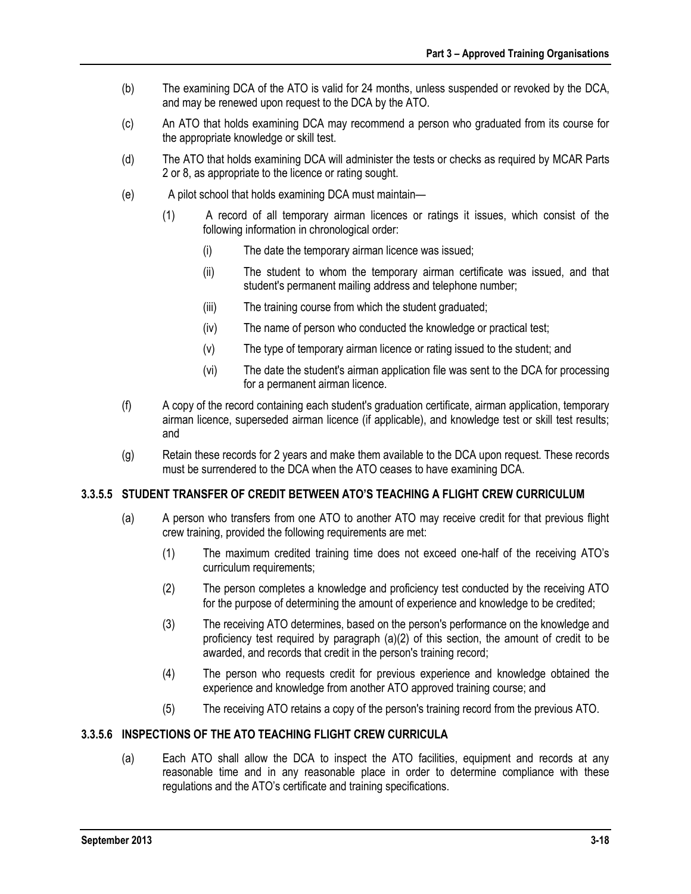(b) The examining DCA of the ATO is valid for 24 months, unless suspended or revoked by the DCA, and may be renewed upon request to the DCA by the ATO.

(c) An ATO that holds examining DCA may recommend a person who graduated from its course for the appropriate knowledge or skill test.

(d) The ATO that holds examining DCA will administer the tests or checks as required by MCAR Parts 2 or 8, as appropriate to the licence or rating sought.

(e) A pilot school that holds examining DCA must maintain—

(1) A record of all temporary airman licences or ratings it issues, which consist of the following information in chronological order:

(i) The date the temporary airman licence was issued;

(ii) The student to whom the temporary airman certificate was issued, and that student's permanent mailing address and telephone number;

(iii) The training course from which the student graduated;

(iv) The name of person who conducted the knowledge or practical test;

(v) The type of temporary airman licence or rating issued to the student; and

(vi) The date the student's airman application file was sent to the DCA for processing for a permanent airman licence.

(f) A copy of the record containing each student's graduation certificate, airman application, temporary airman licence, superseded airman licence (if applicable), and knowledge test or skill test results; and

(g) Retain these records for 2 years and make them available to the DCA upon request. These records must be surrendered to the DCA when the ATO ceases to have examining DCA.

### 3.3.5.5 STUDENT TRANSFER OF CREDIT BETWEEN ATO'S TEACHING A FLIGHT CREW CURRICULUM

(a) A person who transfers from one ATO to another ATO may receive credit for that previous flight crew training, provided the following requirements are met:

(1) The maximum credited training time does not exceed one-half of the receiving ATO's curriculum requirements;

(2) The person completes a knowledge and proficiency test conducted by the receiving ATO for the purpose of determining the amount of experience and knowledge to be credited;

(3) The receiving ATO determines, based on the person's performance on the knowledge and proficiency test required by paragraph (a)(2) of this section, the amount of credit to be awarded, and records that credit in the person's training record;

(4) The person who requests credit for previous experience and knowledge obtained the experience and knowledge from another ATO approved training course; and

(5) The receiving ATO retains a copy of the person's training record from the previous ATO.

### 3.3.5.6 INSPECTIONS OF THE ATO TEACHING FLIGHT CREW CURRICULA

(a) Each ATO shall allow the DCA to inspect the ATO facilities, equipment and records at any reasonable time and in any reasonable place in order to determine compliance with these regulations and the ATO's certificate and training specifications.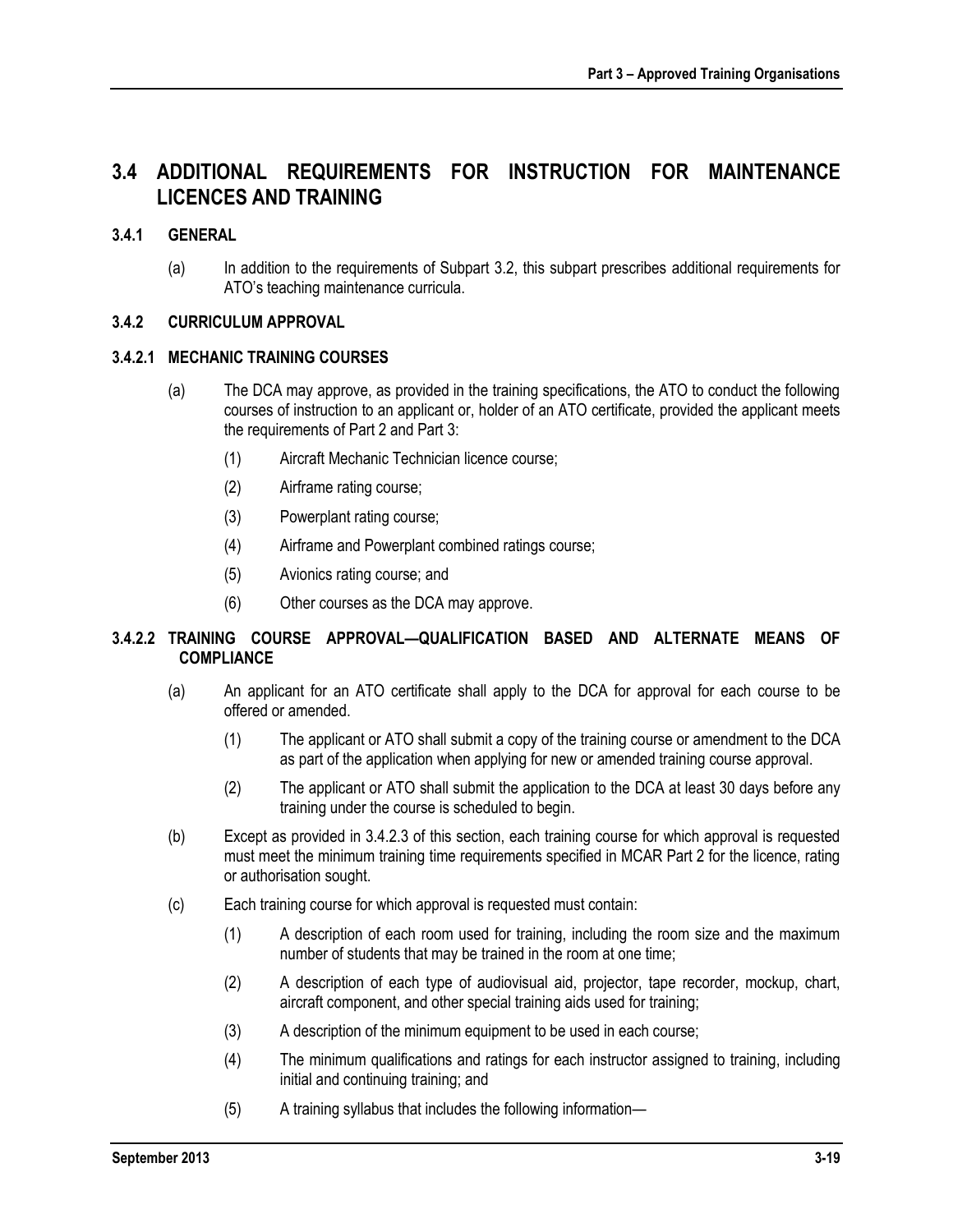## 3.4 ADDITIONAL REQUIREMENTS FOR INSTRUCTION FOR MAINTENANCE LICENCES AND TRAINING

### 3.4.1 GENERAL

(a) In addition to the requirements of Subpart 3.2, this subpart prescribes additional requirements for ATO's teaching maintenance curricula.

### 3.4.2 CURRICULUM APPROVAL

#### 3.4.2.1 MECHANIC TRAINING COURSES

(a) The DCA may approve, as provided in the training specifications, the ATO to conduct the following courses of instruction to an applicant or, holder of an ATO certificate, provided the applicant meets the requirements of Part 2 and Part 3:

- (1) Aircraft Mechanic Technician licence course;
- (2) Airframe rating course;
- (3) Powerplant rating course;
- (4) Airframe and Powerplant combined ratings course;
- (5) Avionics rating course; and
- (6) Other courses as the DCA may approve.

#### 3.4.2.2 TRAINING COURSE APPROVAL—QUALIFICATION BASED AND ALTERNATE MEANS OF COMPLIANCE

(a) An applicant for an ATO certificate shall apply to the DCA for approval for each course to be offered or amended.

- (1) The applicant or ATO shall submit a copy of the training course or amendment to the DCA as part of the application when applying for new or amended training course approval.
- (2) The applicant or ATO shall submit the application to the DCA at least 30 days before any training under the course is scheduled to begin.

(b) Except as provided in 3.4.2.3 of this section, each training course for which approval is requested must meet the minimum training time requirements specified in MCAR Part 2 for the licence, rating or authorisation sought.

(c) Each training course for which approval is requested must contain:

- (1) A description of each room used for training, including the room size and the maximum number of students that may be trained in the room at one time;
- (2) A description of each type of audiovisual aid, projector, tape recorder, mockup, chart, aircraft component, and other special training aids used for training;
- (3) A description of the minimum equipment to be used in each course;
- (4) The minimum qualifications and ratings for each instructor assigned to training, including initial and continuing training; and
- (5) A training syllabus that includes the following information—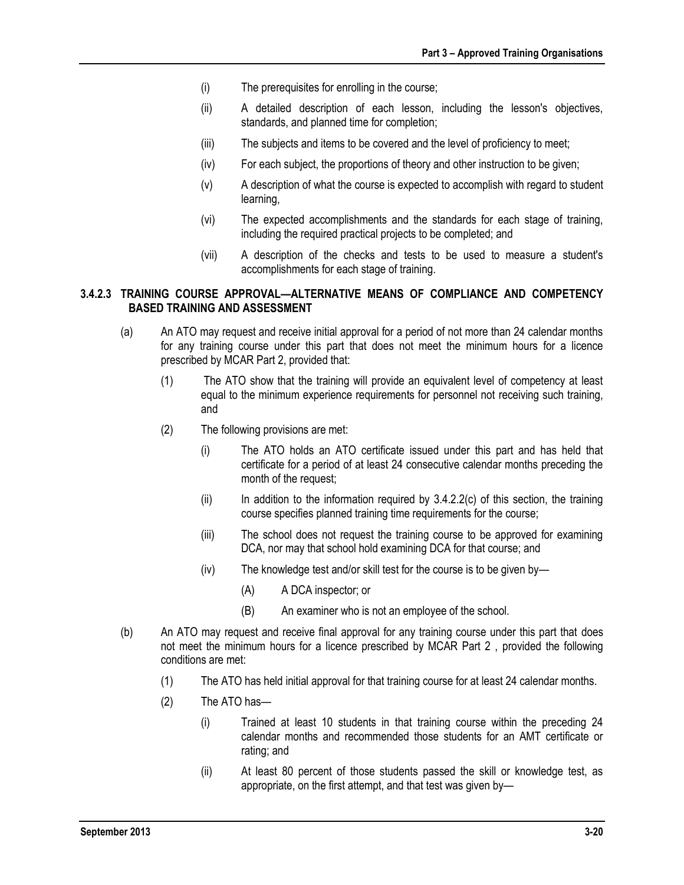(i) The prerequisites for enrolling in the course;

(ii) A detailed description of each lesson, including the lesson's objectives, standards, and planned time for completion;

(iii) The subjects and items to be covered and the level of proficiency to meet;

(iv) For each subject, the proportions of theory and other instruction to be given;

(v) A description of what the course is expected to accomplish with regard to student learning,

(vi) The expected accomplishments and the standards for each stage of training, including the required practical projects to be completed; and

(vii) A description of the checks and tests to be used to measure a student's accomplishments for each stage of training.

#### 3.4.2.3 TRAINING COURSE APPROVAL—ALTERNATIVE MEANS OF COMPLIANCE AND COMPETENCY BASED TRAINING AND ASSESSMENT

(a) An ATO may request and receive initial approval for a period of not more than 24 calendar months for any training course under this part that does not meet the minimum hours for a licence prescribed by MCAR Part 2, provided that:

(1) The ATO show that the training will provide an equivalent level of competency at least equal to the minimum experience requirements for personnel not receiving such training, and

(2) The following provisions are met:

(i) The ATO holds an ATO certificate issued under this part and has held that certificate for a period of at least 24 consecutive calendar months preceding the month of the request;

(ii) In addition to the information required by 3.4.2.2(c) of this section, the training course specifies planned training time requirements for the course;

(iii) The school does not request the training course to be approved for examining DCA, nor may that school hold examining DCA for that course; and

(iv) The knowledge test and/or skill test for the course is to be given by—

(A) A DCA inspector; or

(B) An examiner who is not an employee of the school.

(b) An ATO may request and receive final approval for any training course under this part that does not meet the minimum hours for a licence prescribed by MCAR Part 2 , provided the following conditions are met:

(1) The ATO has held initial approval for that training course for at least 24 calendar months.

(2) The ATO has—

(i) Trained at least 10 students in that training course within the preceding 24 calendar months and recommended those students for an AMT certificate or rating; and

(ii) At least 80 percent of those students passed the skill or knowledge test, as appropriate, on the first attempt, and that test was given by—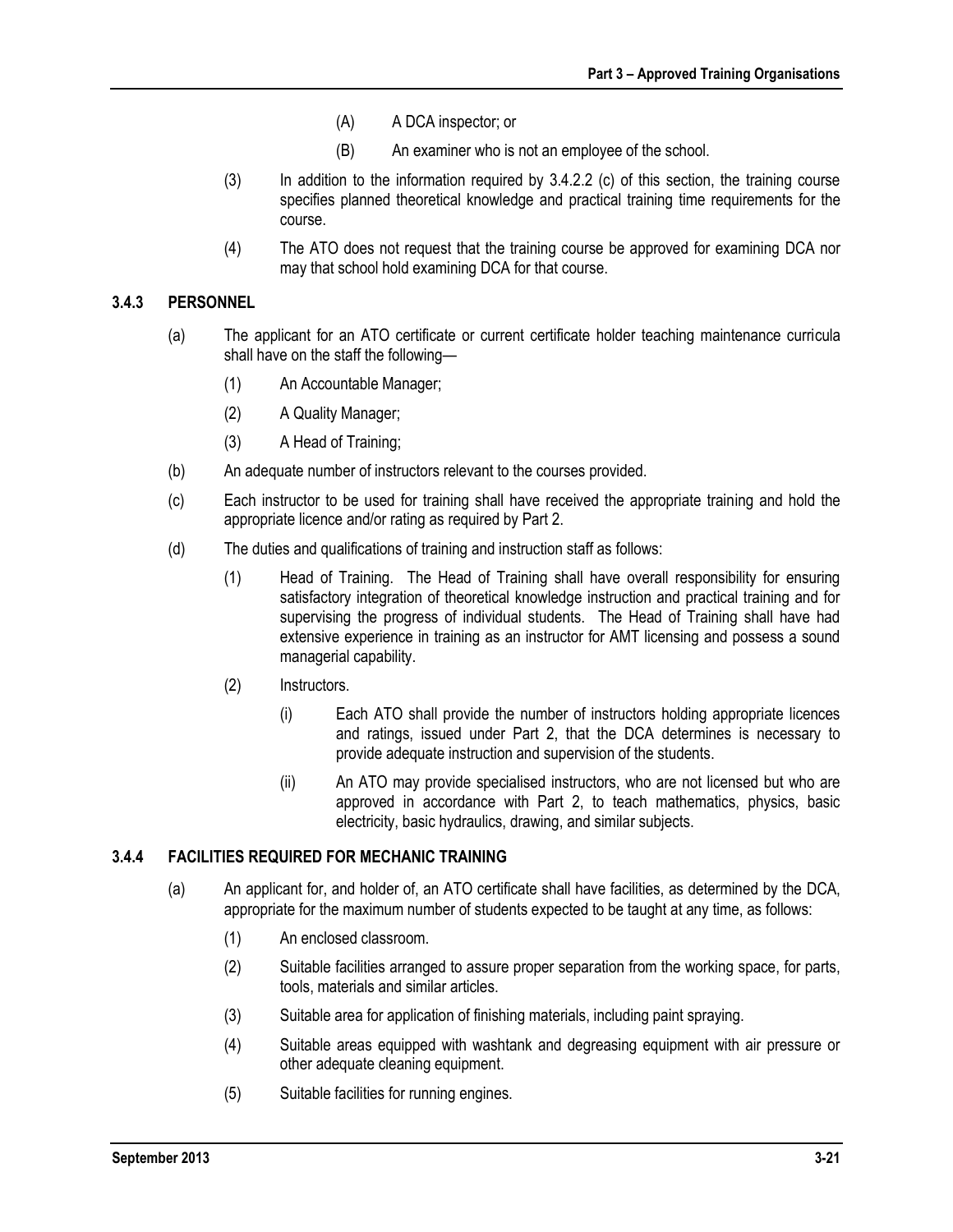(A) A DCA inspector; or

(B) An examiner who is not an employee of the school.

(3) In addition to the information required by 3.4.2.2 (c) of this section, the training course specifies planned theoretical knowledge and practical training time requirements for the course.

(4) The ATO does not request that the training course be approved for examining DCA nor may that school hold examining DCA for that course.

### 3.4.3 PERSONNEL

(a) The applicant for an ATO certificate or current certificate holder teaching maintenance curricula shall have on the staff the following—

(1) An Accountable Manager;

(2) A Quality Manager;

(3) A Head of Training;

(b) An adequate number of instructors relevant to the courses provided.

(c) Each instructor to be used for training shall have received the appropriate training and hold the appropriate licence and/or rating as required by Part 2.

(d) The duties and qualifications of training and instruction staff as follows:

(1) Head of Training. The Head of Training shall have overall responsibility for ensuring satisfactory integration of theoretical knowledge instruction and practical training and for supervising the progress of individual students. The Head of Training shall have had extensive experience in training as an instructor for AMT licensing and possess a sound managerial capability.

(2) Instructors.

(i) Each ATO shall provide the number of instructors holding appropriate licences and ratings, issued under Part 2, that the DCA determines is necessary to provide adequate instruction and supervision of the students.

(ii) An ATO may provide specialised instructors, who are not licensed but who are approved in accordance with Part 2, to teach mathematics, physics, basic electricity, basic hydraulics, drawing, and similar subjects.

### 3.4.4 FACILITIES REQUIRED FOR MECHANIC TRAINING

(a) An applicant for, and holder of, an ATO certificate shall have facilities, as determined by the DCA, appropriate for the maximum number of students expected to be taught at any time, as follows:

(1) An enclosed classroom.

(2) Suitable facilities arranged to assure proper separation from the working space, for parts, tools, materials and similar articles.

(3) Suitable area for application of finishing materials, including paint spraying.

(4) Suitable areas equipped with washtank and degreasing equipment with air pressure or other adequate cleaning equipment.

(5) Suitable facilities for running engines.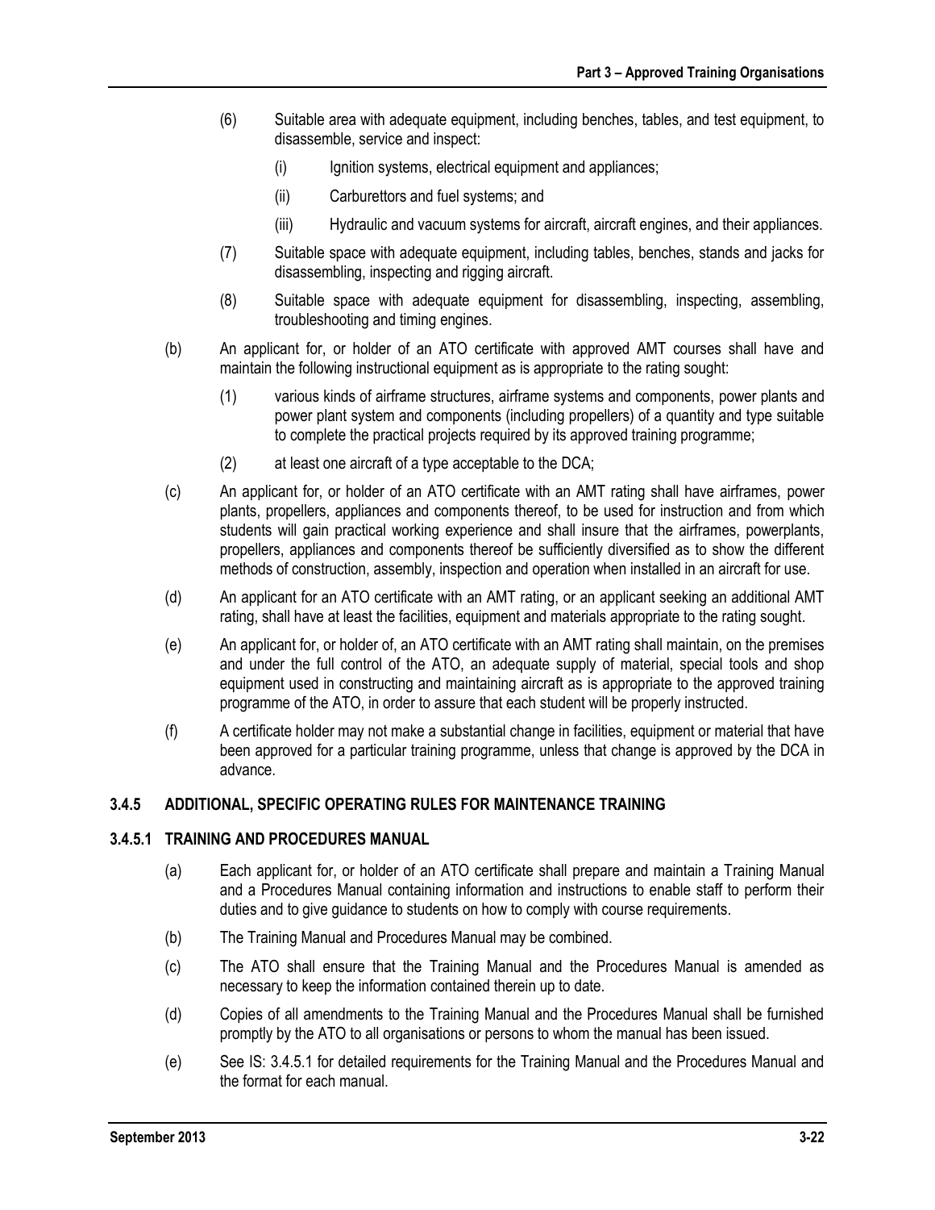(6) Suitable area with adequate equipment, including benches, tables, and test equipment, to disassemble, service and inspect:

   (i) Ignition systems, electrical equipment and appliances;

   (ii) Carburettors and fuel systems; and

   (iii) Hydraulic and vacuum systems for aircraft, aircraft engines, and their appliances.

(7) Suitable space with adequate equipment, including tables, benches, stands and jacks for disassembling, inspecting and rigging aircraft.

(8) Suitable space with adequate equipment for disassembling, inspecting, assembling, troubleshooting and timing engines.

(b) An applicant for, or holder of an ATO certificate with approved AMT courses shall have and maintain the following instructional equipment as is appropriate to the rating sought:

   (1) various kinds of airframe structures, airframe systems and components, power plants and power plant system and components (including propellers) of a quantity and type suitable to complete the practical projects required by its approved training programme;

   (2) at least one aircraft of a type acceptable to the DCA;

(c) An applicant for, or holder of an ATO certificate with an AMT rating shall have airframes, power plants, propellers, appliances and components thereof, to be used for instruction and from which students will gain practical working experience and shall insure that the airframes, powerplants, propellers, appliances and components thereof be sufficiently diversified as to show the different methods of construction, assembly, inspection and operation when installed in an aircraft for use.

(d) An applicant for an ATO certificate with an AMT rating, or an applicant seeking an additional AMT rating, shall have at least the facilities, equipment and materials appropriate to the rating sought.

(e) An applicant for, or holder of, an ATO certificate with an AMT rating shall maintain, on the premises and under the full control of the ATO, an adequate supply of material, special tools and shop equipment used in constructing and maintaining aircraft as is appropriate to the approved training programme of the ATO, in order to assure that each student will be properly instructed.

(f) A certificate holder may not make a substantial change in facilities, equipment or material that have been approved for a particular training programme, unless that change is approved by the DCA in advance.

### 3.4.5 ADDITIONAL, SPECIFIC OPERATING RULES FOR MAINTENANCE TRAINING

#### 3.4.5.1 TRAINING AND PROCEDURES MANUAL

(a) Each applicant for, or holder of an ATO certificate shall prepare and maintain a Training Manual and a Procedures Manual containing information and instructions to enable staff to perform their duties and to give guidance to students on how to comply with course requirements.

(b) The Training Manual and Procedures Manual may be combined.

(c) The ATO shall ensure that the Training Manual and the Procedures Manual is amended as necessary to keep the information contained therein up to date.

(d) Copies of all amendments to the Training Manual and the Procedures Manual shall be furnished promptly by the ATO to all organisations or persons to whom the manual has been issued.

(e) See IS: 3.4.5.1 for detailed requirements for the Training Manual and the Procedures Manual and the format for each manual.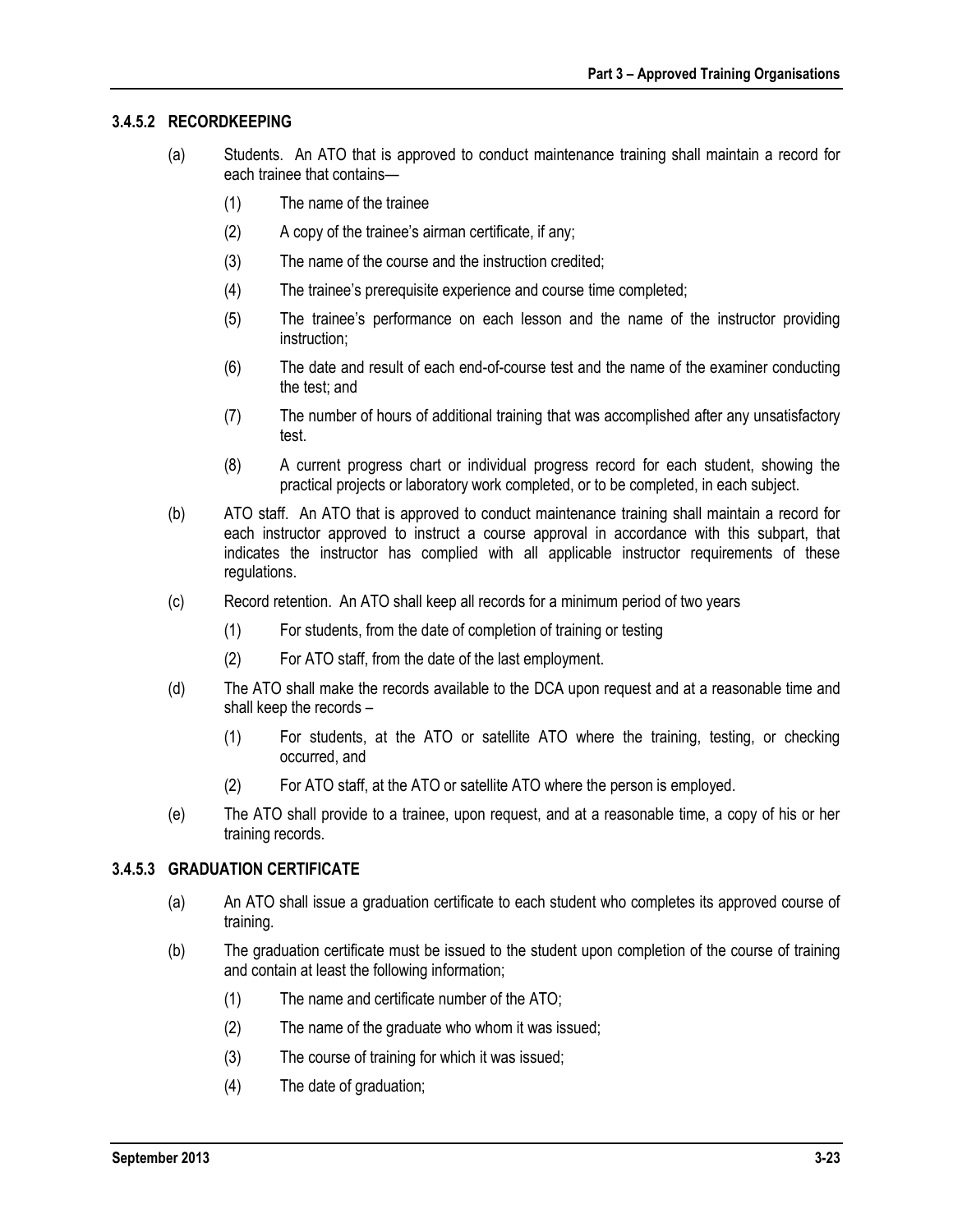### 3.4.5.2 RECORDKEEPING

(a) Students. An ATO that is approved to conduct maintenance training shall maintain a record for each trainee that contains—

(1) The name of the trainee

(2) A copy of the trainee's airman certificate, if any;

(3) The name of the course and the instruction credited;

(4) The trainee's prerequisite experience and course time completed;

(5) The trainee's performance on each lesson and the name of the instructor providing instruction;

(6) The date and result of each end-of-course test and the name of the examiner conducting the test; and

(7) The number of hours of additional training that was accomplished after any unsatisfactory test.

(8) A current progress chart or individual progress record for each student, showing the practical projects or laboratory work completed, or to be completed, in each subject.

(b) ATO staff. An ATO that is approved to conduct maintenance training shall maintain a record for each instructor approved to instruct a course approval in accordance with this subpart, that indicates the instructor has complied with all applicable instructor requirements of these regulations.

(c) Record retention. An ATO shall keep all records for a minimum period of two years

(1) For students, from the date of completion of training or testing

(2) For ATO staff, from the date of the last employment.

(d) The ATO shall make the records available to the DCA upon request and at a reasonable time and shall keep the records –

(1) For students, at the ATO or satellite ATO where the training, testing, or checking occurred, and

(2) For ATO staff, at the ATO or satellite ATO where the person is employed.

(e) The ATO shall provide to a trainee, upon request, and at a reasonable time, a copy of his or her training records.

### 3.4.5.3 GRADUATION CERTIFICATE

(a) An ATO shall issue a graduation certificate to each student who completes its approved course of training.

(b) The graduation certificate must be issued to the student upon completion of the course of training and contain at least the following information;

(1) The name and certificate number of the ATO;

(2) The name of the graduate who whom it was issued;

(3) The course of training for which it was issued;

(4) The date of graduation;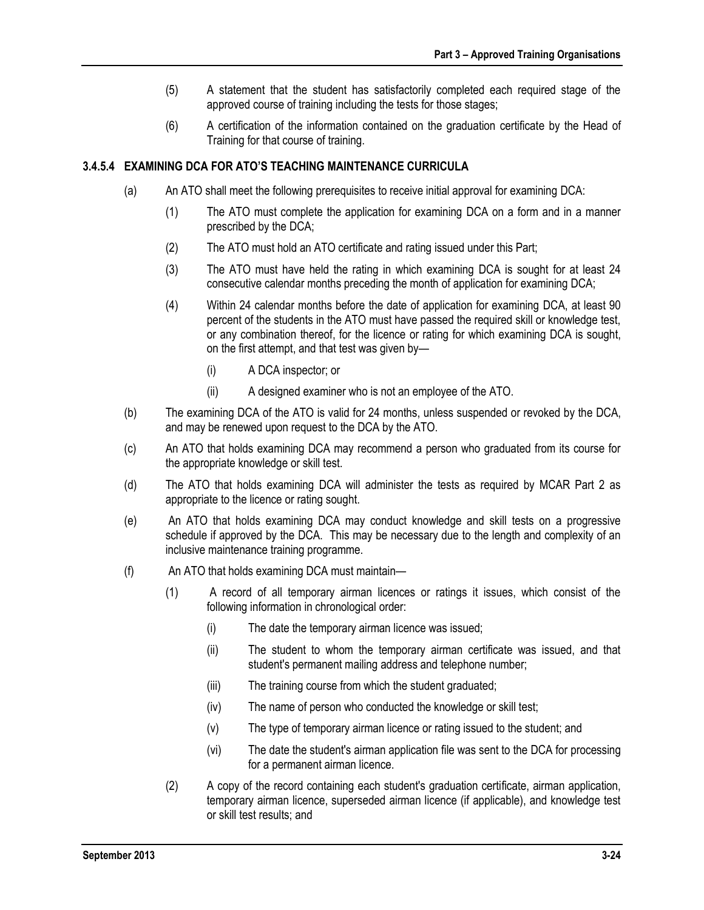(5) A statement that the student has satisfactorily completed each required stage of the approved course of training including the tests for those stages;

(6) A certification of the information contained on the graduation certificate by the Head of Training for that course of training.

### 3.4.5.4 EXAMINING DCA FOR ATO'S TEACHING MAINTENANCE CURRICULA

(a) An ATO shall meet the following prerequisites to receive initial approval for examining DCA:

(1) The ATO must complete the application for examining DCA on a form and in a manner prescribed by the DCA;

(2) The ATO must hold an ATO certificate and rating issued under this Part;

(3) The ATO must have held the rating in which examining DCA is sought for at least 24 consecutive calendar months preceding the month of application for examining DCA;

(4) Within 24 calendar months before the date of application for examining DCA, at least 90 percent of the students in the ATO must have passed the required skill or knowledge test, or any combination thereof, for the licence or rating for which examining DCA is sought, on the first attempt, and that test was given by—

(i) A DCA inspector; or

(ii) A designed examiner who is not an employee of the ATO.

(b) The examining DCA of the ATO is valid for 24 months, unless suspended or revoked by the DCA, and may be renewed upon request to the DCA by the ATO.

(c) An ATO that holds examining DCA may recommend a person who graduated from its course for the appropriate knowledge or skill test.

(d) The ATO that holds examining DCA will administer the tests as required by MCAR Part 2 as appropriate to the licence or rating sought.

(e) An ATO that holds examining DCA may conduct knowledge and skill tests on a progressive schedule if approved by the DCA. This may be necessary due to the length and complexity of an inclusive maintenance training programme.

(f) An ATO that holds examining DCA must maintain—

(1) A record of all temporary airman licences or ratings it issues, which consist of the following information in chronological order:

(i) The date the temporary airman licence was issued;

(ii) The student to whom the temporary airman certificate was issued, and that student's permanent mailing address and telephone number;

(iii) The training course from which the student graduated;

(iv) The name of person who conducted the knowledge or skill test;

(v) The type of temporary airman licence or rating issued to the student; and

(vi) The date the student's airman application file was sent to the DCA for processing for a permanent airman licence.

(2) A copy of the record containing each student's graduation certificate, airman application, temporary airman licence, superseded airman licence (if applicable), and knowledge test or skill test results; and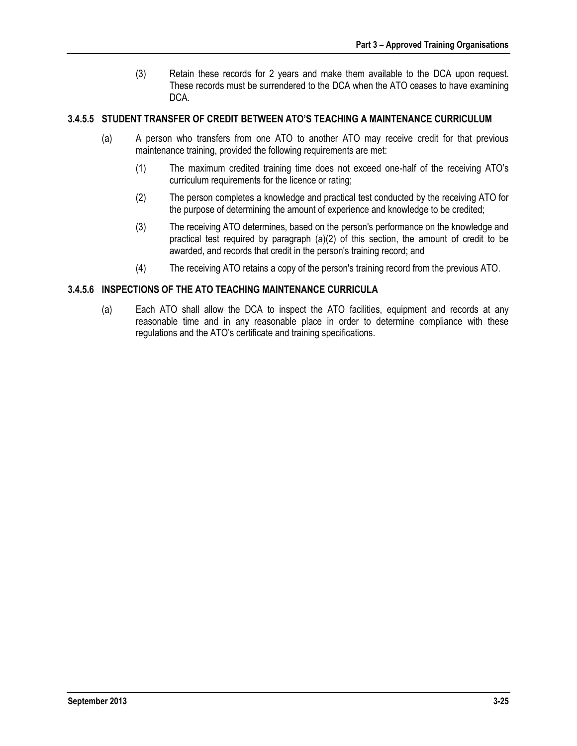(3) Retain these records for 2 years and make them available to the DCA upon request. These records must be surrendered to the DCA when the ATO ceases to have examining DCA.

### 3.4.5.5 STUDENT TRANSFER OF CREDIT BETWEEN ATO'S TEACHING A MAINTENANCE CURRICULUM

(a) A person who transfers from one ATO to another ATO may receive credit for that previous maintenance training, provided the following requirements are met:

(1) The maximum credited training time does not exceed one-half of the receiving ATO's curriculum requirements for the licence or rating;

(2) The person completes a knowledge and practical test conducted by the receiving ATO for the purpose of determining the amount of experience and knowledge to be credited;

(3) The receiving ATO determines, based on the person's performance on the knowledge and practical test required by paragraph (a)(2) of this section, the amount of credit to be awarded, and records that credit in the person's training record; and

(4) The receiving ATO retains a copy of the person's training record from the previous ATO.

### 3.4.5.6 INSPECTIONS OF THE ATO TEACHING MAINTENANCE CURRICULA

(a) Each ATO shall allow the DCA to inspect the ATO facilities, equipment and records at any reasonable time and in any reasonable place in order to determine compliance with these regulations and the ATO's certificate and training specifications.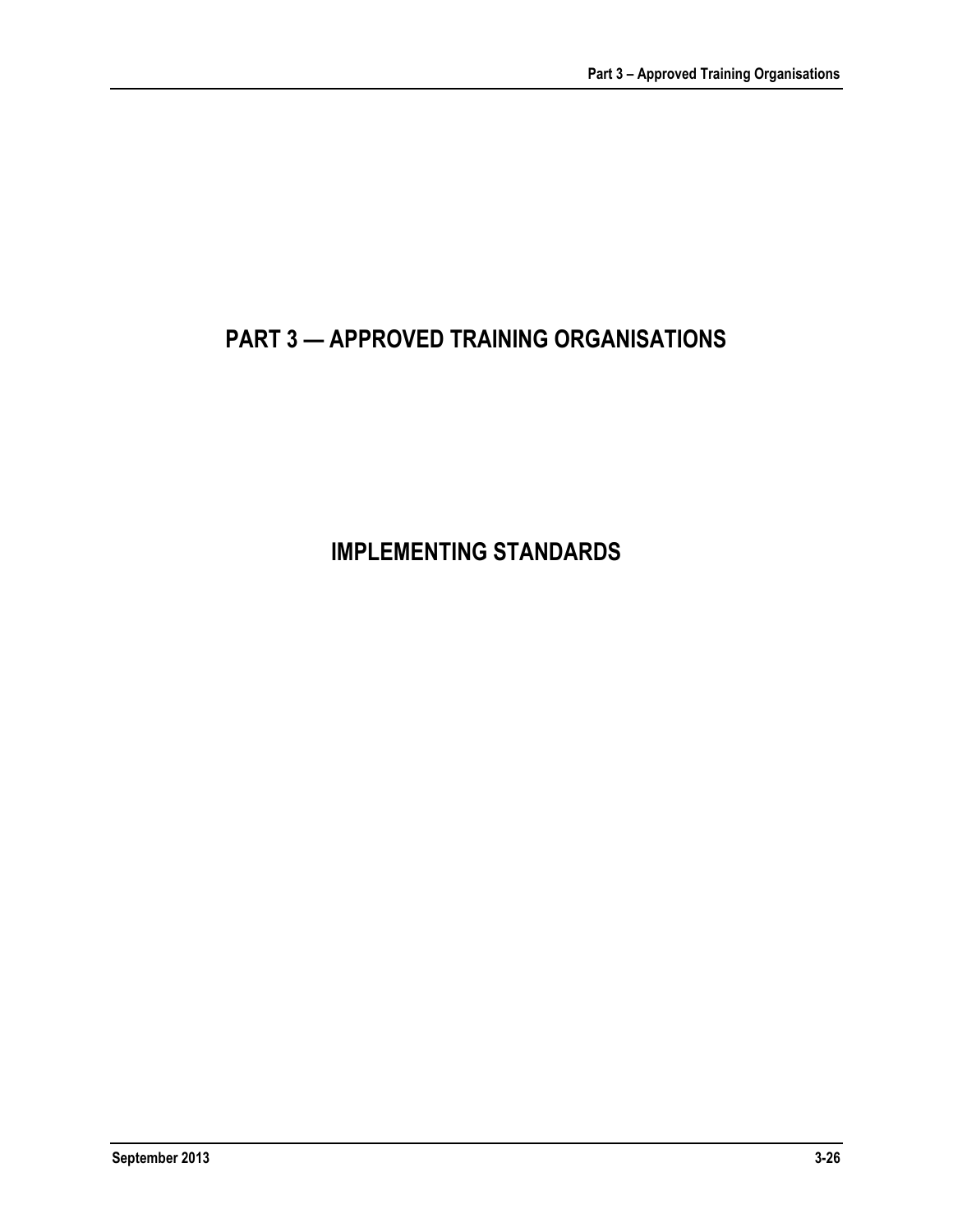# PART 3 — APPROVED TRAINING ORGANISATIONS

## IMPLEMENTING STANDARDS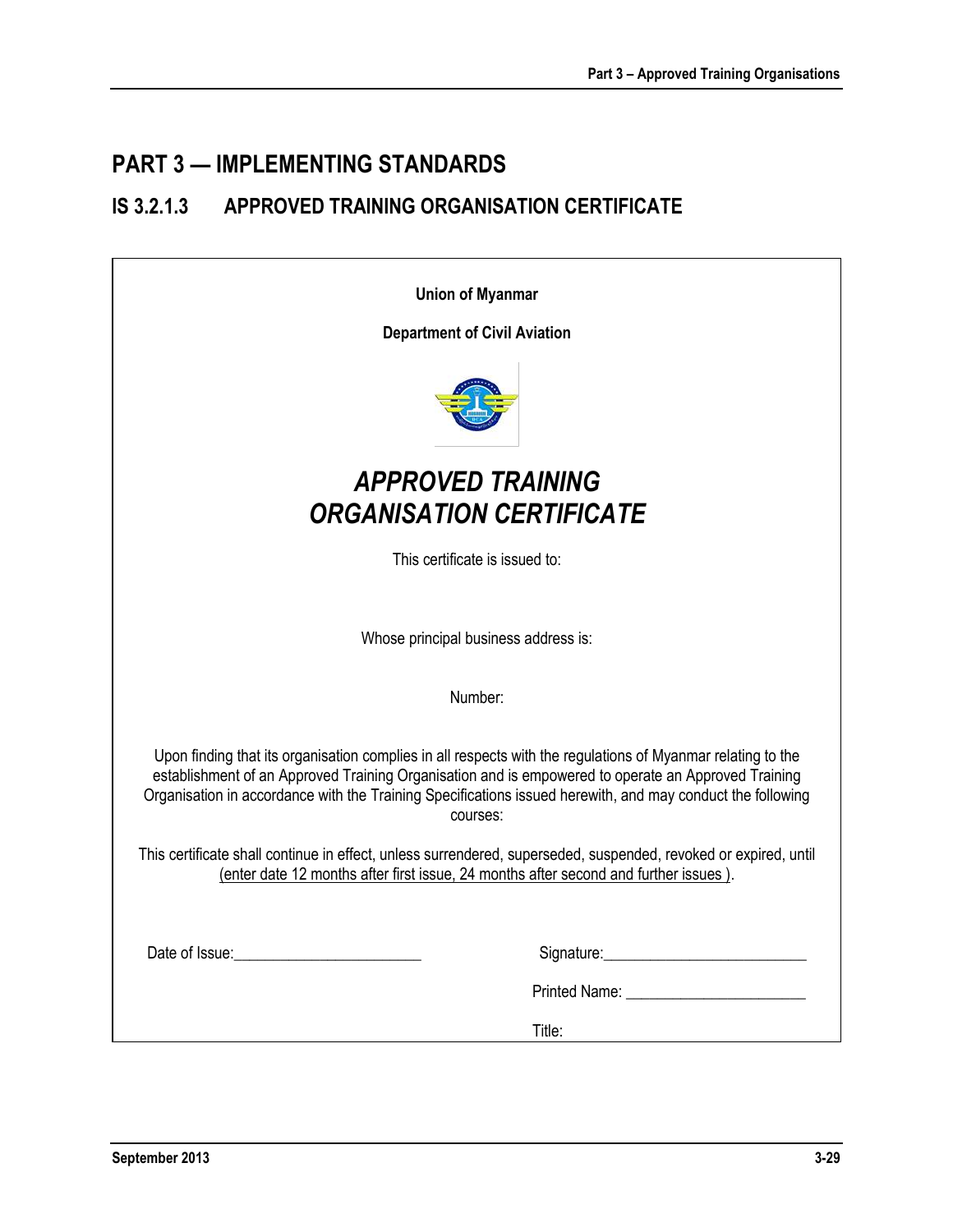# PART 3 — IMPLEMENTING STANDARDS

## IS 3.2.1.3 APPROVED TRAINING ORGANISATION CERTIFICATE

**Union of Myanmar**

**Department of Civil Aviation**

***APPROVED TRAINING ORGANISATION CERTIFICATE***

This certificate is issued to:

Whose principal business address is:

Number:

Upon finding that its organisation complies in all respects with the regulations of Myanmar relating to the establishment of an Approved Training Organisation and is empowered to operate an Approved Training Organisation in accordance with the Training Specifications issued herewith, and may conduct the following courses:

This certificate shall continue in effect, unless surrendered, superseded, suspended, revoked or expired, until (enter date 12 months after first issue, 24 months after second and further issues ).

Date of Issue:________________________

Signature:__________________________

Printed Name: _______________________

Title: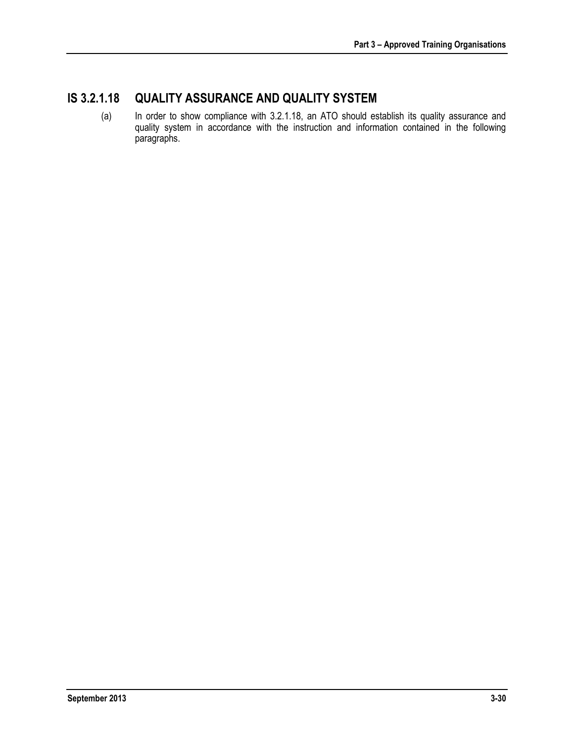## IS 3.2.1.18 QUALITY ASSURANCE AND QUALITY SYSTEM

(a) In order to show compliance with 3.2.1.18, an ATO should establish its quality assurance and quality system in accordance with the instruction and information contained in the following paragraphs.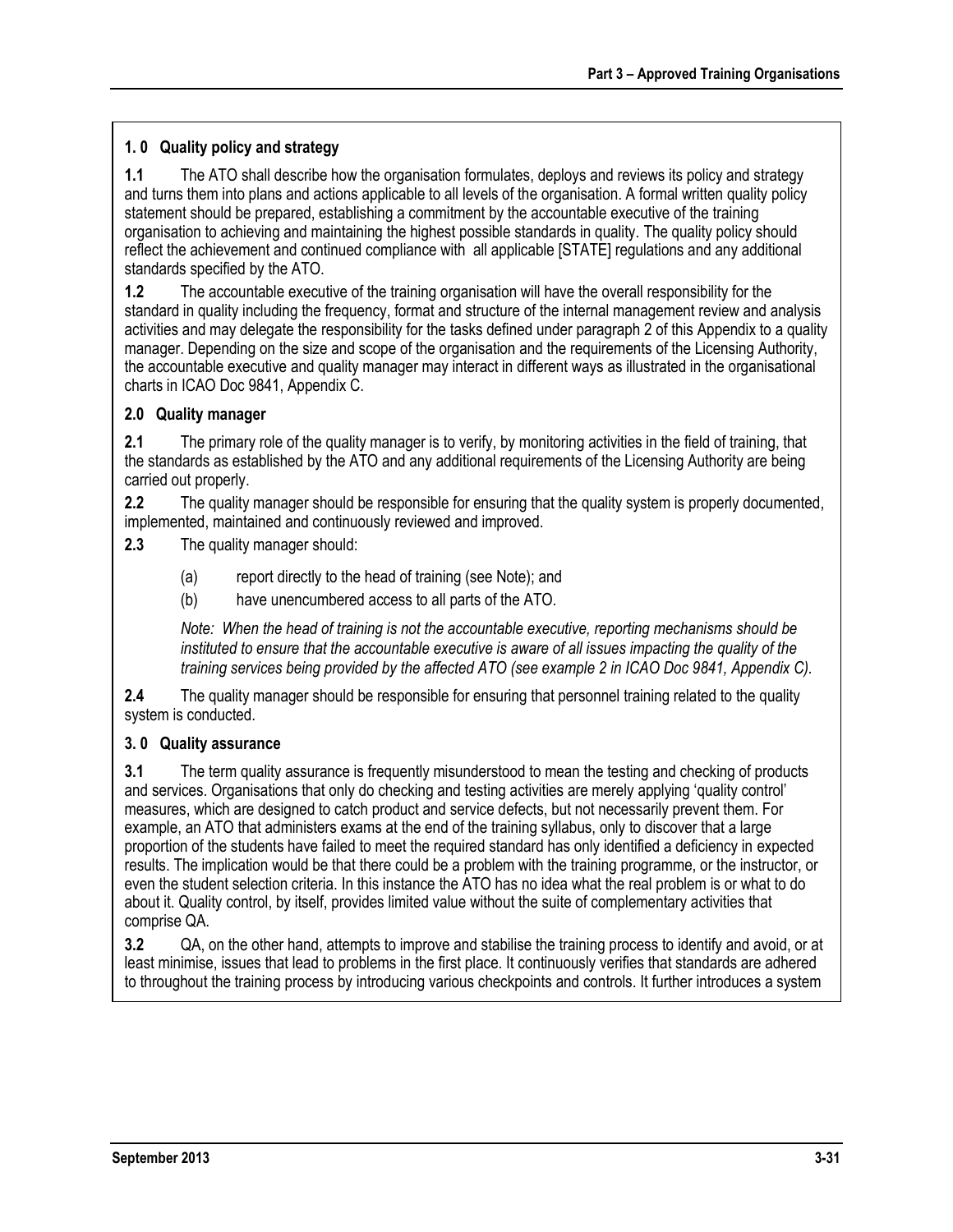### 1.0 Quality policy and strategy

**1.1** The ATO shall describe how the organisation formulates, deploys and reviews its policy and strategy and turns them into plans and actions applicable to all levels of the organisation. A formal written quality policy statement should be prepared, establishing a commitment by the accountable executive of the training organisation to achieving and maintaining the highest possible standards in quality. The quality policy should reflect the achievement and continued compliance with all applicable [STATE] regulations and any additional standards specified by the ATO.

**1.2** The accountable executive of the training organisation will have the overall responsibility for the standard in quality including the frequency, format and structure of the internal management review and analysis activities and may delegate the responsibility for the tasks defined under paragraph 2 of this Appendix to a quality manager. Depending on the size and scope of the organisation and the requirements of the Licensing Authority, the accountable executive and quality manager may interact in different ways as illustrated in the organisational charts in ICAO Doc 9841, Appendix C.

### 2.0 Quality manager

**2.1** The primary role of the quality manager is to verify, by monitoring activities in the field of training, that the standards as established by the ATO and any additional requirements of the Licensing Authority are being carried out properly.

**2.2** The quality manager should be responsible for ensuring that the quality system is properly documented, implemented, maintained and continuously reviewed and improved.

**2.3** The quality manager should:

(a) report directly to the head of training (see Note); and

(b) have unencumbered access to all parts of the ATO.

*Note: When the head of training is not the accountable executive, reporting mechanisms should be instituted to ensure that the accountable executive is aware of all issues impacting the quality of the training services being provided by the affected ATO (see example 2 in ICAO Doc 9841, Appendix C).*

**2.4** The quality manager should be responsible for ensuring that personnel training related to the quality system is conducted.

### 3.0 Quality assurance

**3.1** The term quality assurance is frequently misunderstood to mean the testing and checking of products and services. Organisations that only do checking and testing activities are merely applying 'quality control' measures, which are designed to catch product and service defects, but not necessarily prevent them. For example, an ATO that administers exams at the end of the training syllabus, only to discover that a large proportion of the students have failed to meet the required standard has only identified a deficiency in expected results. The implication would be that there could be a problem with the training programme, or the instructor, or even the student selection criteria. In this instance the ATO has no idea what the real problem is or what to do about it. Quality control, by itself, provides limited value without the suite of complementary activities that comprise QA.

**3.2** QA, on the other hand, attempts to improve and stabilise the training process to identify and avoid, or at least minimise, issues that lead to problems in the first place. It continuously verifies that standards are adhered to throughout the training process by introducing various checkpoints and controls. It further introduces a system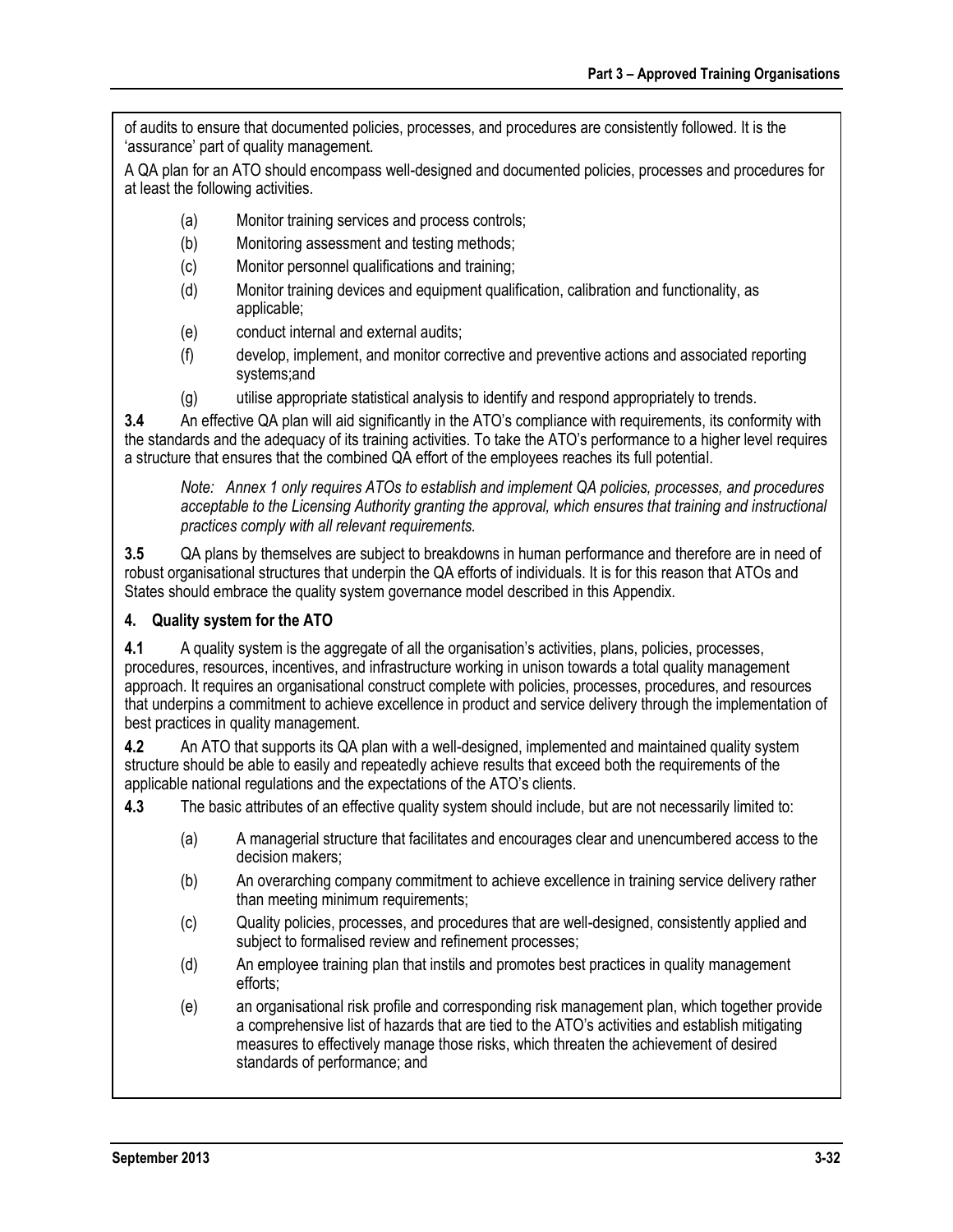of audits to ensure that documented policies, processes, and procedures are consistently followed. It is the 'assurance' part of quality management.

A QA plan for an ATO should encompass well-designed and documented policies, processes and procedures for at least the following activities.

(a) Monitor training services and process controls;

(b) Monitoring assessment and testing methods;

(c) Monitor personnel qualifications and training;

(d) Monitor training devices and equipment qualification, calibration and functionality, as applicable;

(e) conduct internal and external audits;

(f) develop, implement, and monitor corrective and preventive actions and associated reporting systems;and

(g) utilise appropriate statistical analysis to identify and respond appropriately to trends.

**3.4** An effective QA plan will aid significantly in the ATO's compliance with requirements, its conformity with the standards and the adequacy of its training activities. To take the ATO's performance to a higher level requires a structure that ensures that the combined QA effort of the employees reaches its full potential.

*Note: Annex 1 only requires ATOs to establish and implement QA policies, processes, and procedures acceptable to the Licensing Authority granting the approval, which ensures that training and instructional practices comply with all relevant requirements.*

**3.5** QA plans by themselves are subject to breakdowns in human performance and therefore are in need of robust organisational structures that underpin the QA efforts of individuals. It is for this reason that ATOs and States should embrace the quality system governance model described in this Appendix.

## 4. Quality system for the ATO

**4.1** A quality system is the aggregate of all the organisation's activities, plans, policies, processes, procedures, resources, incentives, and infrastructure working in unison towards a total quality management approach. It requires an organisational construct complete with policies, processes, procedures, and resources that underpins a commitment to achieve excellence in product and service delivery through the implementation of best practices in quality management.

**4.2** An ATO that supports its QA plan with a well-designed, implemented and maintained quality system structure should be able to easily and repeatedly achieve results that exceed both the requirements of the applicable national regulations and the expectations of the ATO's clients.

**4.3** The basic attributes of an effective quality system should include, but are not necessarily limited to:

(a) A managerial structure that facilitates and encourages clear and unencumbered access to the decision makers;

(b) An overarching company commitment to achieve excellence in training service delivery rather than meeting minimum requirements;

(c) Quality policies, processes, and procedures that are well-designed, consistently applied and subject to formalised review and refinement processes;

(d) An employee training plan that instils and promotes best practices in quality management efforts;

(e) an organisational risk profile and corresponding risk management plan, which together provide a comprehensive list of hazards that are tied to the ATO's activities and establish mitigating measures to effectively manage those risks, which threaten the achievement of desired standards of performance; and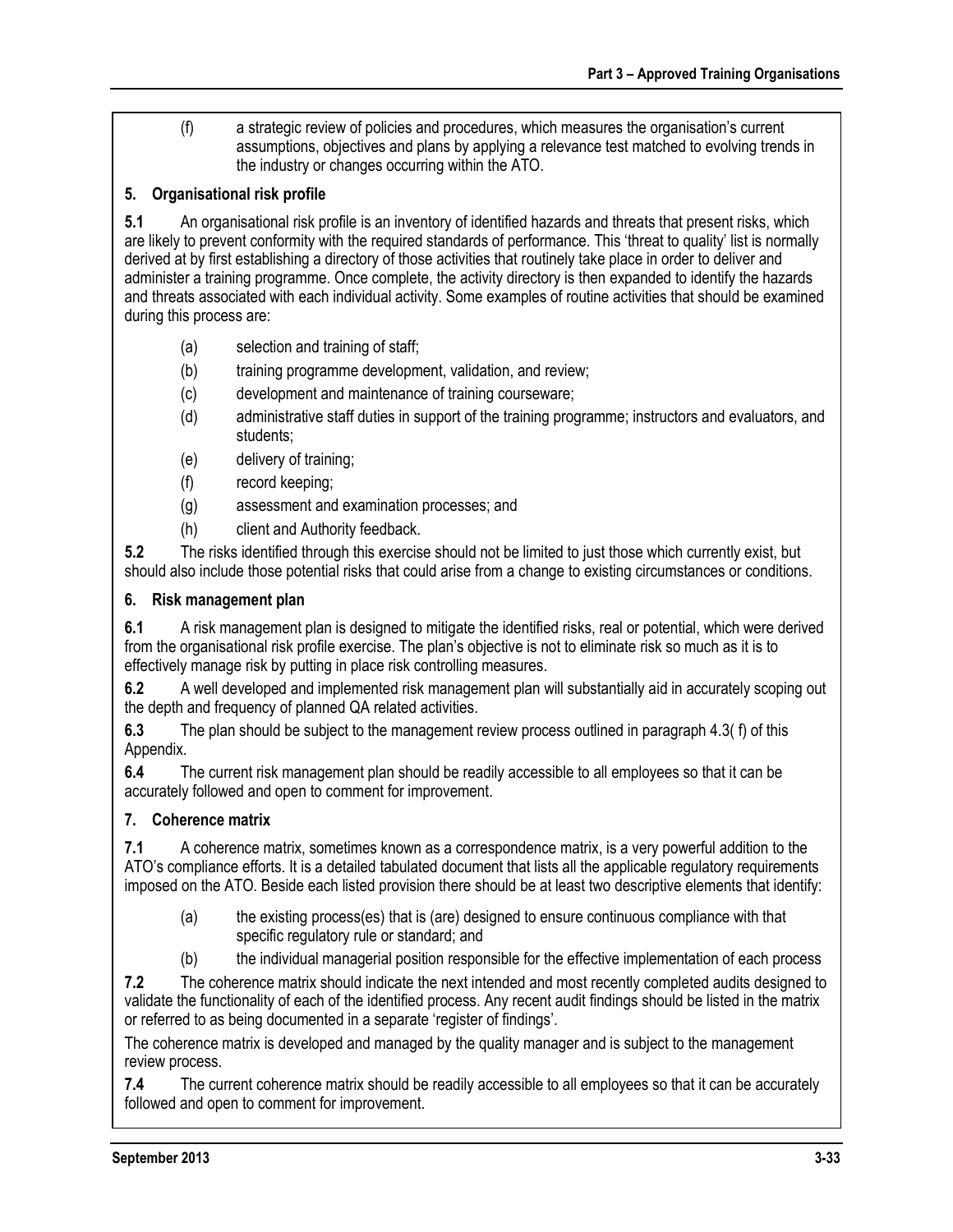(f) a strategic review of policies and procedures, which measures the organisation's current assumptions, objectives and plans by applying a relevance test matched to evolving trends in the industry or changes occurring within the ATO.

### 5. Organisational risk profile

**5.1** An organisational risk profile is an inventory of identified hazards and threats that present risks, which are likely to prevent conformity with the required standards of performance. This 'threat to quality' list is normally derived at by first establishing a directory of those activities that routinely take place in order to deliver and administer a training programme. Once complete, the activity directory is then expanded to identify the hazards and threats associated with each individual activity. Some examples of routine activities that should be examined during this process are:

- (a) selection and training of staff;
- (b) training programme development, validation, and review;
- (c) development and maintenance of training courseware;
- (d) administrative staff duties in support of the training programme; instructors and evaluators, and students;
- (e) delivery of training;
- (f) record keeping;
- (g) assessment and examination processes; and
- (h) client and Authority feedback.

**5.2** The risks identified through this exercise should not be limited to just those which currently exist, but should also include those potential risks that could arise from a change to existing circumstances or conditions.

### 6. Risk management plan

**6.1** A risk management plan is designed to mitigate the identified risks, real or potential, which were derived from the organisational risk profile exercise. The plan's objective is not to eliminate risk so much as it is to effectively manage risk by putting in place risk controlling measures.

**6.2** A well developed and implemented risk management plan will substantially aid in accurately scoping out the depth and frequency of planned QA related activities.

**6.3** The plan should be subject to the management review process outlined in paragraph 4.3( f) of this Appendix.

**6.4** The current risk management plan should be readily accessible to all employees so that it can be accurately followed and open to comment for improvement.

### 7. Coherence matrix

**7.1** A coherence matrix, sometimes known as a correspondence matrix, is a very powerful addition to the ATO's compliance efforts. It is a detailed tabulated document that lists all the applicable regulatory requirements imposed on the ATO. Beside each listed provision there should be at least two descriptive elements that identify:

- (a) the existing process(es) that is (are) designed to ensure continuous compliance with that specific regulatory rule or standard; and
- (b) the individual managerial position responsible for the effective implementation of each process

**7.2** The coherence matrix should indicate the next intended and most recently completed audits designed to validate the functionality of each of the identified process. Any recent audit findings should be listed in the matrix or referred to as being documented in a separate 'register of findings'.

The coherence matrix is developed and managed by the quality manager and is subject to the management review process.

**7.4** The current coherence matrix should be readily accessible to all employees so that it can be accurately followed and open to comment for improvement.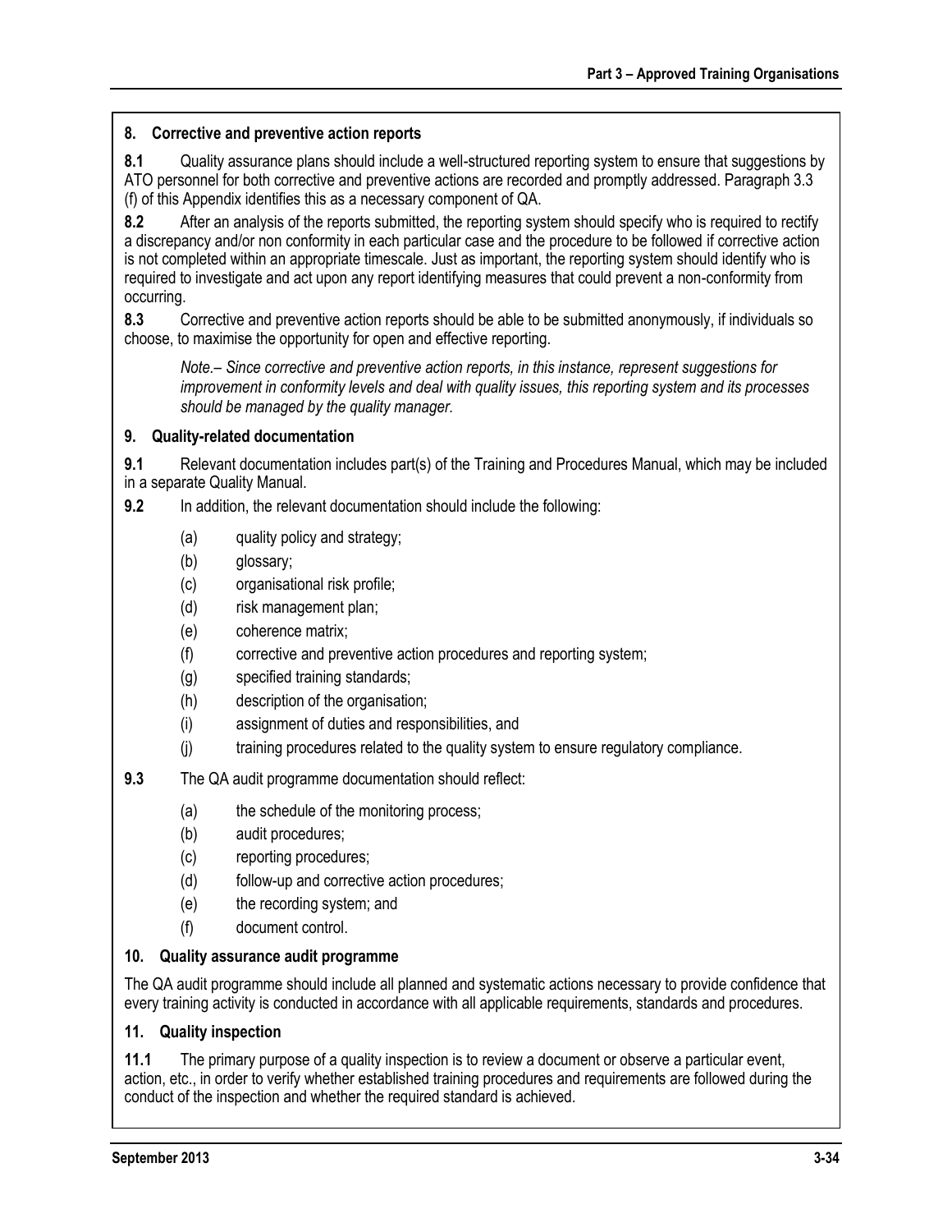### 8. Corrective and preventive action reports

**8.1** Quality assurance plans should include a well-structured reporting system to ensure that suggestions by ATO personnel for both corrective and preventive actions are recorded and promptly addressed. Paragraph 3.3 (f) of this Appendix identifies this as a necessary component of QA.

**8.2** After an analysis of the reports submitted, the reporting system should specify who is required to rectify a discrepancy and/or non conformity in each particular case and the procedure to be followed if corrective action is not completed within an appropriate timescale. Just as important, the reporting system should identify who is required to investigate and act upon any report identifying measures that could prevent a non-conformity from occurring.

**8.3** Corrective and preventive action reports should be able to be submitted anonymously, if individuals so choose, to maximise the opportunity for open and effective reporting.

*Note.– Since corrective and preventive action reports, in this instance, represent suggestions for improvement in conformity levels and deal with quality issues, this reporting system and its processes should be managed by the quality manager.*

### 9. Quality-related documentation

**9.1** Relevant documentation includes part(s) of the Training and Procedures Manual, which may be included in a separate Quality Manual.

**9.2** In addition, the relevant documentation should include the following:

- (a) quality policy and strategy;
- (b) glossary;
- (c) organisational risk profile;
- (d) risk management plan;
- (e) coherence matrix;
- (f) corrective and preventive action procedures and reporting system;
- (g) specified training standards;
- (h) description of the organisation;
- (i) assignment of duties and responsibilities, and
- (j) training procedures related to the quality system to ensure regulatory compliance.

**9.3** The QA audit programme documentation should reflect:

- (a) the schedule of the monitoring process;
- (b) audit procedures;
- (c) reporting procedures;
- (d) follow-up and corrective action procedures;
- (e) the recording system; and
- (f) document control.

### 10. Quality assurance audit programme

The QA audit programme should include all planned and systematic actions necessary to provide confidence that every training activity is conducted in accordance with all applicable requirements, standards and procedures.

### 11. Quality inspection

**11.1** The primary purpose of a quality inspection is to review a document or observe a particular event, action, etc., in order to verify whether established training procedures and requirements are followed during the conduct of the inspection and whether the required standard is achieved.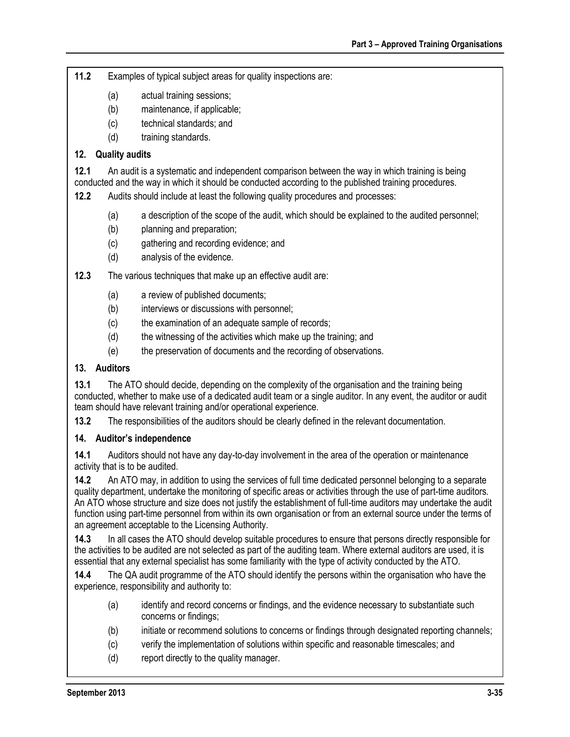**11.2** Examples of typical subject areas for quality inspections are:

(a) actual training sessions;
(b) maintenance, if applicable;
(c) technical standards; and
(d) training standards.

### 12. Quality audits

**12.1** An audit is a systematic and independent comparison between the way in which training is being conducted and the way in which it should be conducted according to the published training procedures.

**12.2** Audits should include at least the following quality procedures and processes:

(a) a description of the scope of the audit, which should be explained to the audited personnel;
(b) planning and preparation;
(c) gathering and recording evidence; and
(d) analysis of the evidence.

**12.3** The various techniques that make up an effective audit are:

(a) a review of published documents;
(b) interviews or discussions with personnel;
(c) the examination of an adequate sample of records;
(d) the witnessing of the activities which make up the training; and
(e) the preservation of documents and the recording of observations.

### 13. Auditors

**13.1** The ATO should decide, depending on the complexity of the organisation and the training being conducted, whether to make use of a dedicated audit team or a single auditor. In any event, the auditor or audit team should have relevant training and/or operational experience.

**13.2** The responsibilities of the auditors should be clearly defined in the relevant documentation.

### 14. Auditor's independence

**14.1** Auditors should not have any day-to-day involvement in the area of the operation or maintenance activity that is to be audited.

**14.2** An ATO may, in addition to using the services of full time dedicated personnel belonging to a separate quality department, undertake the monitoring of specific areas or activities through the use of part-time auditors. An ATO whose structure and size does not justify the establishment of full-time auditors may undertake the audit function using part-time personnel from within its own organisation or from an external source under the terms of an agreement acceptable to the Licensing Authority.

**14.3** In all cases the ATO should develop suitable procedures to ensure that persons directly responsible for the activities to be audited are not selected as part of the auditing team. Where external auditors are used, it is essential that any external specialist has some familiarity with the type of activity conducted by the ATO.

**14.4** The QA audit programme of the ATO should identify the persons within the organisation who have the experience, responsibility and authority to:

(a) identify and record concerns or findings, and the evidence necessary to substantiate such concerns or findings;
(b) initiate or recommend solutions to concerns or findings through designated reporting channels;
(c) verify the implementation of solutions within specific and reasonable timescales; and
(d) report directly to the quality manager.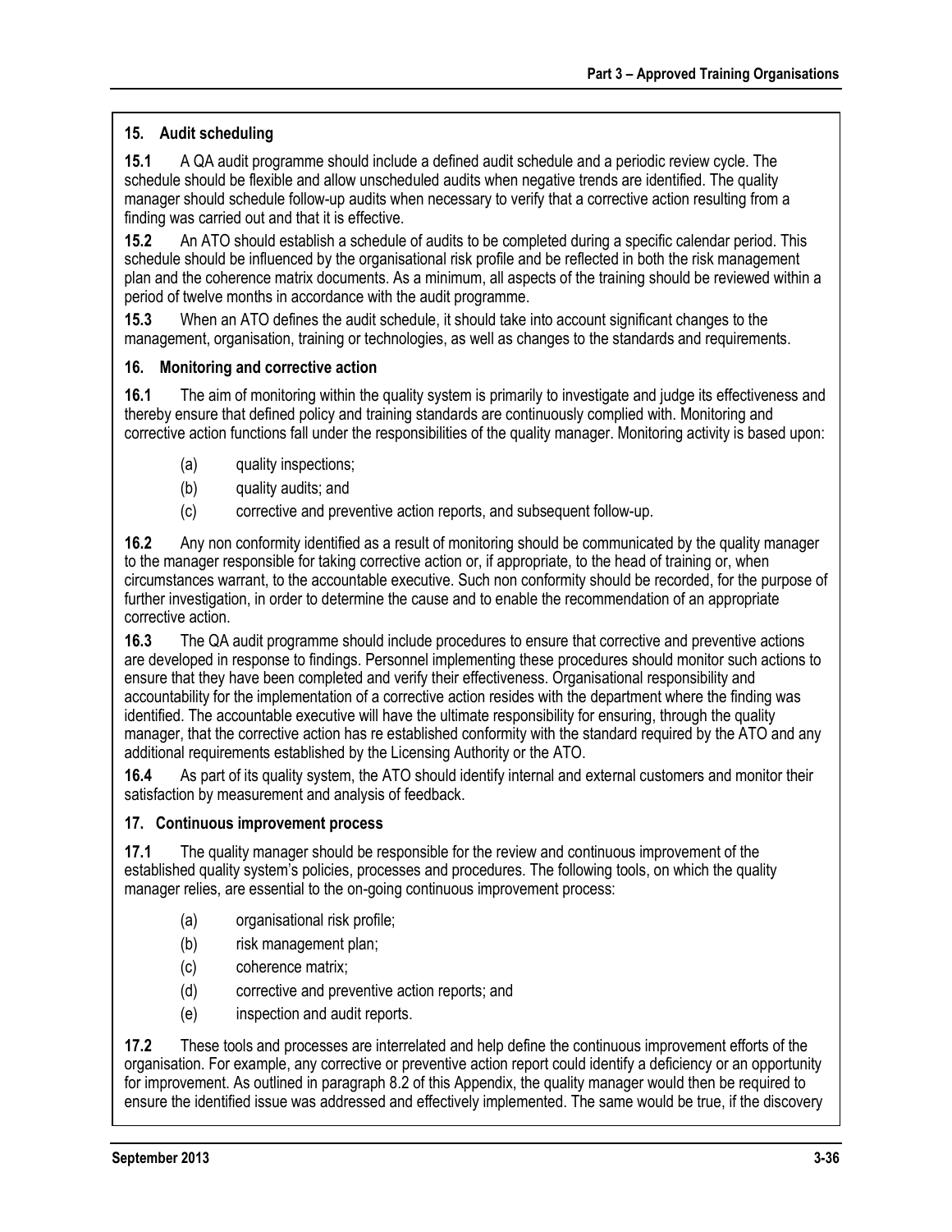## 15. Audit scheduling

**15.1** A QA audit programme should include a defined audit schedule and a periodic review cycle. The schedule should be flexible and allow unscheduled audits when negative trends are identified. The quality manager should schedule follow-up audits when necessary to verify that a corrective action resulting from a finding was carried out and that it is effective.

**15.2** An ATO should establish a schedule of audits to be completed during a specific calendar period. This schedule should be influenced by the organisational risk profile and be reflected in both the risk management plan and the coherence matrix documents. As a minimum, all aspects of the training should be reviewed within a period of twelve months in accordance with the audit programme.

**15.3** When an ATO defines the audit schedule, it should take into account significant changes to the management, organisation, training or technologies, as well as changes to the standards and requirements.

## 16. Monitoring and corrective action

**16.1** The aim of monitoring within the quality system is primarily to investigate and judge its effectiveness and thereby ensure that defined policy and training standards are continuously complied with. Monitoring and corrective action functions fall under the responsibilities of the quality manager. Monitoring activity is based upon:

- (a) quality inspections;
- (b) quality audits; and
- (c) corrective and preventive action reports, and subsequent follow-up.

**16.2** Any non conformity identified as a result of monitoring should be communicated by the quality manager to the manager responsible for taking corrective action or, if appropriate, to the head of training or, when circumstances warrant, to the accountable executive. Such non conformity should be recorded, for the purpose of further investigation, in order to determine the cause and to enable the recommendation of an appropriate corrective action.

**16.3** The QA audit programme should include procedures to ensure that corrective and preventive actions are developed in response to findings. Personnel implementing these procedures should monitor such actions to ensure that they have been completed and verify their effectiveness. Organisational responsibility and accountability for the implementation of a corrective action resides with the department where the finding was identified. The accountable executive will have the ultimate responsibility for ensuring, through the quality manager, that the corrective action has re established conformity with the standard required by the ATO and any additional requirements established by the Licensing Authority or the ATO.

**16.4** As part of its quality system, the ATO should identify internal and external customers and monitor their satisfaction by measurement and analysis of feedback.

## 17. Continuous improvement process

**17.1** The quality manager should be responsible for the review and continuous improvement of the established quality system's policies, processes and procedures. The following tools, on which the quality manager relies, are essential to the on-going continuous improvement process:

- (a) organisational risk profile;
- (b) risk management plan;
- (c) coherence matrix;
- (d) corrective and preventive action reports; and
- (e) inspection and audit reports.

**17.2** These tools and processes are interrelated and help define the continuous improvement efforts of the organisation. For example, any corrective or preventive action report could identify a deficiency or an opportunity for improvement. As outlined in paragraph 8.2 of this Appendix, the quality manager would then be required to ensure the identified issue was addressed and effectively implemented. The same would be true, if the discovery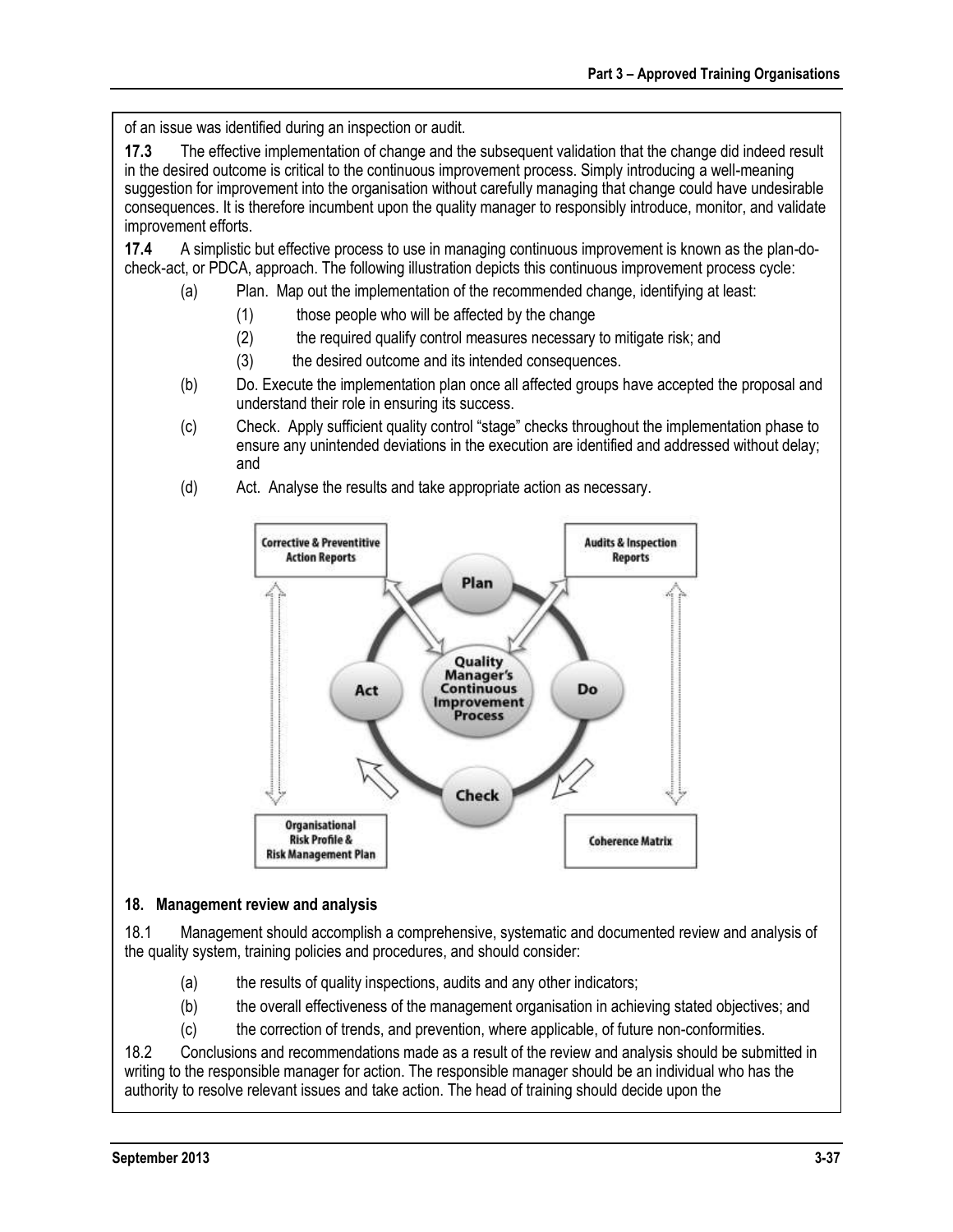of an issue was identified during an inspection or audit.

**17.3** The effective implementation of change and the subsequent validation that the change did indeed result in the desired outcome is critical to the continuous improvement process. Simply introducing a well-meaning suggestion for improvement into the organisation without carefully managing that change could have undesirable consequences. It is therefore incumbent upon the quality manager to responsibly introduce, monitor, and validate improvement efforts.

**17.4** A simplistic but effective process to use in managing continuous improvement is known as the plan-do-check-act, or PDCA, approach. The following illustration depicts this continuous improvement process cycle:

(a) Plan. Map out the implementation of the recommended change, identifying at least:

  (1) those people who will be affected by the change

  (2) the required qualify control measures necessary to mitigate risk; and

  (3) the desired outcome and its intended consequences.

(b) Do. Execute the implementation plan once all affected groups have accepted the proposal and understand their role in ensuring its success.

(c) Check. Apply sufficient quality control "stage" checks throughout the implementation phase to ensure any unintended deviations in the execution are identified and addressed without delay; and

(d) Act. Analyse the results and take appropriate action as necessary.

## 18. Management review and analysis

18.1 Management should accomplish a comprehensive, systematic and documented review and analysis of the quality system, training policies and procedures, and should consider:

(a) the results of quality inspections, audits and any other indicators;

(b) the overall effectiveness of the management organisation in achieving stated objectives; and

(c) the correction of trends, and prevention, where applicable, of future non-conformities.

18.2 Conclusions and recommendations made as a result of the review and analysis should be submitted in writing to the responsible manager for action. The responsible manager should be an individual who has the authority to resolve relevant issues and take action. The head of training should decide upon the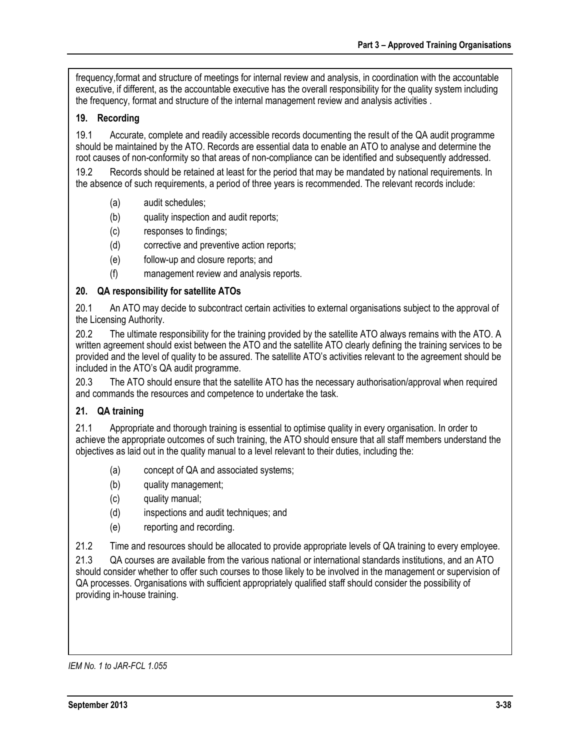frequency,format and structure of meetings for internal review and analysis, in coordination with the accountable executive, if different, as the accountable executive has the overall responsibility for the quality system including the frequency, format and structure of the internal management review and analysis activities .

### 19. Recording

19.1 Accurate, complete and readily accessible records documenting the result of the QA audit programme should be maintained by the ATO. Records are essential data to enable an ATO to analyse and determine the root causes of non-conformity so that areas of non-compliance can be identified and subsequently addressed.

19.2 Records should be retained at least for the period that may be mandated by national requirements. In the absence of such requirements, a period of three years is recommended. The relevant records include:

- (a) audit schedules;
- (b) quality inspection and audit reports;
- (c) responses to findings;
- (d) corrective and preventive action reports;
- (e) follow-up and closure reports; and
- (f) management review and analysis reports.

### 20. QA responsibility for satellite ATOs

20.1 An ATO may decide to subcontract certain activities to external organisations subject to the approval of the Licensing Authority.

20.2 The ultimate responsibility for the training provided by the satellite ATO always remains with the ATO. A written agreement should exist between the ATO and the satellite ATO clearly defining the training services to be provided and the level of quality to be assured. The satellite ATO's activities relevant to the agreement should be included in the ATO's QA audit programme.

20.3 The ATO should ensure that the satellite ATO has the necessary authorisation/approval when required and commands the resources and competence to undertake the task.

### 21. QA training

21.1 Appropriate and thorough training is essential to optimise quality in every organisation. In order to achieve the appropriate outcomes of such training, the ATO should ensure that all staff members understand the objectives as laid out in the quality manual to a level relevant to their duties, including the:

- (a) concept of QA and associated systems;
- (b) quality management;
- (c) quality manual;
- (d) inspections and audit techniques; and
- (e) reporting and recording.

21.2 Time and resources should be allocated to provide appropriate levels of QA training to every employee.

21.3 QA courses are available from the various national or international standards institutions, and an ATO should consider whether to offer such courses to those likely to be involved in the management or supervision of QA processes. Organisations with sufficient appropriately qualified staff should consider the possibility of providing in-house training.

*IEM No. 1 to JAR-FCL 1.055*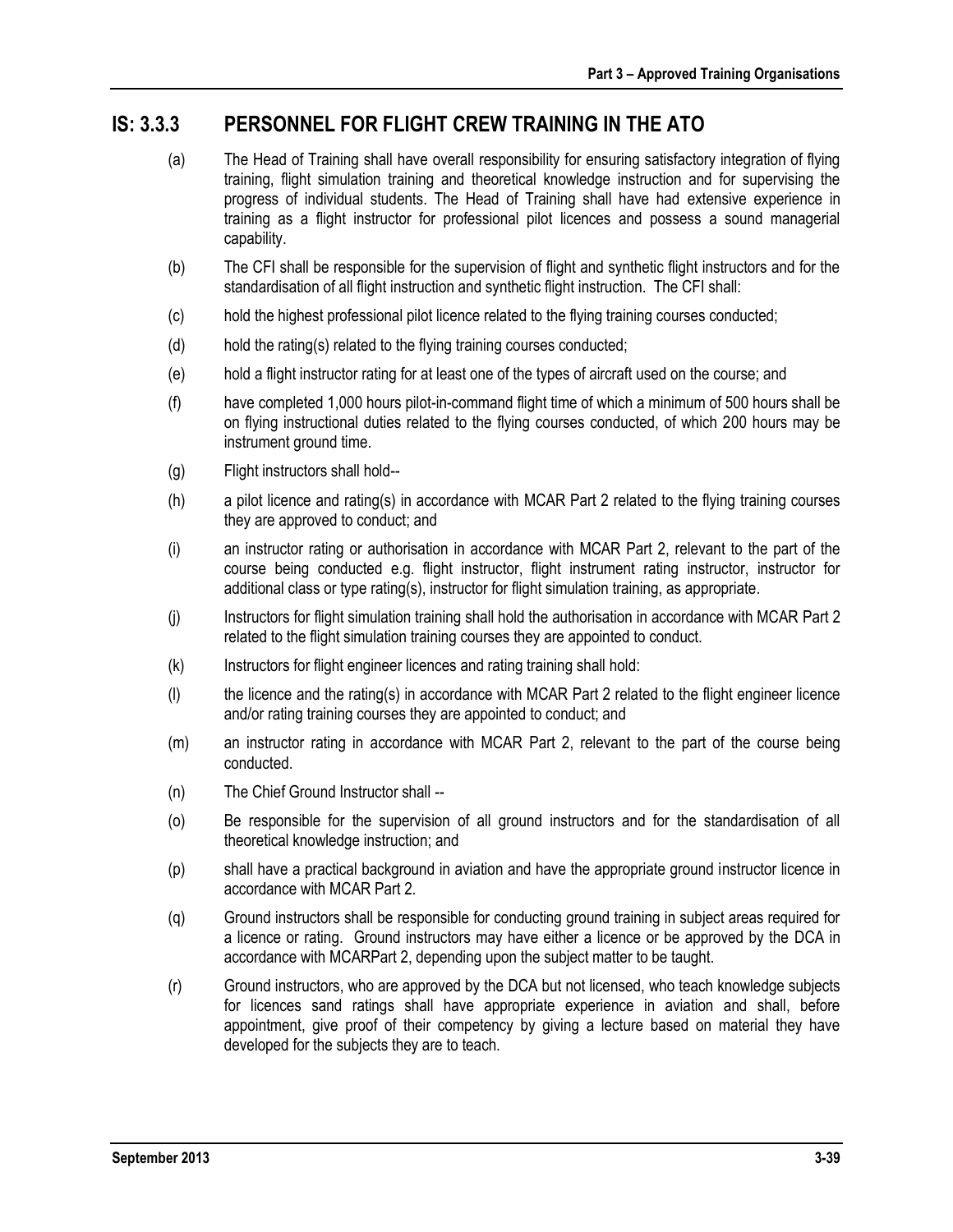## IS: 3.3.3 PERSONNEL FOR FLIGHT CREW TRAINING IN THE ATO

(a) The Head of Training shall have overall responsibility for ensuring satisfactory integration of flying training, flight simulation training and theoretical knowledge instruction and for supervising the progress of individual students. The Head of Training shall have had extensive experience in training as a flight instructor for professional pilot licences and possess a sound managerial capability.

(b) The CFI shall be responsible for the supervision of flight and synthetic flight instructors and for the standardisation of all flight instruction and synthetic flight instruction. The CFI shall:

(c) hold the highest professional pilot licence related to the flying training courses conducted;

(d) hold the rating(s) related to the flying training courses conducted;

(e) hold a flight instructor rating for at least one of the types of aircraft used on the course; and

(f) have completed 1,000 hours pilot-in-command flight time of which a minimum of 500 hours shall be on flying instructional duties related to the flying courses conducted, of which 200 hours may be instrument ground time.

(g) Flight instructors shall hold--

(h) a pilot licence and rating(s) in accordance with MCAR Part 2 related to the flying training courses they are approved to conduct; and

(i) an instructor rating or authorisation in accordance with MCAR Part 2, relevant to the part of the course being conducted e.g. flight instructor, flight instrument rating instructor, instructor for additional class or type rating(s), instructor for flight simulation training, as appropriate.

(j) Instructors for flight simulation training shall hold the authorisation in accordance with MCAR Part 2 related to the flight simulation training courses they are appointed to conduct.

(k) Instructors for flight engineer licences and rating training shall hold:

(l) the licence and the rating(s) in accordance with MCAR Part 2 related to the flight engineer licence and/or rating training courses they are appointed to conduct; and

(m) an instructor rating in accordance with MCAR Part 2, relevant to the part of the course being conducted.

(n) The Chief Ground Instructor shall --

(o) Be responsible for the supervision of all ground instructors and for the standardisation of all theoretical knowledge instruction; and

(p) shall have a practical background in aviation and have the appropriate ground instructor licence in accordance with MCAR Part 2.

(q) Ground instructors shall be responsible for conducting ground training in subject areas required for a licence or rating. Ground instructors may have either a licence or be approved by the DCA in accordance with MCARPart 2, depending upon the subject matter to be taught.

(r) Ground instructors, who are approved by the DCA but not licensed, who teach knowledge subjects for licences sand ratings shall have appropriate experience in aviation and shall, before appointment, give proof of their competency by giving a lecture based on material they have developed for the subjects they are to teach.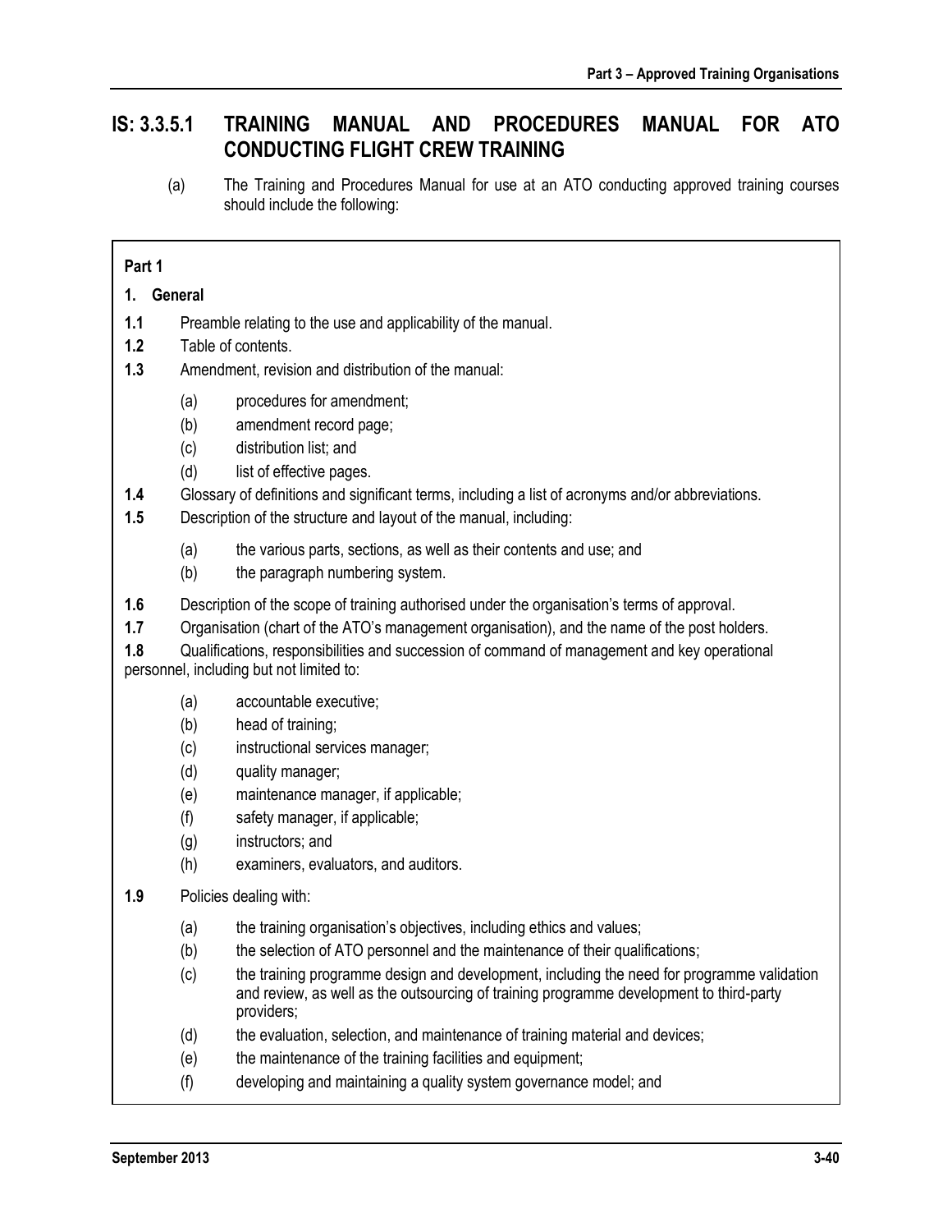# IS: 3.3.5.1 TRAINING MANUAL AND PROCEDURES MANUAL FOR ATO CONDUCTING FLIGHT CREW TRAINING

(a) The Training and Procedures Manual for use at an ATO conducting approved training courses should include the following:

**Part 1**

**1. General**

**1.1** Preamble relating to the use and applicability of the manual.

**1.2** Table of contents.

**1.3** Amendment, revision and distribution of the manual:

- (a) procedures for amendment;
- (b) amendment record page;
- (c) distribution list; and
- (d) list of effective pages.

**1.4** Glossary of definitions and significant terms, including a list of acronyms and/or abbreviations.

**1.5** Description of the structure and layout of the manual, including:

- (a) the various parts, sections, as well as their contents and use; and
- (b) the paragraph numbering system.

**1.6** Description of the scope of training authorised under the organisation's terms of approval.

**1.7** Organisation (chart of the ATO's management organisation), and the name of the post holders.

**1.8** Qualifications, responsibilities and succession of command of management and key operational personnel, including but not limited to:

- (a) accountable executive;
- (b) head of training;
- (c) instructional services manager;
- (d) quality manager;
- (e) maintenance manager, if applicable;
- (f) safety manager, if applicable;
- (g) instructors; and
- (h) examiners, evaluators, and auditors.

**1.9** Policies dealing with:

- (a) the training organisation's objectives, including ethics and values;
- (b) the selection of ATO personnel and the maintenance of their qualifications;
- (c) the training programme design and development, including the need for programme validation and review, as well as the outsourcing of training programme development to third-party providers;
- (d) the evaluation, selection, and maintenance of training material and devices;
- (e) the maintenance of the training facilities and equipment;
- (f) developing and maintaining a quality system governance model; and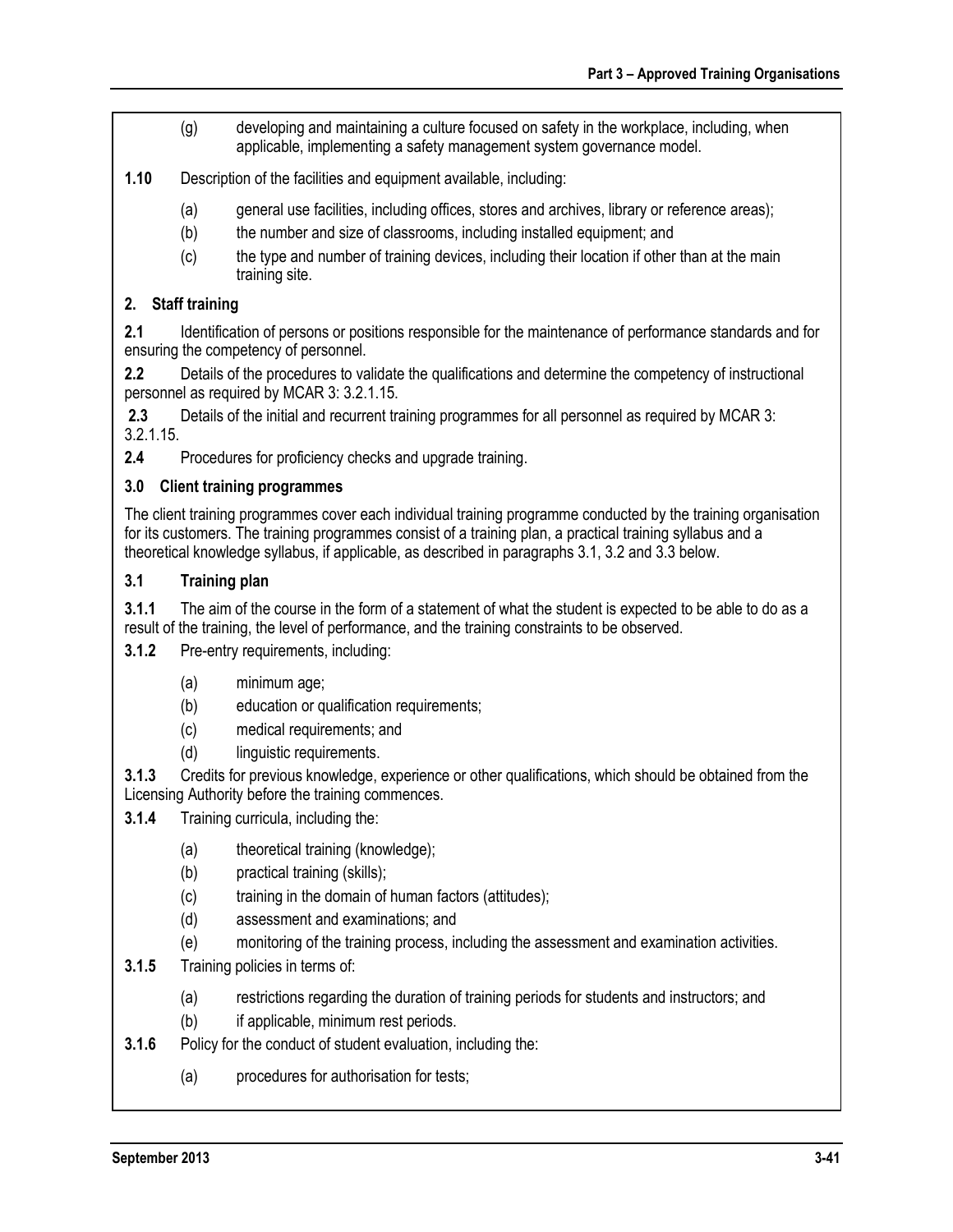(g) developing and maintaining a culture focused on safety in the workplace, including, when applicable, implementing a safety management system governance model.

**1.10** Description of the facilities and equipment available, including:

(a) general use facilities, including offices, stores and archives, library or reference areas);

(b) the number and size of classrooms, including installed equipment; and

(c) the type and number of training devices, including their location if other than at the main training site.

## 2. Staff training

**2.1** Identification of persons or positions responsible for the maintenance of performance standards and for ensuring the competency of personnel.

**2.2** Details of the procedures to validate the qualifications and determine the competency of instructional personnel as required by MCAR 3: 3.2.1.15.

**2.3** Details of the initial and recurrent training programmes for all personnel as required by MCAR 3: 3.2.1.15.

**2.4** Procedures for proficiency checks and upgrade training.

## 3.0 Client training programmes

The client training programmes cover each individual training programme conducted by the training organisation for its customers. The training programmes consist of a training plan, a practical training syllabus and a theoretical knowledge syllabus, if applicable, as described in paragraphs 3.1, 3.2 and 3.3 below.

### 3.1 Training plan

**3.1.1** The aim of the course in the form of a statement of what the student is expected to be able to do as a result of the training, the level of performance, and the training constraints to be observed.

**3.1.2** Pre-entry requirements, including:

(a) minimum age;

(b) education or qualification requirements;

(c) medical requirements; and

(d) linguistic requirements.

**3.1.3** Credits for previous knowledge, experience or other qualifications, which should be obtained from the Licensing Authority before the training commences.

**3.1.4** Training curricula, including the:

(a) theoretical training (knowledge);

(b) practical training (skills);

(c) training in the domain of human factors (attitudes);

(d) assessment and examinations; and

(e) monitoring of the training process, including the assessment and examination activities.

**3.1.5** Training policies in terms of:

(a) restrictions regarding the duration of training periods for students and instructors; and

(b) if applicable, minimum rest periods.

**3.1.6** Policy for the conduct of student evaluation, including the:

(a) procedures for authorisation for tests;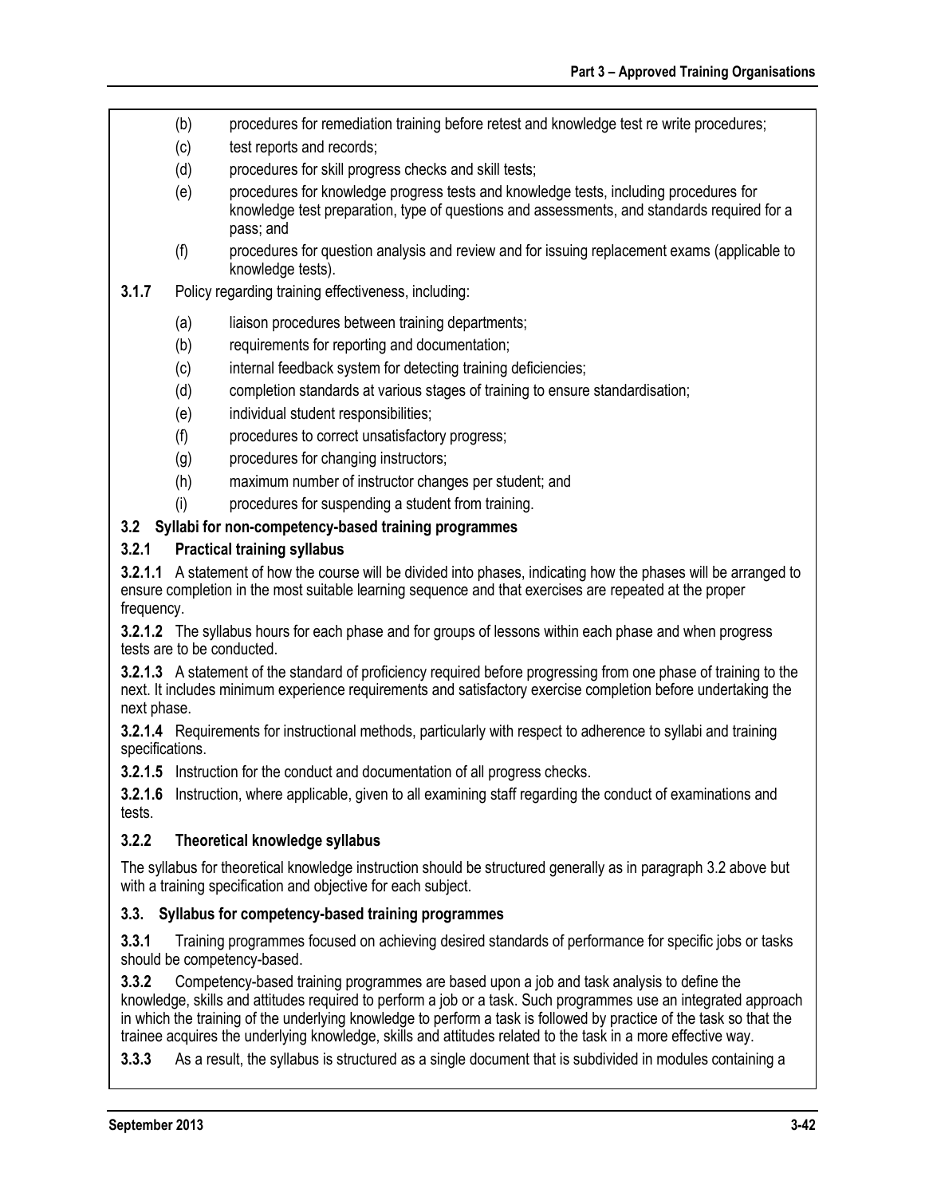(b) procedures for remediation training before retest and knowledge test re write procedures;

(c) test reports and records;

(d) procedures for skill progress checks and skill tests;

(e) procedures for knowledge progress tests and knowledge tests, including procedures for knowledge test preparation, type of questions and assessments, and standards required for a pass; and

(f) procedures for question analysis and review and for issuing replacement exams (applicable to knowledge tests).

**3.1.7** Policy regarding training effectiveness, including:

(a) liaison procedures between training departments;

(b) requirements for reporting and documentation;

(c) internal feedback system for detecting training deficiencies;

(d) completion standards at various stages of training to ensure standardisation;

(e) individual student responsibilities;

(f) procedures to correct unsatisfactory progress;

(g) procedures for changing instructors;

(h) maximum number of instructor changes per student; and

(i) procedures for suspending a student from training.

### 3.2 Syllabi for non-competency-based training programmes

#### 3.2.1 Practical training syllabus

**3.2.1.1** A statement of how the course will be divided into phases, indicating how the phases will be arranged to ensure completion in the most suitable learning sequence and that exercises are repeated at the proper frequency.

**3.2.1.2** The syllabus hours for each phase and for groups of lessons within each phase and when progress tests are to be conducted.

**3.2.1.3** A statement of the standard of proficiency required before progressing from one phase of training to the next. It includes minimum experience requirements and satisfactory exercise completion before undertaking the next phase.

**3.2.1.4** Requirements for instructional methods, particularly with respect to adherence to syllabi and training specifications.

**3.2.1.5** Instruction for the conduct and documentation of all progress checks.

**3.2.1.6** Instruction, where applicable, given to all examining staff regarding the conduct of examinations and tests.

#### 3.2.2 Theoretical knowledge syllabus

The syllabus for theoretical knowledge instruction should be structured generally as in paragraph 3.2 above but with a training specification and objective for each subject.

### 3.3. Syllabus for competency-based training programmes

**3.3.1** Training programmes focused on achieving desired standards of performance for specific jobs or tasks should be competency-based.

**3.3.2** Competency-based training programmes are based upon a job and task analysis to define the knowledge, skills and attitudes required to perform a job or a task. Such programmes use an integrated approach in which the training of the underlying knowledge to perform a task is followed by practice of the task so that the trainee acquires the underlying knowledge, skills and attitudes related to the task in a more effective way.

**3.3.3** As a result, the syllabus is structured as a single document that is subdivided in modules containing a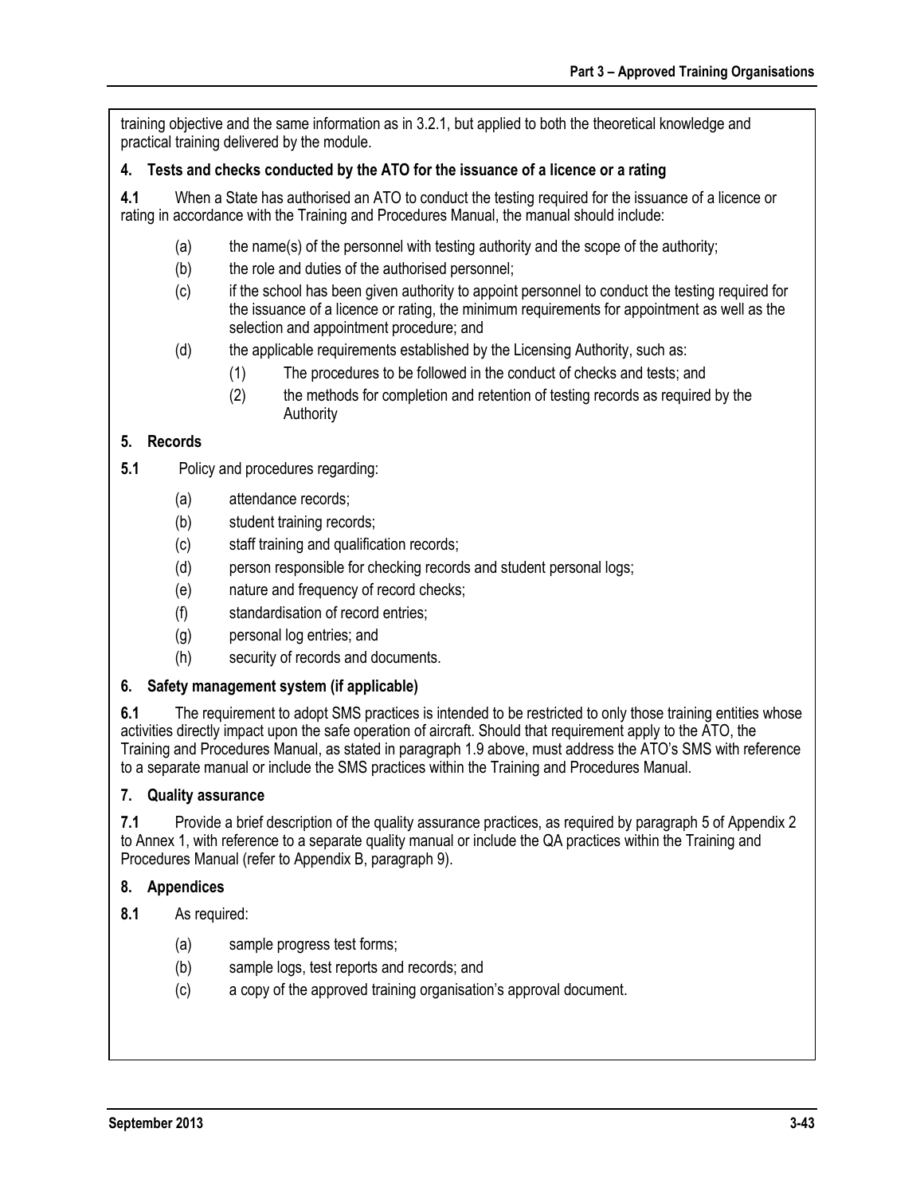training objective and the same information as in 3.2.1, but applied to both the theoretical knowledge and practical training delivered by the module.

**4. Tests and checks conducted by the ATO for the issuance of a licence or a rating**

**4.1** When a State has authorised an ATO to conduct the testing required for the issuance of a licence or rating in accordance with the Training and Procedures Manual, the manual should include:

(a) the name(s) of the personnel with testing authority and the scope of the authority;

(b) the role and duties of the authorised personnel;

(c) if the school has been given authority to appoint personnel to conduct the testing required for the issuance of a licence or rating, the minimum requirements for appointment as well as the selection and appointment procedure; and

(d) the applicable requirements established by the Licensing Authority, such as:

  (1) The procedures to be followed in the conduct of checks and tests; and

  (2) the methods for completion and retention of testing records as required by the Authority

**5. Records**

**5.1** Policy and procedures regarding:

(a) attendance records;

(b) student training records;

(c) staff training and qualification records;

(d) person responsible for checking records and student personal logs;

(e) nature and frequency of record checks;

(f) standardisation of record entries;

(g) personal log entries; and

(h) security of records and documents.

**6. Safety management system (if applicable)**

**6.1** The requirement to adopt SMS practices is intended to be restricted to only those training entities whose activities directly impact upon the safe operation of aircraft. Should that requirement apply to the ATO, the Training and Procedures Manual, as stated in paragraph 1.9 above, must address the ATO's SMS with reference to a separate manual or include the SMS practices within the Training and Procedures Manual.

**7. Quality assurance**

**7.1** Provide a brief description of the quality assurance practices, as required by paragraph 5 of Appendix 2 to Annex 1, with reference to a separate quality manual or include the QA practices within the Training and Procedures Manual (refer to Appendix B, paragraph 9).

**8. Appendices**

**8.1** As required:

(a) sample progress test forms;

(b) sample logs, test reports and records; and

(c) a copy of the approved training organisation's approval document.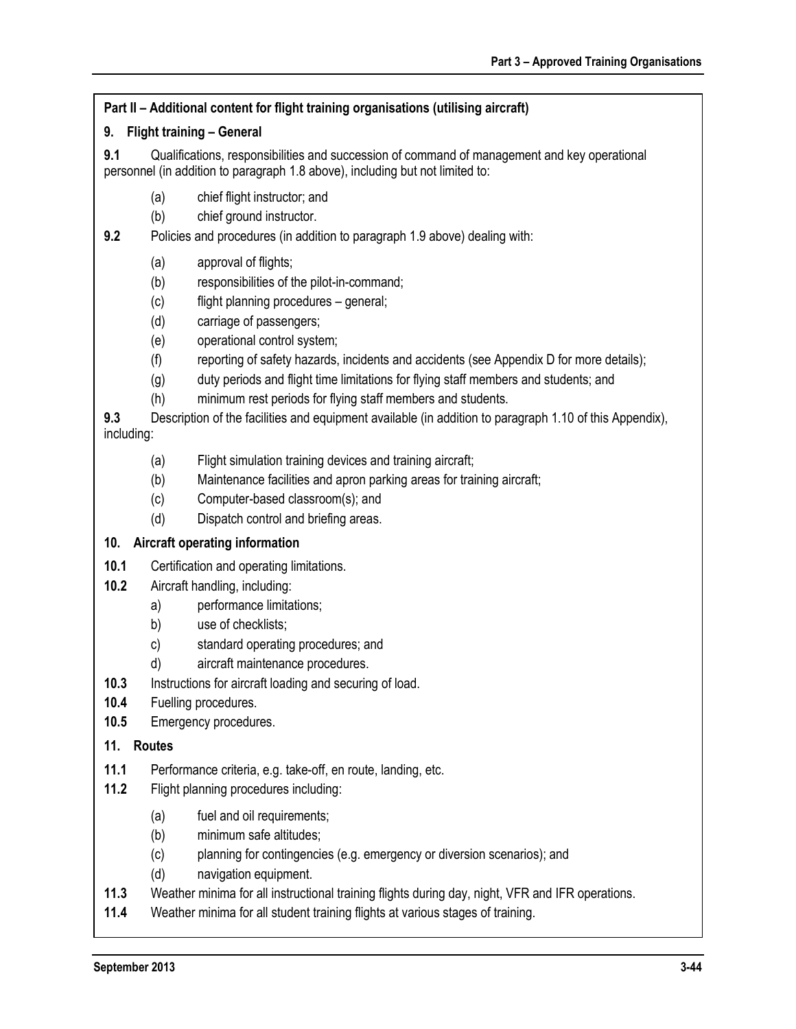## Part II – Additional content for flight training organisations (utilising aircraft)

### 9. Flight training – General

**9.1** Qualifications, responsibilities and succession of command of management and key operational personnel (in addition to paragraph 1.8 above), including but not limited to:

- (a) chief flight instructor; and
- (b) chief ground instructor.

**9.2** Policies and procedures (in addition to paragraph 1.9 above) dealing with:

- (a) approval of flights;
- (b) responsibilities of the pilot-in-command;
- (c) flight planning procedures – general;
- (d) carriage of passengers;
- (e) operational control system;
- (f) reporting of safety hazards, incidents and accidents (see Appendix D for more details);
- (g) duty periods and flight time limitations for flying staff members and students; and
- (h) minimum rest periods for flying staff members and students.

**9.3** Description of the facilities and equipment available (in addition to paragraph 1.10 of this Appendix), including:

- (a) Flight simulation training devices and training aircraft;
- (b) Maintenance facilities and apron parking areas for training aircraft;
- (c) Computer-based classroom(s); and
- (d) Dispatch control and briefing areas.

### 10. Aircraft operating information

**10.1** Certification and operating limitations.

**10.2** Aircraft handling, including:

- a) performance limitations;
- b) use of checklists;
- c) standard operating procedures; and
- d) aircraft maintenance procedures.

**10.3** Instructions for aircraft loading and securing of load.

**10.4** Fuelling procedures.

**10.5** Emergency procedures.

### 11. Routes

**11.1** Performance criteria, e.g. take-off, en route, landing, etc.

**11.2** Flight planning procedures including:

- (a) fuel and oil requirements;
- (b) minimum safe altitudes;
- (c) planning for contingencies (e.g. emergency or diversion scenarios); and
- (d) navigation equipment.

**11.3** Weather minima for all instructional training flights during day, night, VFR and IFR operations.

**11.4** Weather minima for all student training flights at various stages of training.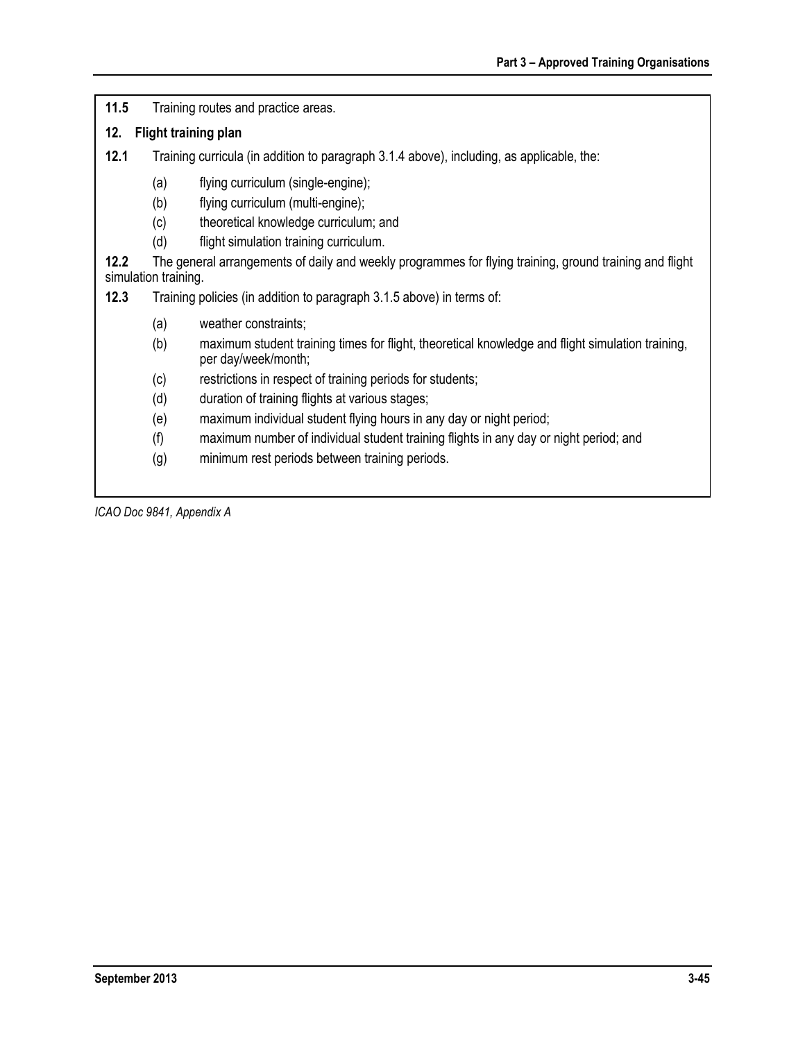**11.5** Training routes and practice areas.

## 12. Flight training plan

**12.1** Training curricula (in addition to paragraph 3.1.4 above), including, as applicable, the:

(a) flying curriculum (single-engine);

(b) flying curriculum (multi-engine);

(c) theoretical knowledge curriculum; and

(d) flight simulation training curriculum.

**12.2** The general arrangements of daily and weekly programmes for flying training, ground training and flight simulation training.

**12.3** Training policies (in addition to paragraph 3.1.5 above) in terms of:

(a) weather constraints;

(b) maximum student training times for flight, theoretical knowledge and flight simulation training, per day/week/month;

(c) restrictions in respect of training periods for students;

(d) duration of training flights at various stages;

(e) maximum individual student flying hours in any day or night period;

(f) maximum number of individual student training flights in any day or night period; and

(g) minimum rest periods between training periods.

*ICAO Doc 9841, Appendix A*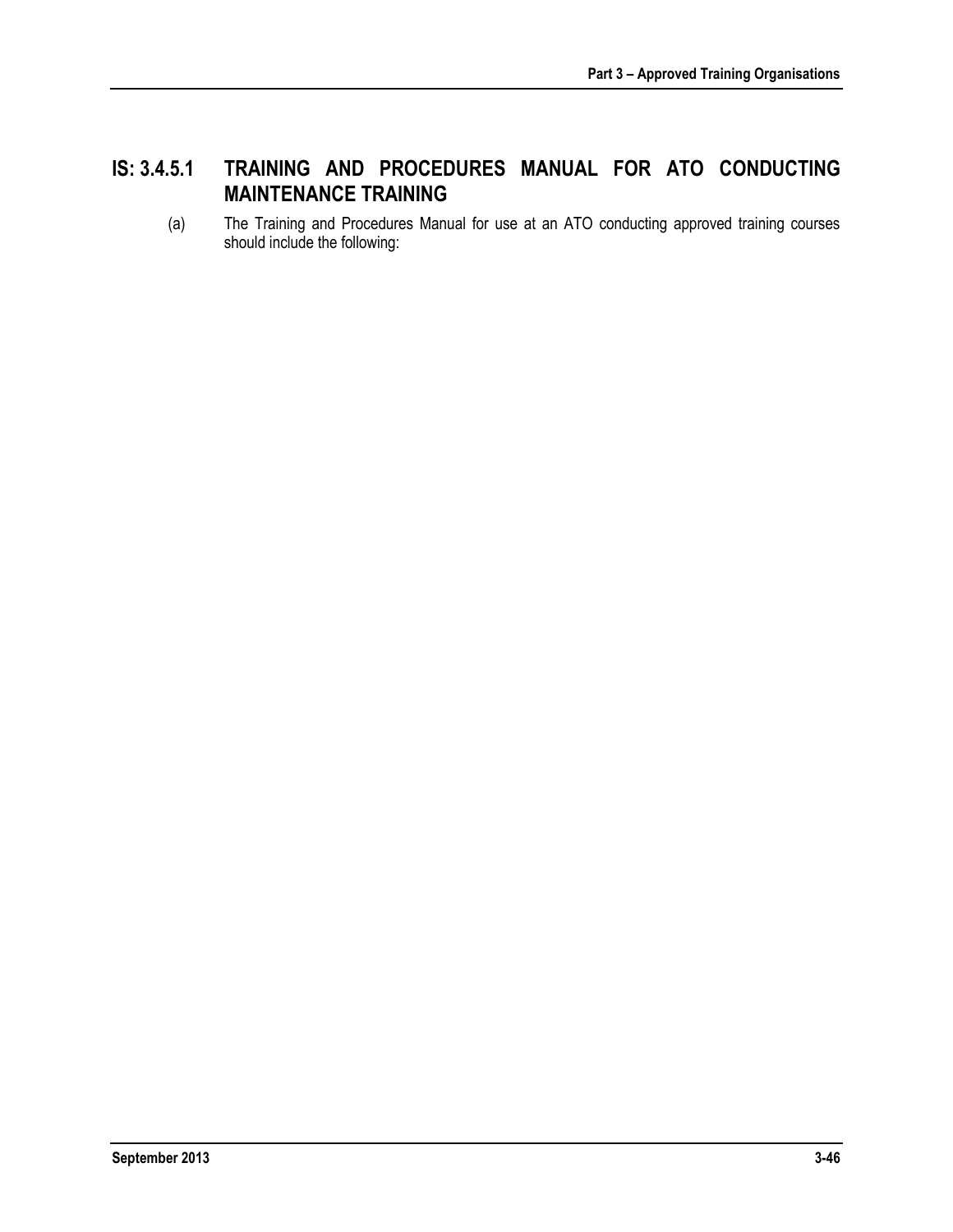## IS: 3.4.5.1 TRAINING AND PROCEDURES MANUAL FOR ATO CONDUCTING MAINTENANCE TRAINING

(a) The Training and Procedures Manual for use at an ATO conducting approved training courses should include the following: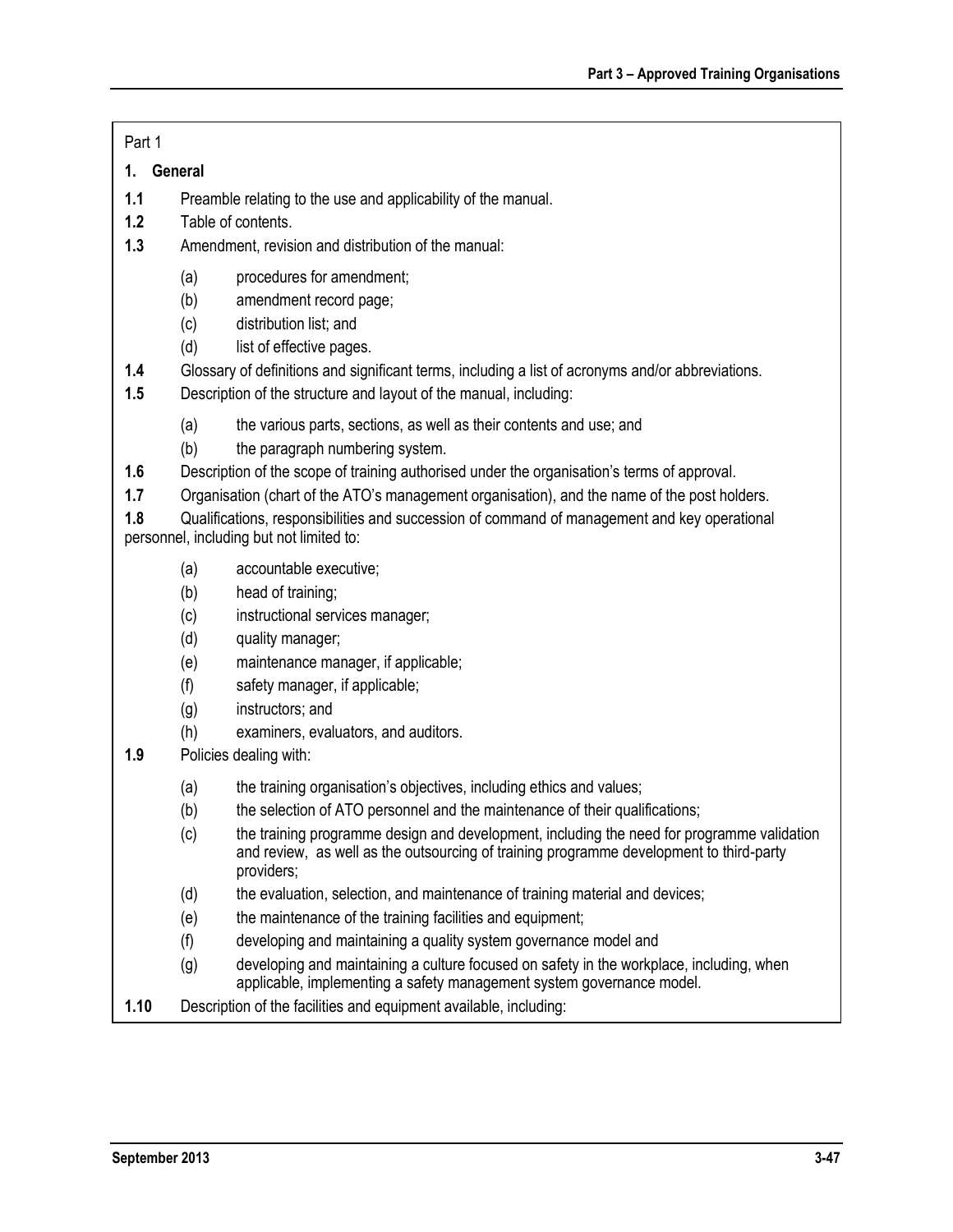Part 1

## 1. General

**1.1** Preamble relating to the use and applicability of the manual.

**1.2** Table of contents.

**1.3** Amendment, revision and distribution of the manual:

- (a) procedures for amendment;
- (b) amendment record page;
- (c) distribution list; and
- (d) list of effective pages.

**1.4** Glossary of definitions and significant terms, including a list of acronyms and/or abbreviations.

**1.5** Description of the structure and layout of the manual, including:

- (a) the various parts, sections, as well as their contents and use; and
- (b) the paragraph numbering system.

**1.6** Description of the scope of training authorised under the organisation's terms of approval.

**1.7** Organisation (chart of the ATO's management organisation), and the name of the post holders.

**1.8** Qualifications, responsibilities and succession of command of management and key operational personnel, including but not limited to:

- (a) accountable executive;
- (b) head of training;
- (c) instructional services manager;
- (d) quality manager;
- (e) maintenance manager, if applicable;
- (f) safety manager, if applicable;
- (g) instructors; and
- (h) examiners, evaluators, and auditors.

**1.9** Policies dealing with:

- (a) the training organisation's objectives, including ethics and values;
- (b) the selection of ATO personnel and the maintenance of their qualifications;
- (c) the training programme design and development, including the need for programme validation and review, as well as the outsourcing of training programme development to third-party providers;
- (d) the evaluation, selection, and maintenance of training material and devices;
- (e) the maintenance of the training facilities and equipment;
- (f) developing and maintaining a quality system governance model and
- (g) developing and maintaining a culture focused on safety in the workplace, including, when applicable, implementing a safety management system governance model.

**1.10** Description of the facilities and equipment available, including: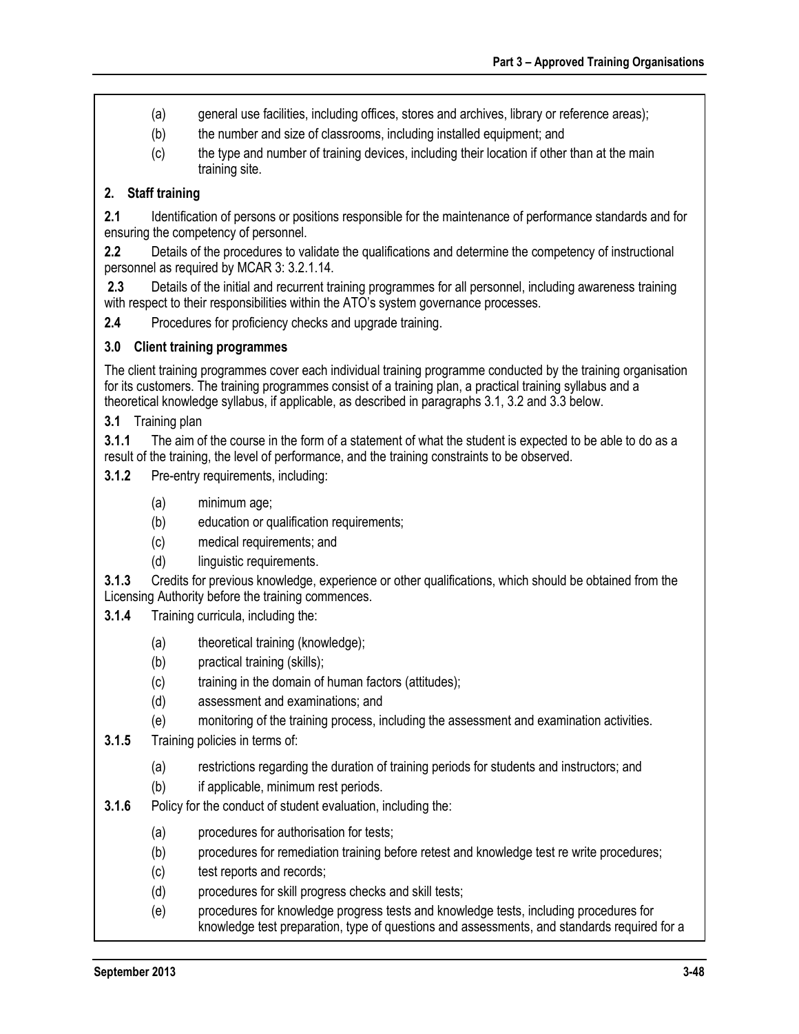(a) general use facilities, including offices, stores and archives, library or reference areas);

(b) the number and size of classrooms, including installed equipment; and

(c) the type and number of training devices, including their location if other than at the main training site.

**2. Staff training**

**2.1** Identification of persons or positions responsible for the maintenance of performance standards and for ensuring the competency of personnel.

**2.2** Details of the procedures to validate the qualifications and determine the competency of instructional personnel as required by MCAR 3: 3.2.1.14.

**2.3** Details of the initial and recurrent training programmes for all personnel, including awareness training with respect to their responsibilities within the ATO's system governance processes.

**2.4** Procedures for proficiency checks and upgrade training.

**3.0 Client training programmes**

The client training programmes cover each individual training programme conducted by the training organisation for its customers. The training programmes consist of a training plan, a practical training syllabus and a theoretical knowledge syllabus, if applicable, as described in paragraphs 3.1, 3.2 and 3.3 below.

**3.1** Training plan

**3.1.1** The aim of the course in the form of a statement of what the student is expected to be able to do as a result of the training, the level of performance, and the training constraints to be observed.

**3.1.2** Pre-entry requirements, including:

(a) minimum age;

(b) education or qualification requirements;

(c) medical requirements; and

(d) linguistic requirements.

**3.1.3** Credits for previous knowledge, experience or other qualifications, which should be obtained from the Licensing Authority before the training commences.

**3.1.4** Training curricula, including the:

(a) theoretical training (knowledge);

(b) practical training (skills);

(c) training in the domain of human factors (attitudes);

(d) assessment and examinations; and

(e) monitoring of the training process, including the assessment and examination activities.

**3.1.5** Training policies in terms of:

(a) restrictions regarding the duration of training periods for students and instructors; and

(b) if applicable, minimum rest periods.

**3.1.6** Policy for the conduct of student evaluation, including the:

(a) procedures for authorisation for tests;

(b) procedures for remediation training before retest and knowledge test re write procedures;

(c) test reports and records;

(d) procedures for skill progress checks and skill tests;

(e) procedures for knowledge progress tests and knowledge tests, including procedures for knowledge test preparation, type of questions and assessments, and standards required for a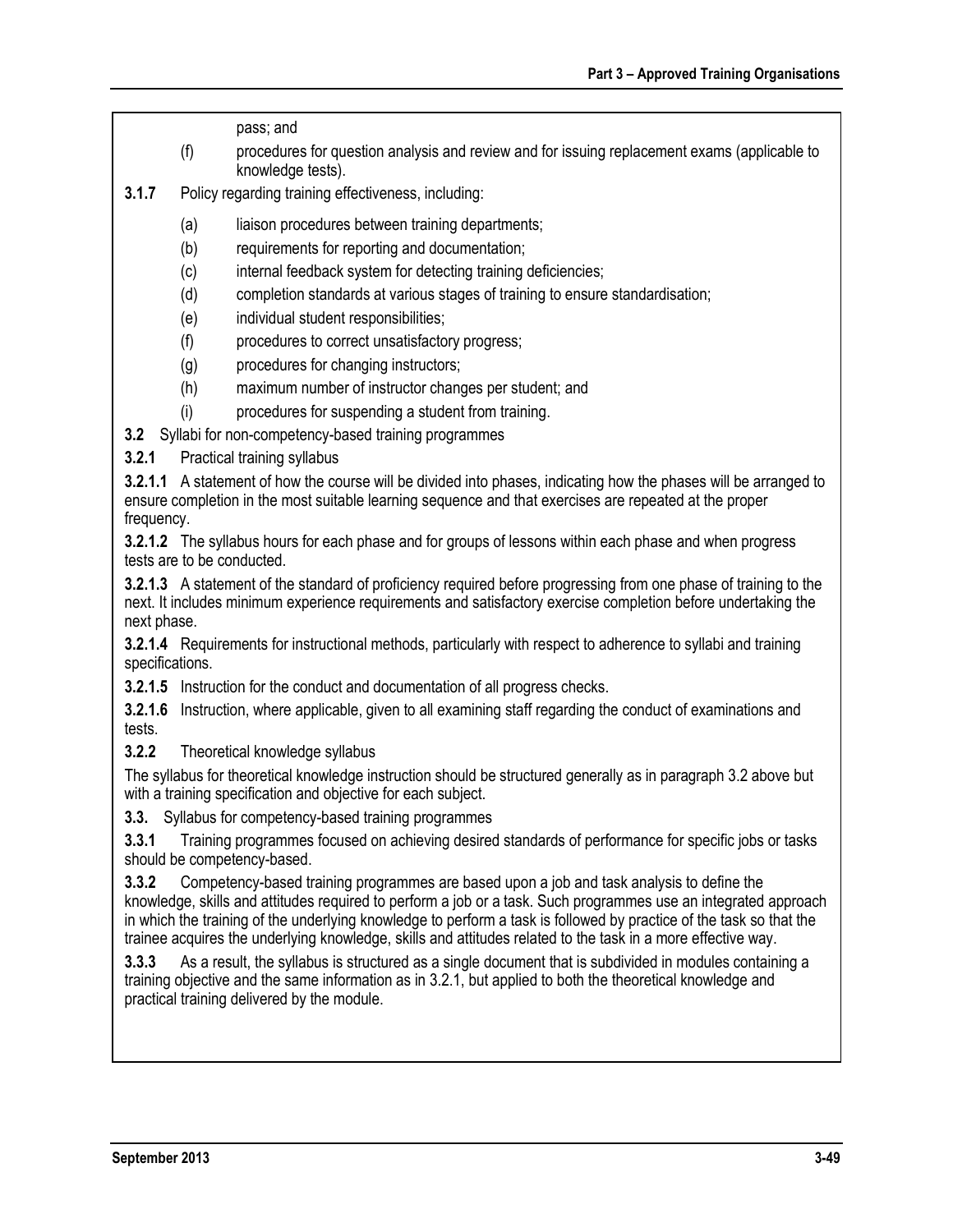pass; and

(f) procedures for question analysis and review and for issuing replacement exams (applicable to knowledge tests).

**3.1.7** Policy regarding training effectiveness, including:

(a) liaison procedures between training departments;

(b) requirements for reporting and documentation;

(c) internal feedback system for detecting training deficiencies;

(d) completion standards at various stages of training to ensure standardisation;

(e) individual student responsibilities;

(f) procedures to correct unsatisfactory progress;

(g) procedures for changing instructors;

(h) maximum number of instructor changes per student; and

(i) procedures for suspending a student from training.

**3.2** Syllabi for non-competency-based training programmes

**3.2.1** Practical training syllabus

**3.2.1.1** A statement of how the course will be divided into phases, indicating how the phases will be arranged to ensure completion in the most suitable learning sequence and that exercises are repeated at the proper frequency.

**3.2.1.2** The syllabus hours for each phase and for groups of lessons within each phase and when progress tests are to be conducted.

**3.2.1.3** A statement of the standard of proficiency required before progressing from one phase of training to the next. It includes minimum experience requirements and satisfactory exercise completion before undertaking the next phase.

**3.2.1.4** Requirements for instructional methods, particularly with respect to adherence to syllabi and training specifications.

**3.2.1.5** Instruction for the conduct and documentation of all progress checks.

**3.2.1.6** Instruction, where applicable, given to all examining staff regarding the conduct of examinations and tests.

**3.2.2** Theoretical knowledge syllabus

The syllabus for theoretical knowledge instruction should be structured generally as in paragraph 3.2 above but with a training specification and objective for each subject.

**3.3.** Syllabus for competency-based training programmes

**3.3.1** Training programmes focused on achieving desired standards of performance for specific jobs or tasks should be competency-based.

**3.3.2** Competency-based training programmes are based upon a job and task analysis to define the knowledge, skills and attitudes required to perform a job or a task. Such programmes use an integrated approach in which the training of the underlying knowledge to perform a task is followed by practice of the task so that the trainee acquires the underlying knowledge, skills and attitudes related to the task in a more effective way.

**3.3.3** As a result, the syllabus is structured as a single document that is subdivided in modules containing a training objective and the same information as in 3.2.1, but applied to both the theoretical knowledge and practical training delivered by the module.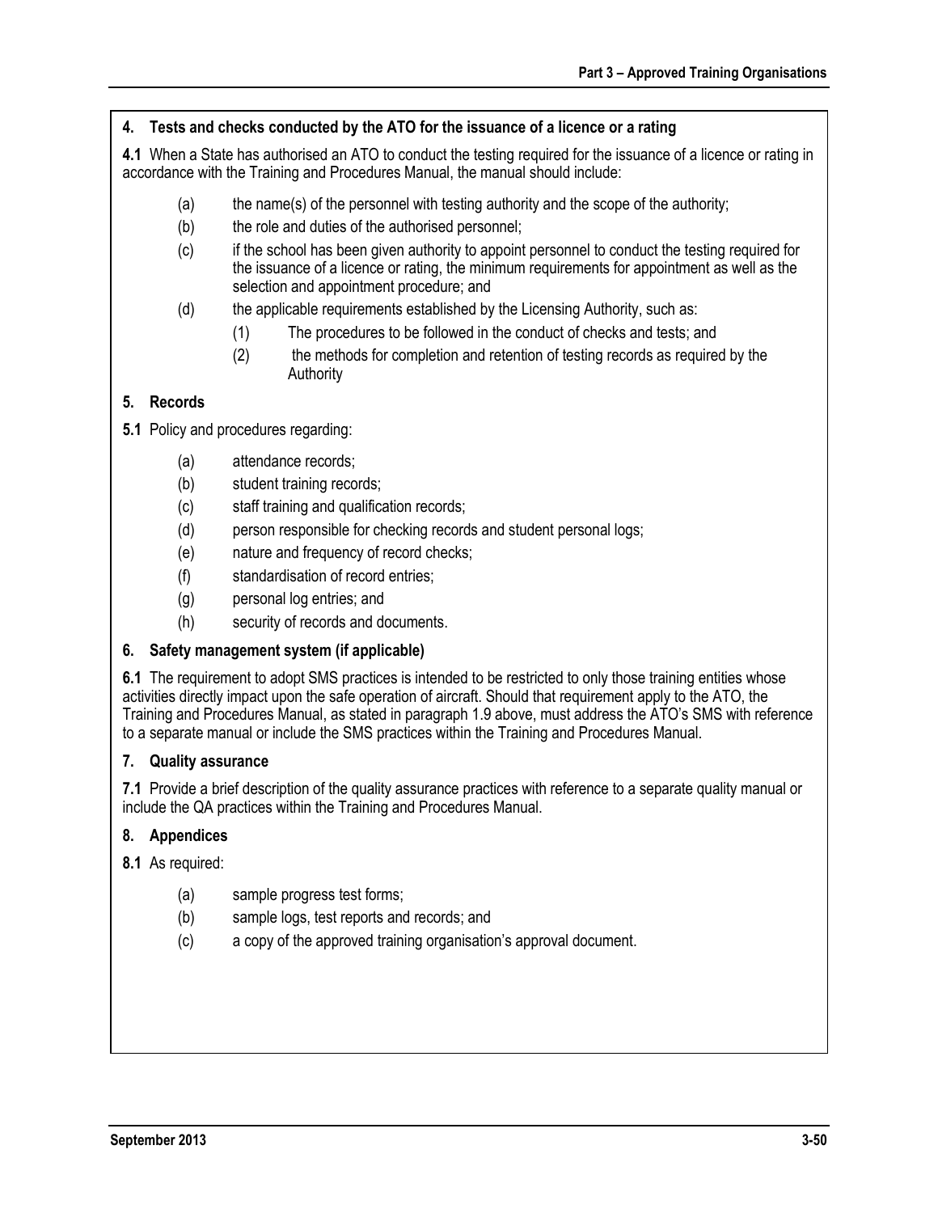## 4. Tests and checks conducted by the ATO for the issuance of a licence or a rating

**4.1** When a State has authorised an ATO to conduct the testing required for the issuance of a licence or rating in accordance with the Training and Procedures Manual, the manual should include:

(a) the name(s) of the personnel with testing authority and the scope of the authority;

(b) the role and duties of the authorised personnel;

(c) if the school has been given authority to appoint personnel to conduct the testing required for the issuance of a licence or rating, the minimum requirements for appointment as well as the selection and appointment procedure; and

(d) the applicable requirements established by the Licensing Authority, such as:

  (1) The procedures to be followed in the conduct of checks and tests; and

  (2) the methods for completion and retention of testing records as required by the Authority

## 5. Records

**5.1** Policy and procedures regarding:

(a) attendance records;

(b) student training records;

(c) staff training and qualification records;

(d) person responsible for checking records and student personal logs;

(e) nature and frequency of record checks;

(f) standardisation of record entries;

(g) personal log entries; and

(h) security of records and documents.

## 6. Safety management system (if applicable)

**6.1** The requirement to adopt SMS practices is intended to be restricted to only those training entities whose activities directly impact upon the safe operation of aircraft. Should that requirement apply to the ATO, the Training and Procedures Manual, as stated in paragraph 1.9 above, must address the ATO's SMS with reference to a separate manual or include the SMS practices within the Training and Procedures Manual.

## 7. Quality assurance

**7.1** Provide a brief description of the quality assurance practices with reference to a separate quality manual or include the QA practices within the Training and Procedures Manual.

## 8. Appendices

**8.1** As required:

(a) sample progress test forms;

(b) sample logs, test reports and records; and

(c) a copy of the approved training organisation's approval document.